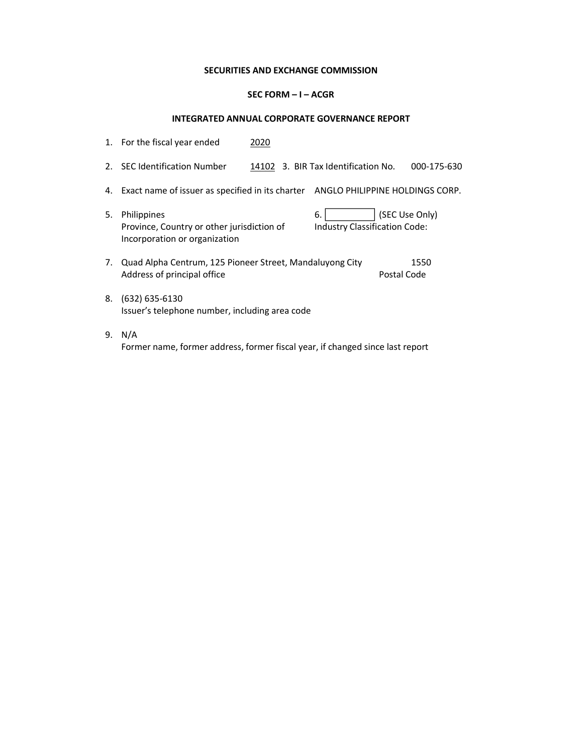**SECURITIES AND EXCHANGE COMMISSION**

**SEC FORM – I – ACGR**

**INTEGRATED ANNUAL CORPORATE GOVERNANCE REPORT**

1. For the fiscal year ended 2020

2. SEC Identification Number 14102 3. BIR Tax Identification No. 000-175-630

4. Exact name of issuer as specified in its charter ANGLO PHILIPPINE HOLDINGS CORP.

5. Philippines
   Province, Country or other jurisdiction of Incorporation or organization

6. [ ] (SEC Use Only)
   Industry Classification Code:

7. Quad Alpha Centrum, 125 Pioneer Street, Mandaluyong City 1550
   Address of principal office Postal Code

8. (632) 635-6130
   Issuer's telephone number, including area code

9. N/A
   Former name, former address, former fiscal year, if changed since last report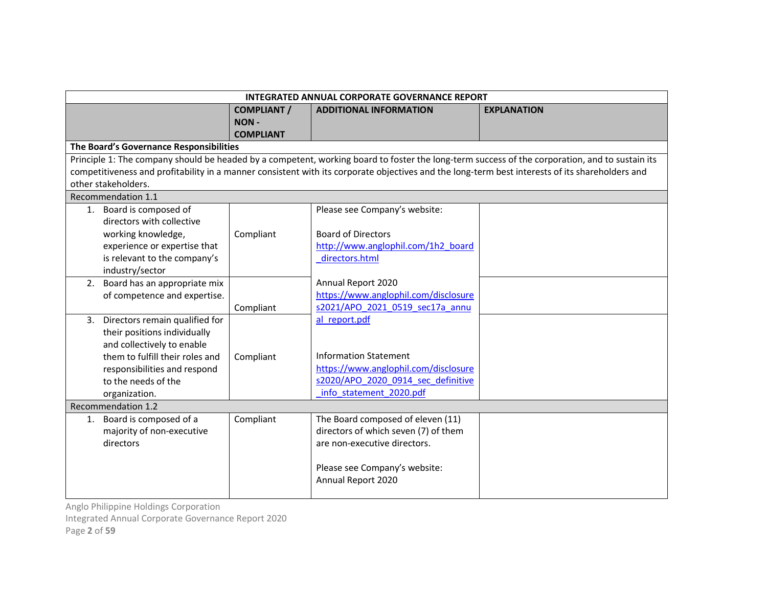| INTEGRATED ANNUAL CORPORATE GOVERNANCE REPORT | | | |
|---|---|---|---|
| | **COMPLIANT / NON - COMPLIANT** | **ADDITIONAL INFORMATION** | **EXPLANATION** |
| **The Board's Governance Responsibilities** | | | |
| Principle 1: The company should be headed by a competent, working board to foster the long-term success of the corporation, and to sustain its competitiveness and profitability in a manner consistent with its corporate objectives and the long-term best interests of its shareholders and other stakeholders. | | | |
| Recommendation 1.1 | | | |
| 1. Board is composed of directors with collective working knowledge, experience or expertise that is relevant to the company's industry/sector | Compliant | Please see Company's website:<br><br>Board of Directors<br>http://www.anglophil.com/1h2_board_directors.html<br><br>Annual Report 2020<br>https://www.anglophil.com/disclosures2021/APO_2021_0519_sec17a_annual_report.pdf<br><br>Information Statement<br>https://www.anglophil.com/disclosures2020/APO_2020_0914_sec_definitive_info_statement_2020.pdf | |
| 2. Board has an appropriate mix of competence and expertise. | Compliant | | |
| 3. Directors remain qualified for their positions individually and collectively to enable them to fulfill their roles and responsibilities and respond to the needs of the organization. | Compliant | | |
| Recommendation 1.2 | | | |
| 1. Board is composed of a majority of non-executive directors | Compliant | The Board composed of eleven (11) directors of which seven (7) of them are non-executive directors.<br><br>Please see Company's website:<br>Annual Report 2020 | |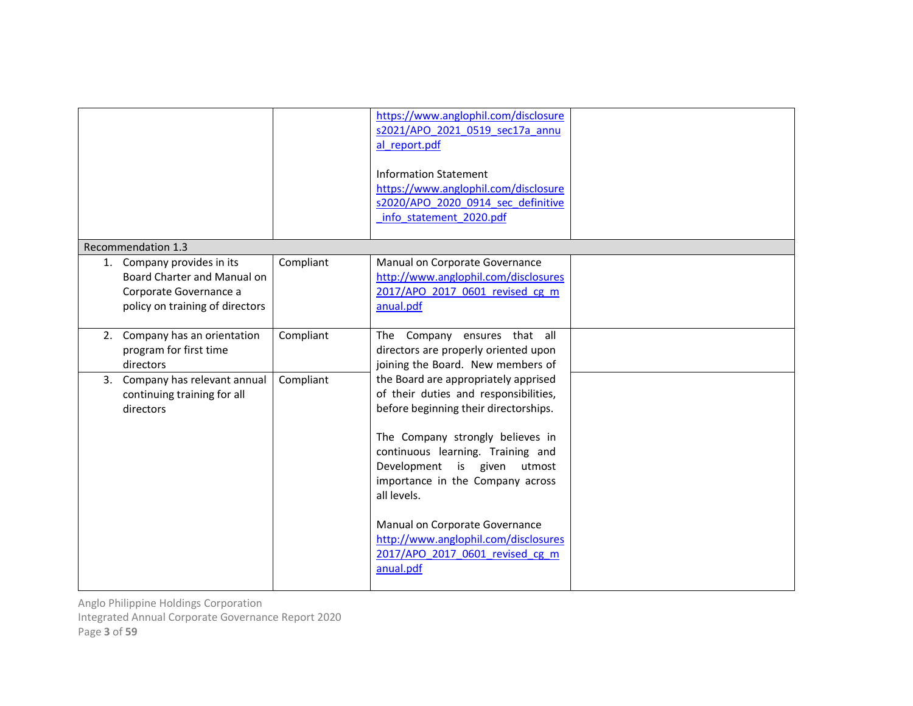| | | | |
|---|---|---|---|
| | | https://www.anglophil.com/disclosures2021/APO_2021_0519_sec17a_annual_report.pdf<br><br>Information Statement<br>https://www.anglophil.com/disclosures2020/APO_2020_0914_sec_definitive_info_statement_2020.pdf | |
| Recommendation 1.3 | | | |
| 1. Company provides in its Board Charter and Manual on Corporate Governance a policy on training of directors | Compliant | Manual on Corporate Governance<br>http://www.anglophil.com/disclosures2017/APO_2017_0601_revised_cg_manual.pdf | |
| 2. Company has an orientation program for first time directors | Compliant | The Company ensures that all directors are properly oriented upon joining the Board. New members of the Board are appropriately apprised of their duties and responsibilities, before beginning their directorships.<br><br>The Company strongly believes in continuous learning. Training and Development is given utmost importance in the Company across all levels.<br><br>Manual on Corporate Governance<br>http://www.anglophil.com/disclosures2017/APO_2017_0601_revised_cg_manual.pdf | |
| 3. Company has relevant annual continuing training for all directors | Compliant | | |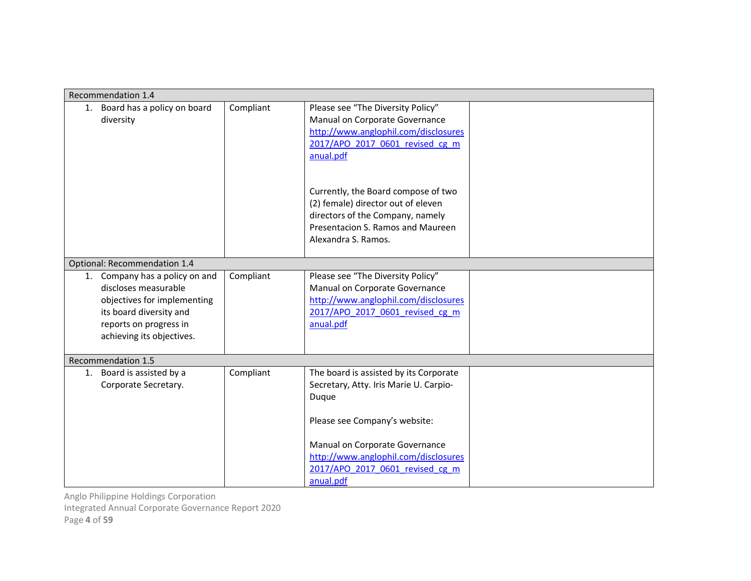| Recommendation 1.4 | | | |
|---|---|---|---|
| 1. Board has a policy on board diversity | Compliant | Please see "The Diversity Policy" Manual on Corporate Governance http://www.anglophil.com/disclosures 2017/APO_2017_0601_revised_cg_manual.pdf<br><br>Currently, the Board compose of two (2) female) director out of eleven directors of the Company, namely Presentacion S. Ramos and Maureen Alexandra S. Ramos. | |
| **Optional: Recommendation 1.4** | | | |
| 1. Company has a policy on and discloses measurable objectives for implementing its board diversity and reports on progress in achieving its objectives. | Compliant | Please see "The Diversity Policy" Manual on Corporate Governance http://www.anglophil.com/disclosures 2017/APO_2017_0601_revised_cg_manual.pdf | |
| **Recommendation 1.5** | | | |
| 1. Board is assisted by a Corporate Secretary. | Compliant | The board is assisted by its Corporate Secretary, Atty. Iris Marie U. Carpio-Duque<br><br>Please see Company's website:<br><br>Manual on Corporate Governance http://www.anglophil.com/disclosures 2017/APO_2017_0601_revised_cg_manual.pdf | |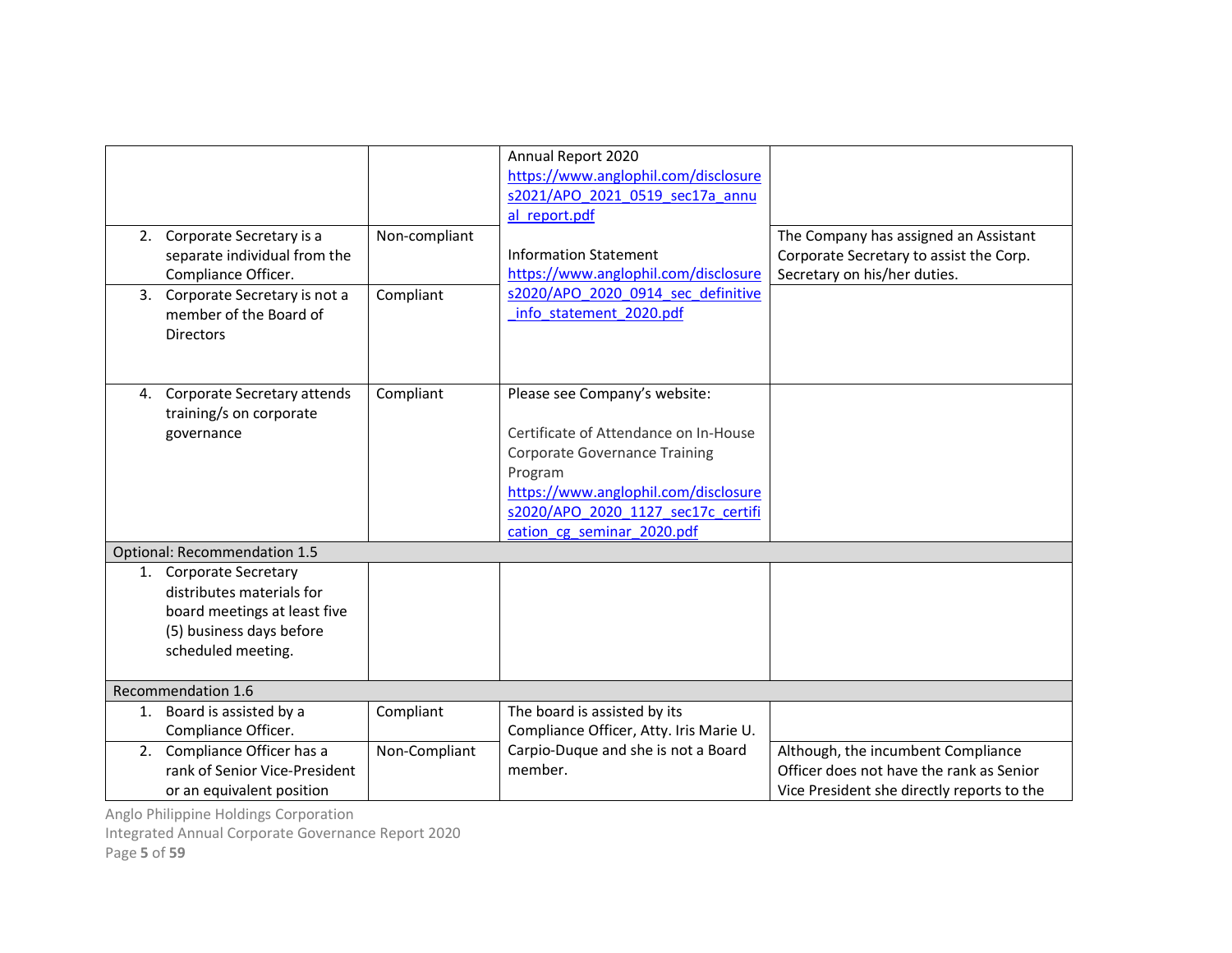| | | | |
|---|---|---|---|
| | | Annual Report 2020 https://www.anglophil.com/disclosures2021/APO_2021_0519_sec17a_annual_report.pdf | |
| 2. Corporate Secretary is a separate individual from the Compliance Officer. | Non-compliant | Information Statement https://www.anglophil.com/disclosures2020/APO_2020_0914_sec_definitive_info_statement_2020.pdf | The Company has assigned an Assistant Corporate Secretary to assist the Corp. Secretary on his/her duties. |
| 3. Corporate Secretary is not a member of the Board of Directors | Compliant | | |
| 4. Corporate Secretary attends training/s on corporate governance | Compliant | Please see Company's website:<br><br>Certificate of Attendance on In-House Corporate Governance Training Program https://www.anglophil.com/disclosures2020/APO_2020_1127_sec17c_certification_cg_seminar_2020.pdf | |
| **Optional: Recommendation 1.5** | | | |
| 1. Corporate Secretary distributes materials for board meetings at least five (5) business days before scheduled meeting. | | | |
| **Recommendation 1.6** | | | |
| 1. Board is assisted by a Compliance Officer. | Compliant | The board is assisted by its Compliance Officer, Atty. Iris Marie U. Carpio-Duque and she is not a Board member. | |
| 2. Compliance Officer has a rank of Senior Vice-President or an equivalent position | Non-Compliant | | Although, the incumbent Compliance Officer does not have the rank as Senior Vice President she directly reports to the |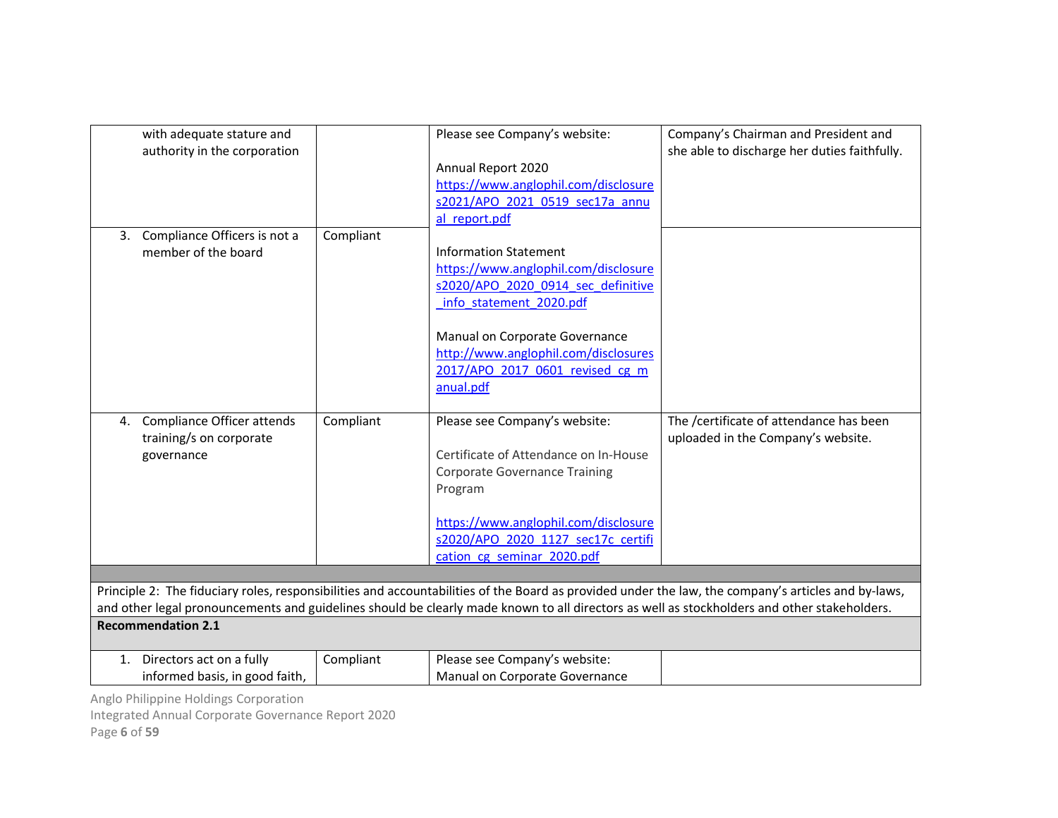| | | | |
|---|---|---|---|
| with adequate stature and authority in the corporation | | Please see Company's website:<br><br>Annual Report 2020<br>https://www.anglophil.com/disclosures2021/APO_2021_0519_sec17a_annual_report.pdf<br><br>Information Statement<br>https://www.anglophil.com/disclosures2020/APO_2020_0914_sec_definitive_info_statement_2020.pdf<br><br>Manual on Corporate Governance<br>http://www.anglophil.com/disclosures2017/APO_2017_0601_revised_cg_manual.pdf | Company's Chairman and President and she able to discharge her duties faithfully. |
| 3. Compliance Officers is not a member of the board | Compliant | | |
| 4. Compliance Officer attends training/s on corporate governance | Compliant | Please see Company's website:<br><br>Certificate of Attendance on In-House Corporate Governance Training Program<br><br>https://www.anglophil.com/disclosures2020/APO_2020_1127_sec17c_certification_cg_seminar_2020.pdf | The /certificate of attendance has been uploaded in the Company's website. |
| | | | |
| **Principle 2:** The fiduciary roles, responsibilities and accountabilities of the Board as provided under the law, the company's articles and by-laws, and other legal pronouncements and guidelines should be clearly made known to all directors as well as stockholders and other stakeholders. | | | |
| **Recommendation 2.1** | | | |
| 1. Directors act on a fully informed basis, in good faith, | Compliant | Please see Company's website:<br>Manual on Corporate Governance | |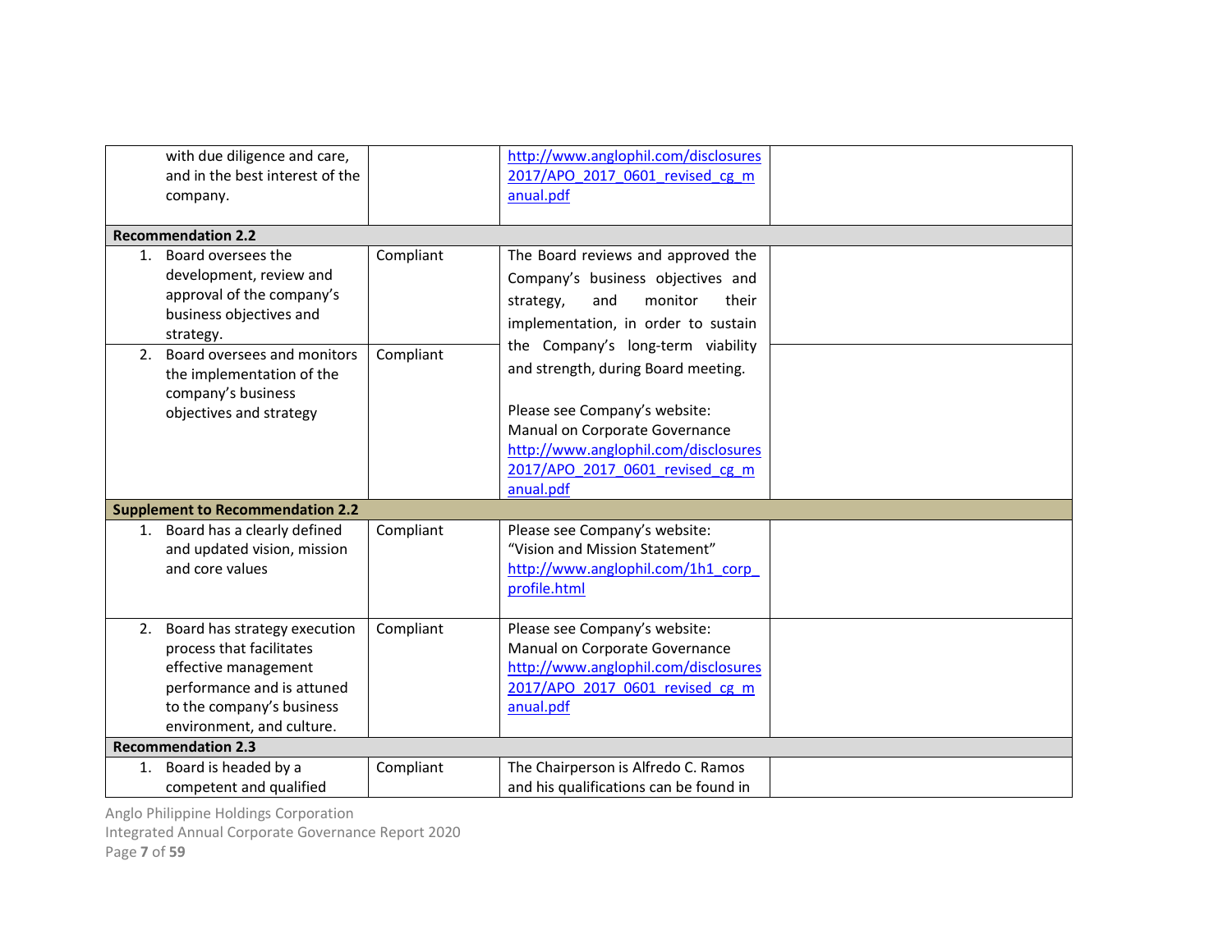| | | | |
|---|---|---|---|
| with due diligence and care, and in the best interest of the company. | | http://www.anglophil.com/disclosures2017/APO_2017_0601_revised_cg_manual.pdf | |
| **Recommendation 2.2** | | | |
| 1. Board oversees the development, review and approval of the company's business objectives and strategy. | Compliant | The Board reviews and approved the Company's business objectives and strategy, and monitor their implementation, in order to sustain the Company's long-term viability and strength, during Board meeting.<br><br>Please see Company's website: Manual on Corporate Governance http://www.anglophil.com/disclosures2017/APO_2017_0601_revised_cg_manual.pdf | |
| 2. Board oversees and monitors the implementation of the company's business objectives and strategy | Compliant | | |
| **Supplement to Recommendation 2.2** | | | |
| 1. Board has a clearly defined and updated vision, mission and core values | Compliant | Please see Company's website: "Vision and Mission Statement" http://www.anglophil.com/1h1_corp_profile.html | |
| 2. Board has strategy execution process that facilitates effective management performance and is attuned to the company's business environment, and culture. | Compliant | Please see Company's website: Manual on Corporate Governance http://www.anglophil.com/disclosures2017/APO_2017_0601_revised_cg_manual.pdf | |
| **Recommendation 2.3** | | | |
| 1. Board is headed by a competent and qualified | Compliant | The Chairperson is Alfredo C. Ramos and his qualifications can be found in | |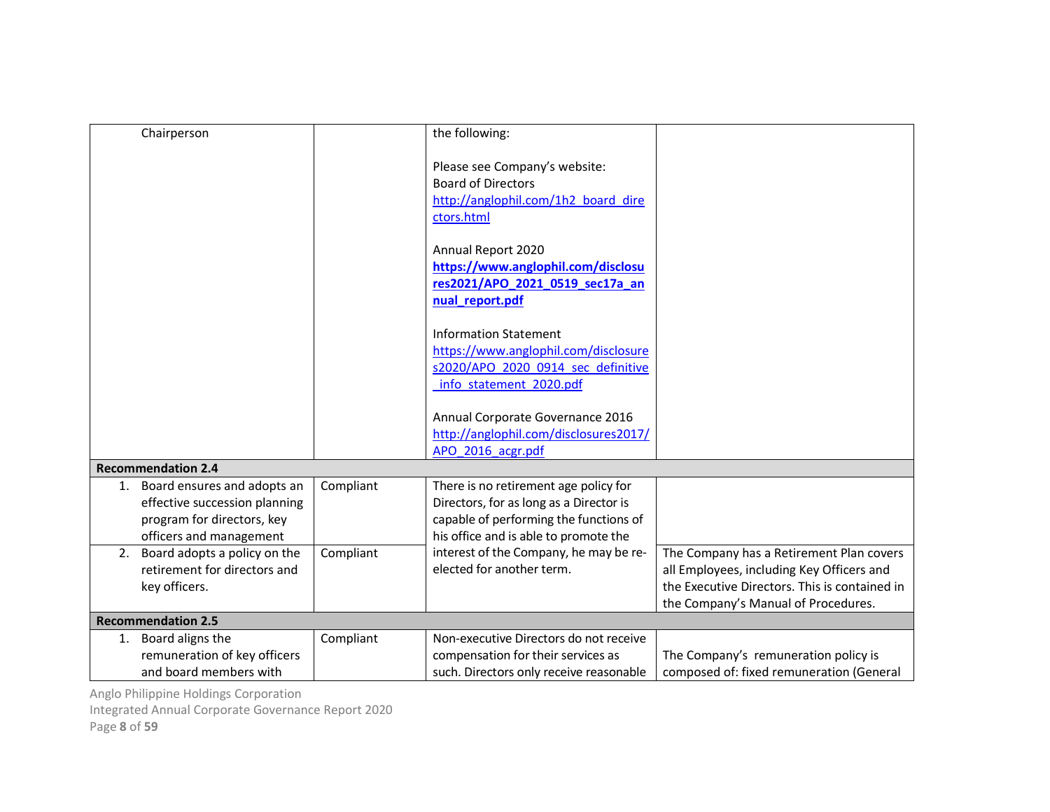| | | | |
|---|---|---|---|
| Chairperson | | the following:<br><br>Please see Company's website:<br>Board of Directors<br>http://anglophil.com/1h2_board_directors.html<br><br>Annual Report 2020<br>**https://www.anglophil.com/disclosures2021/APO_2021_0519_sec17a_annual_report.pdf**<br><br>Information Statement<br>https://www.anglophil.com/disclosures2020/APO_2020_0914_sec_definitive_info_statement_2020.pdf<br><br>Annual Corporate Governance 2016<br>http://anglophil.com/disclosures2017/APO_2016_acgr.pdf | |
| **Recommendation 2.4** | | | |
| 1. Board ensures and adopts an effective succession planning program for directors, key officers and management | Compliant | There is no retirement age policy for Directors, for as long as a Director is capable of performing the functions of his office and is able to promote the interest of the Company, he may be re-elected for another term. | |
| 2. Board adopts a policy on the retirement for directors and key officers. | Compliant | | The Company has a Retirement Plan covers all Employees, including Key Officers and the Executive Directors. This is contained in the Company's Manual of Procedures. |
| **Recommendation 2.5** | | | |
| 1. Board aligns the remuneration of key officers and board members with | Compliant | Non-executive Directors do not receive compensation for their services as such. Directors only receive reasonable | The Company's remuneration policy is composed of: fixed remuneration (General |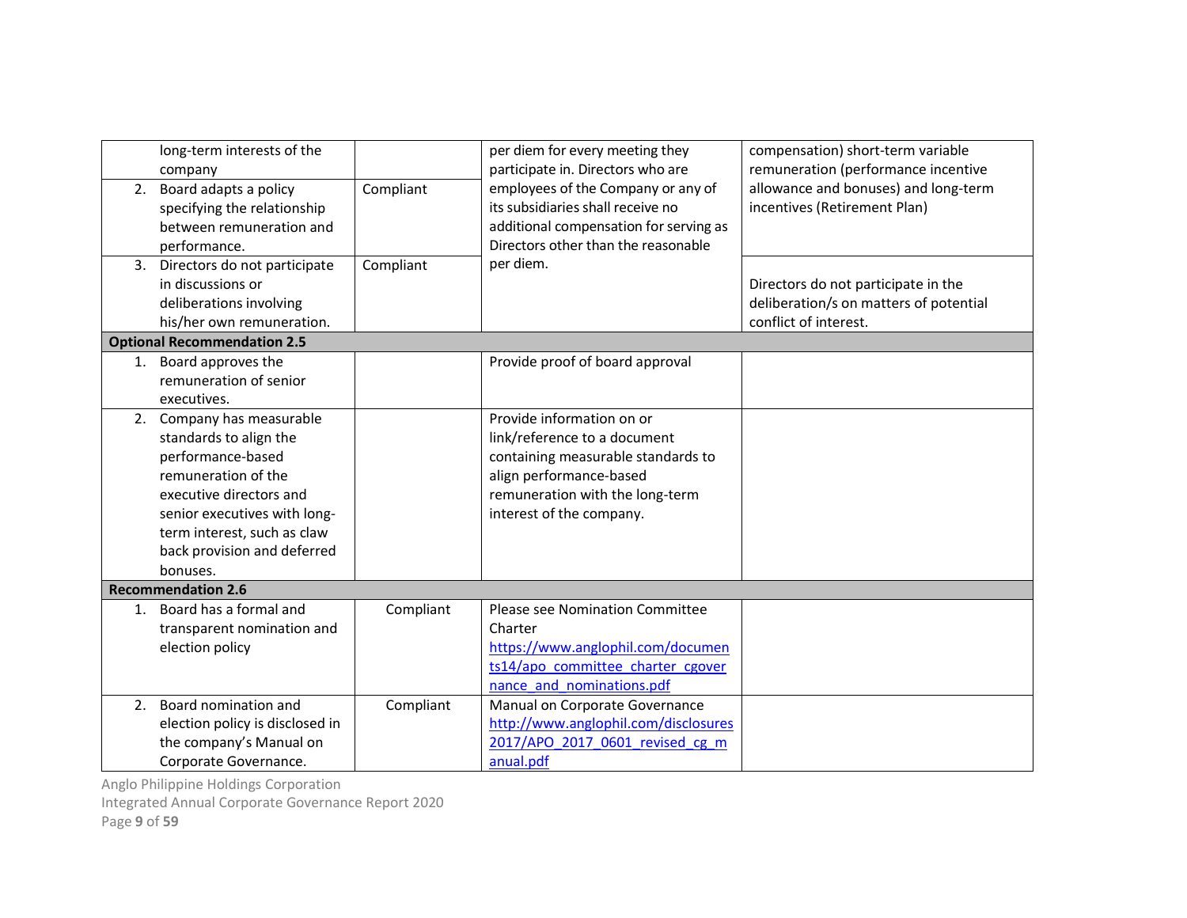| | | | |
|---|---|---|---|
| long-term interests of the company | | per diem for every meeting they participate in. Directors who are employees of the Company or any of its subsidiaries shall receive no additional compensation for serving as Directors other than the reasonable per diem. | compensation) short-term variable remuneration (performance incentive allowance and bonuses) and long-term incentives (Retirement Plan) |
| 2. Board adapts a policy specifying the relationship between remuneration and performance. | Compliant | | |
| 3. Directors do not participate in discussions or deliberations involving his/her own remuneration. | Compliant | | Directors do not participate in the deliberation/s on matters of potential conflict of interest. |
| **Optional Recommendation 2.5** | | | |
| 1. Board approves the remuneration of senior executives. | | Provide proof of board approval | |
| 2. Company has measurable standards to align the performance-based remuneration of the executive directors and senior executives with long-term interest, such as claw back provision and deferred bonuses. | | Provide information on or link/reference to a document containing measurable standards to align performance-based remuneration with the long-term interest of the company. | |
| **Recommendation 2.6** | | | |
| 1. Board has a formal and transparent nomination and election policy | Compliant | Please see Nomination Committee Charter https://www.anglophil.com/documents14/apo_committee_charter_cgovernance_and_nominations.pdf | |
| 2. Board nomination and election policy is disclosed in the company's Manual on Corporate Governance. | Compliant | Manual on Corporate Governance http://www.anglophil.com/disclosures2017/APO_2017_0601_revised_cg_manual.pdf | |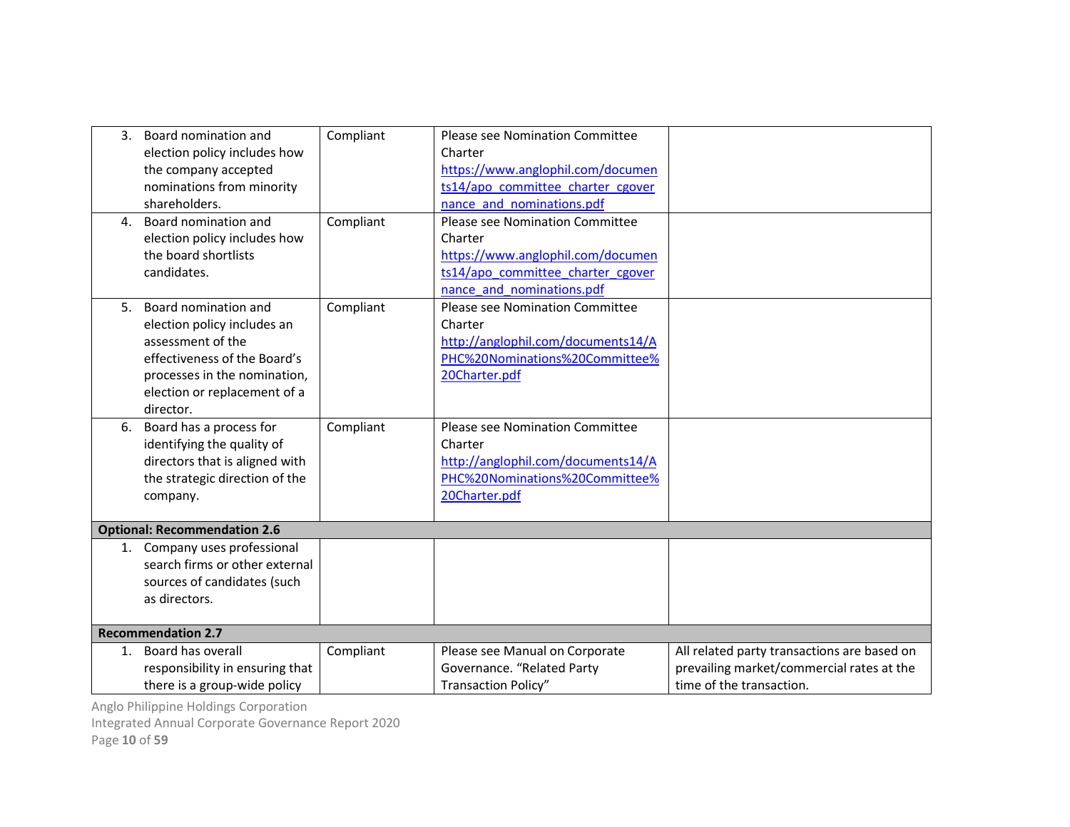| | | | |
|---|---|---|---|
| 3. Board nomination and election policy includes how the company accepted nominations from minority shareholders. | Compliant | Please see Nomination Committee Charter https://www.anglophil.com/documents14/apo_committee_charter_cgovernance_and_nominations.pdf | |
| 4. Board nomination and election policy includes how the board shortlists candidates. | Compliant | Please see Nomination Committee Charter https://www.anglophil.com/documents14/apo_committee_charter_cgovernance_and_nominations.pdf | |
| 5. Board nomination and election policy includes an assessment of the effectiveness of the Board's processes in the nomination, election or replacement of a director. | Compliant | Please see Nomination Committee Charter http://anglophil.com/documents14/APHC%20Nominations%20Committee%20Charter.pdf | |
| 6. Board has a process for identifying the quality of directors that is aligned with the strategic direction of the company. | Compliant | Please see Nomination Committee Charter http://anglophil.com/documents14/APHC%20Nominations%20Committee%20Charter.pdf | |
| **Optional: Recommendation 2.6** | | | |
| 1. Company uses professional search firms or other external sources of candidates (such as directors. | | | |
| **Recommendation 2.7** | | | |
| 1. Board has overall responsibility in ensuring that there is a group-wide policy | Compliant | Please see Manual on Corporate Governance. "Related Party Transaction Policy" | All related party transactions are based on prevailing market/commercial rates at the time of the transaction. |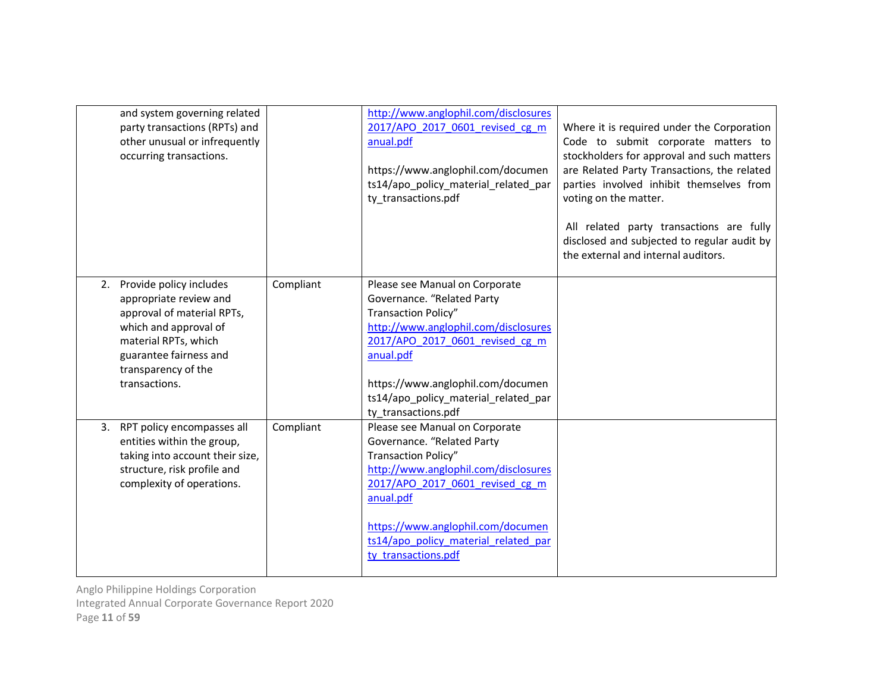| | | | |
|---|---|---|---|
| and system governing related party transactions (RPTs) and other unusual or infrequently occurring transactions. | | http://www.anglophil.com/disclosures2017/APO_2017_0601_revised_cg_manual.pdf<br><br>https://www.anglophil.com/documents14/apo_policy_material_related_party_transactions.pdf | Where it is required under the Corporation Code to submit corporate matters to stockholders for approval and such matters are Related Party Transactions, the related parties involved inhibit themselves from voting on the matter.<br><br>All related party transactions are fully disclosed and subjected to regular audit by the external and internal auditors. |
| 2. Provide policy includes appropriate review and approval of material RPTs, which and approval of material RPTs, which guarantee fairness and transparency of the transactions. | Compliant | Please see Manual on Corporate Governance. "Related Party Transaction Policy"<br>http://www.anglophil.com/disclosures2017/APO_2017_0601_revised_cg_manual.pdf<br><br>https://www.anglophil.com/documents14/apo_policy_material_related_party_transactions.pdf | |
| 3. RPT policy encompasses all entities within the group, taking into account their size, structure, risk profile and complexity of operations. | Compliant | Please see Manual on Corporate Governance. "Related Party Transaction Policy"<br>http://www.anglophil.com/disclosures2017/APO_2017_0601_revised_cg_manual.pdf<br><br>https://www.anglophil.com/documents14/apo_policy_material_related_party_transactions.pdf | |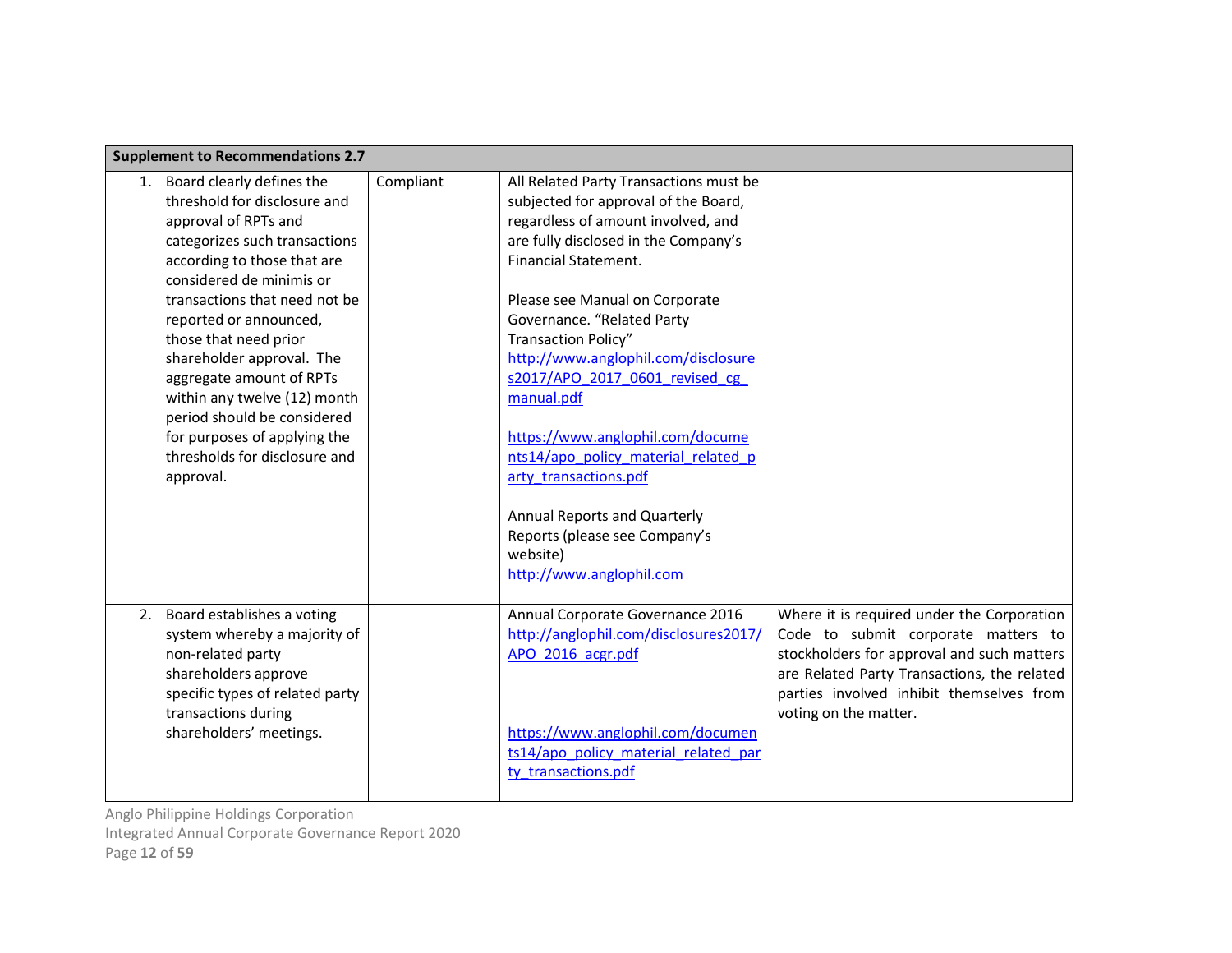| Supplement to Recommendations 2.7 | | | |
|---|---|---|---|
| 1. Board clearly defines the threshold for disclosure and approval of RPTs and categorizes such transactions according to those that are considered de minimis or transactions that need not be reported or announced, those that need prior shareholder approval. The aggregate amount of RPTs within any twelve (12) month period should be considered for purposes of applying the thresholds for disclosure and approval. | Compliant | All Related Party Transactions must be subjected for approval of the Board, regardless of amount involved, and are fully disclosed in the Company's Financial Statement.<br><br>Please see Manual on Corporate Governance. "Related Party Transaction Policy"<br>http://www.anglophil.com/disclosures2017/APO_2017_0601_revised_cg_manual.pdf<br><br>https://www.anglophil.com/documents14/apo_policy_material_related_party_transactions.pdf<br><br>Annual Reports and Quarterly Reports (please see Company's website)<br>http://www.anglophil.com | |
| 2. Board establishes a voting system whereby a majority of non-related party shareholders approve specific types of related party transactions during shareholders' meetings. | | Annual Corporate Governance 2016<br>http://anglophil.com/disclosures2017/APO_2016_acgr.pdf<br><br>https://www.anglophil.com/documents14/apo_policy_material_related_party_transactions.pdf | Where it is required under the Corporation Code to submit corporate matters to stockholders for approval and such matters are Related Party Transactions, the related parties involved inhibit themselves from voting on the matter. |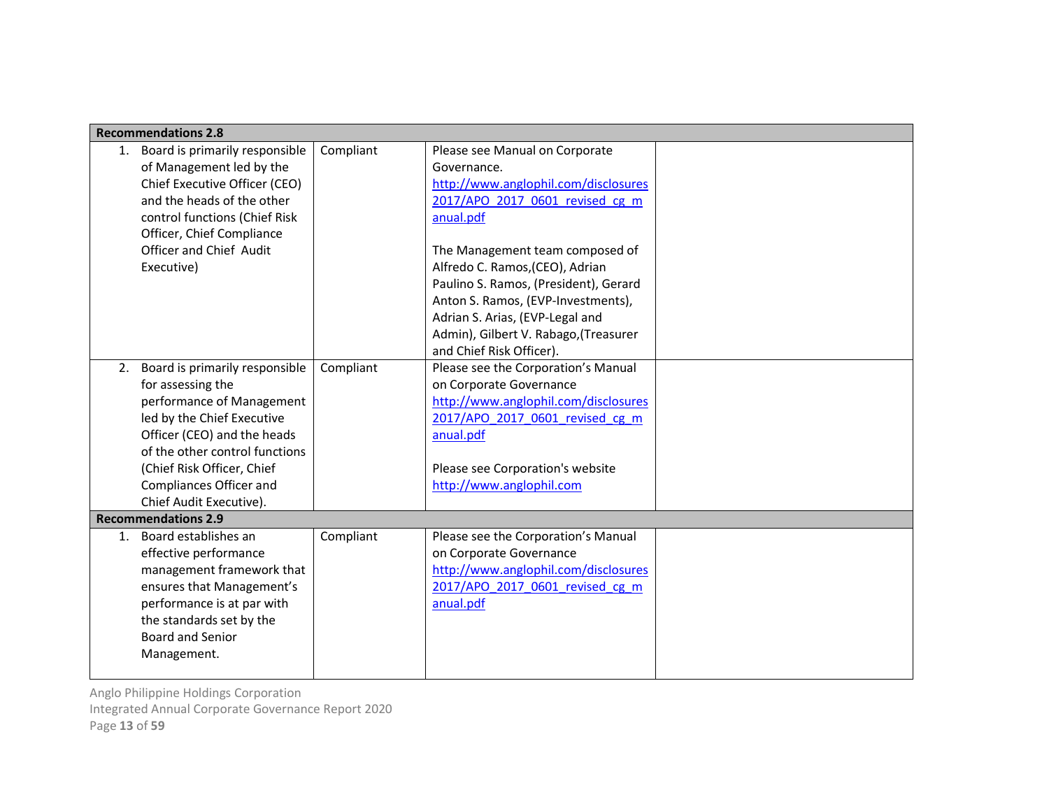| Recommendations 2.8 | | | |
|---|---|---|---|
| 1. Board is primarily responsible of Management led by the Chief Executive Officer (CEO) and the heads of the other control functions (Chief Risk Officer, Chief Compliance Officer and Chief Audit Executive) | Compliant | Please see Manual on Corporate Governance. http://www.anglophil.com/disclosures 2017/APO_2017_0601_revised_cg_manual.pdf<br><br>The Management team composed of Alfredo C. Ramos,(CEO), Adrian Paulino S. Ramos, (President), Gerard Anton S. Ramos, (EVP-Investments), Adrian S. Arias, (EVP-Legal and Admin), Gilbert V. Rabago,(Treasurer and Chief Risk Officer). | |
| 2. Board is primarily responsible for assessing the performance of Management led by the Chief Executive Officer (CEO) and the heads of the other control functions (Chief Risk Officer, Chief Compliances Officer and Chief Audit Executive). | Compliant | Please see the Corporation's Manual on Corporate Governance http://www.anglophil.com/disclosures 2017/APO_2017_0601_revised_cg_manual.pdf<br><br>Please see Corporation's website http://www.anglophil.com | |
| **Recommendations 2.9** | | | |
| 1. Board establishes an effective performance management framework that ensures that Management's performance is at par with the standards set by the Board and Senior Management. | Compliant | Please see the Corporation's Manual on Corporate Governance http://www.anglophil.com/disclosures 2017/APO_2017_0601_revised_cg_manual.pdf | |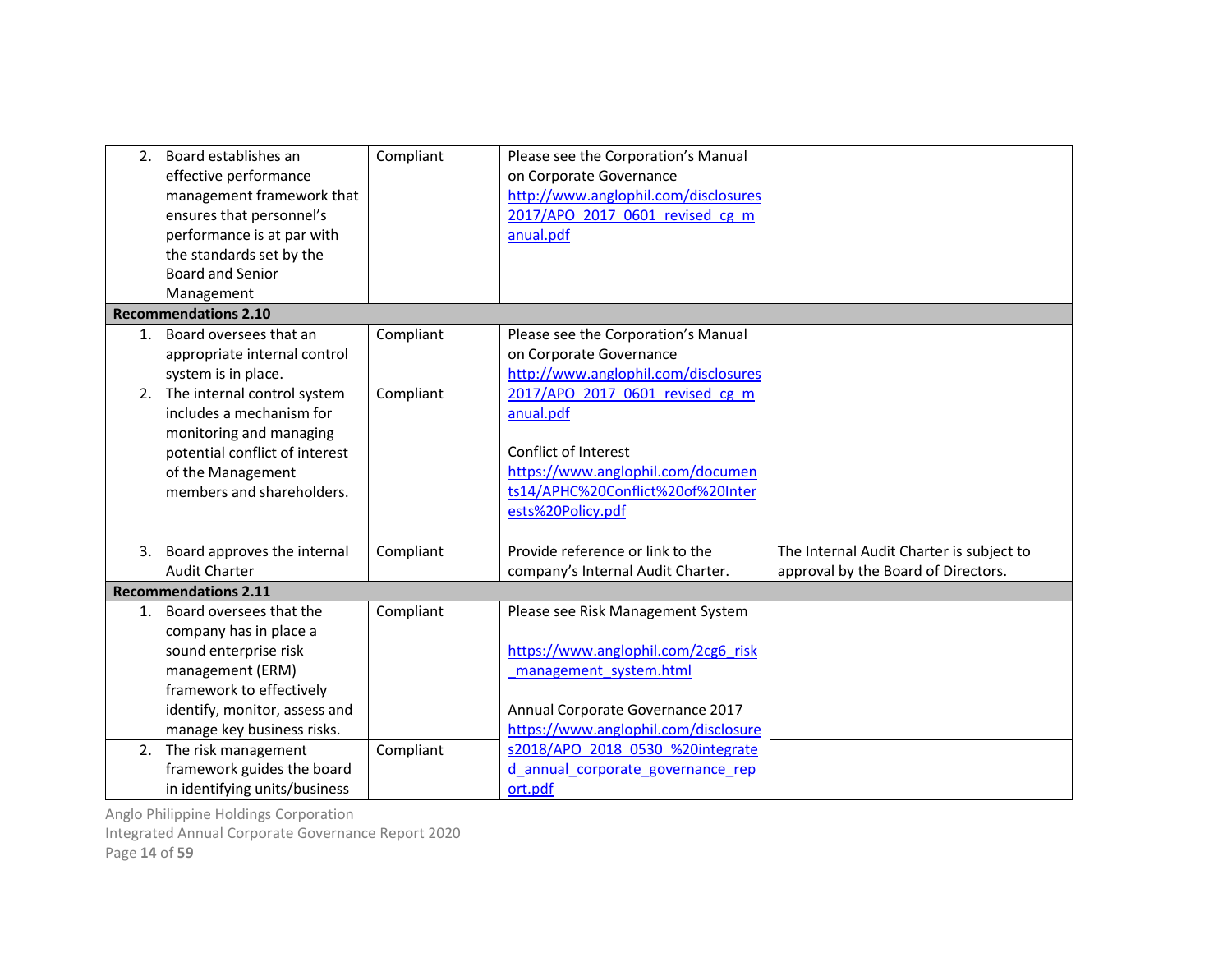| | | | |
|---|---|---|---|
| 2. Board establishes an effective performance management framework that ensures that personnel's performance is at par with the standards set by the Board and Senior Management | Compliant | Please see the Corporation's Manual on Corporate Governance http://www.anglophil.com/disclosures2017/APO_2017_0601_revised_cg_manual.pdf | |
| **Recommendations 2.10** | | | |
| 1. Board oversees that an appropriate internal control system is in place. | Compliant | Please see the Corporation's Manual on Corporate Governance http://www.anglophil.com/disclosures2017/APO_2017_0601_revised_cg_manual.pdf | |
| 2. The internal control system includes a mechanism for monitoring and managing potential conflict of interest of the Management members and shareholders. | Compliant | Conflict of Interest https://www.anglophil.com/documents14/APHC%20Conflict%20of%20Interests%20Policy.pdf | |
| 3. Board approves the internal Audit Charter | Compliant | Provide reference or link to the company's Internal Audit Charter. | The Internal Audit Charter is subject to approval by the Board of Directors. |
| **Recommendations 2.11** | | | |
| 1. Board oversees that the company has in place a sound enterprise risk management (ERM) framework to effectively identify, monitor, assess and manage key business risks. | Compliant | Please see Risk Management System https://www.anglophil.com/2cg6_risk_management_system.html | |
| 2. The risk management framework guides the board in identifying units/business | Compliant | Annual Corporate Governance 2017 https://www.anglophil.com/disclosures2018/APO_2018_0530_%20integrated_annual_corporate_governance_report.pdf | |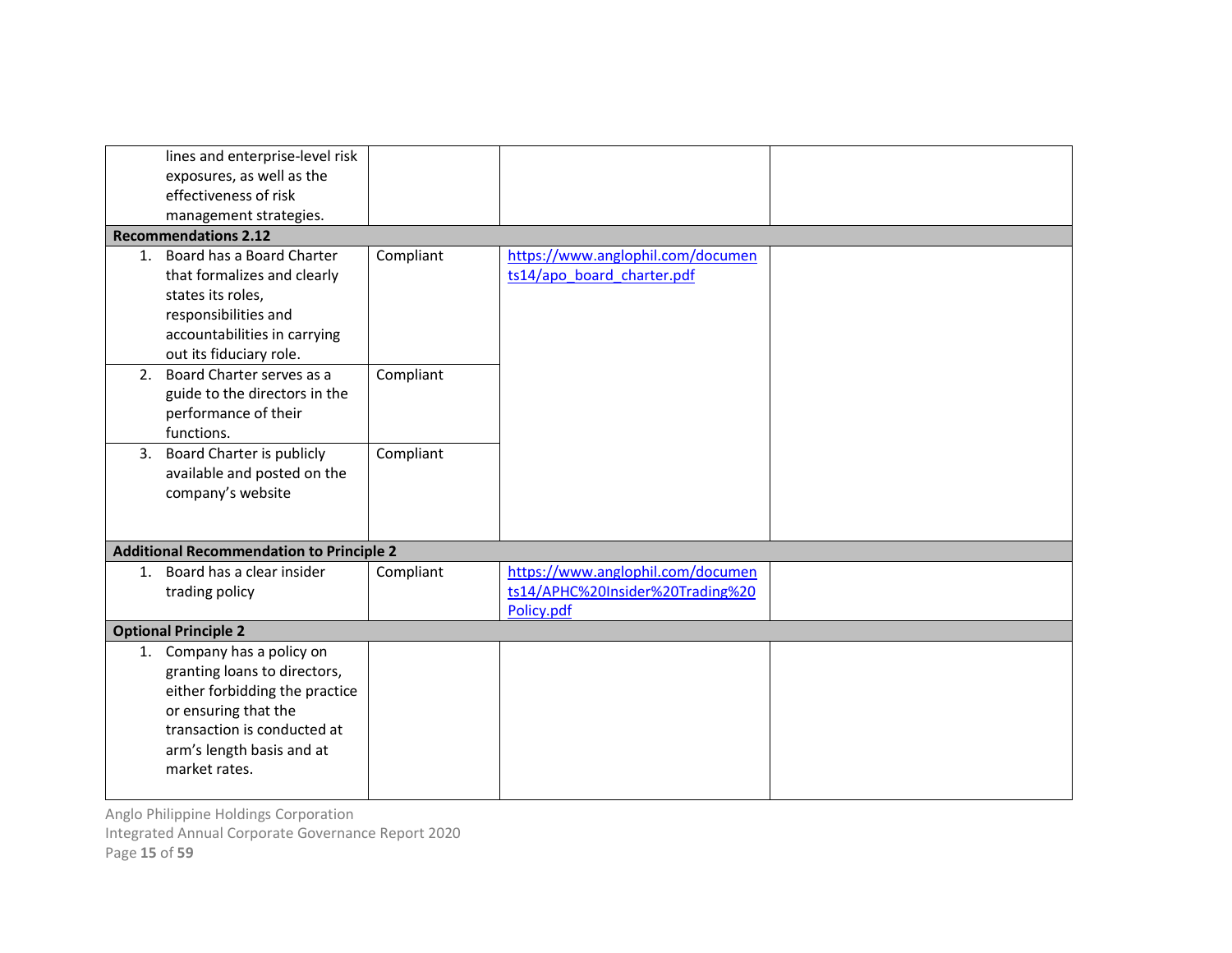| | | | |
|---|---|---|---|
| lines and enterprise-level risk exposures, as well as the effectiveness of risk management strategies. | | | |
| **Recommendations 2.12** | | | |
| 1. Board has a Board Charter that formalizes and clearly states its roles, responsibilities and accountabilities in carrying out its fiduciary role. | Compliant | https://www.anglophil.com/documents14/apo_board_charter.pdf | |
| 2. Board Charter serves as a guide to the directors in the performance of their functions. | Compliant | | |
| 3. Board Charter is publicly available and posted on the company's website | Compliant | | |
| **Additional Recommendation to Principle 2** | | | |
| 1. Board has a clear insider trading policy | Compliant | https://www.anglophil.com/documents14/APHC%20Insider%20Trading%20Policy.pdf | |
| **Optional Principle 2** | | | |
| 1. Company has a policy on granting loans to directors, either forbidding the practice or ensuring that the transaction is conducted at arm's length basis and at market rates. | | | |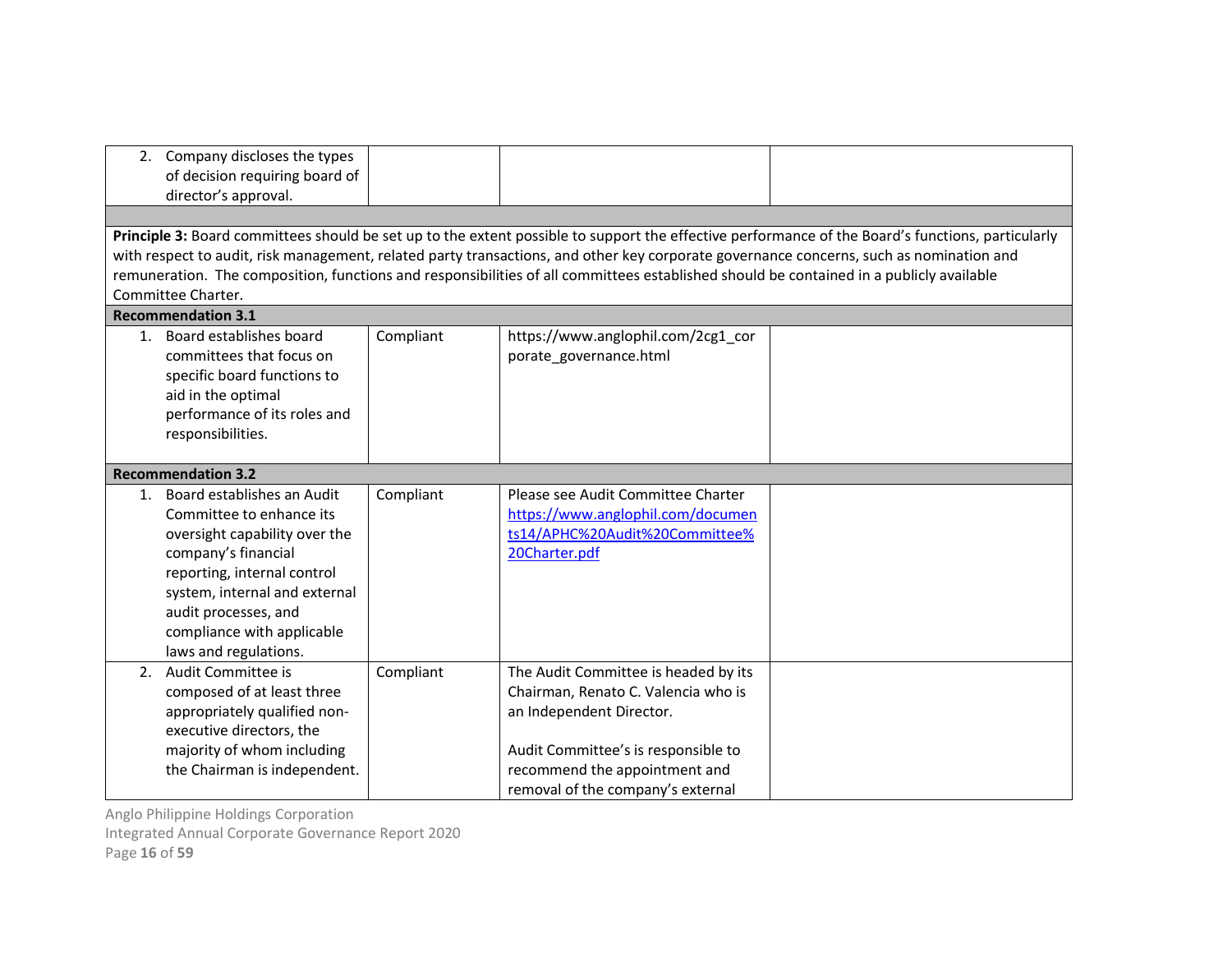| | | | |
|---|---|---|---|
| 2. Company discloses the types of decision requiring board of director's approval. | | | |
| | | | |
| **Principle 3:** Board committees should be set up to the extent possible to support the effective performance of the Board's functions, particularly with respect to audit, risk management, related party transactions, and other key corporate governance concerns, such as nomination and remuneration. The composition, functions and responsibilities of all committees established should be contained in a publicly available Committee Charter. | | | |
| **Recommendation 3.1** | | | |
| 1. Board establishes board committees that focus on specific board functions to aid in the optimal performance of its roles and responsibilities. | Compliant | https://www.anglophil.com/2cg1_corporate_governance.html | |
| **Recommendation 3.2** | | | |
| 1. Board establishes an Audit Committee to enhance its oversight capability over the company's financial reporting, internal control system, internal and external audit processes, and compliance with applicable laws and regulations. | Compliant | Please see Audit Committee Charter https://www.anglophil.com/documents14/APHC%20Audit%20Committee%20Charter.pdf | |
| 2. Audit Committee is composed of at least three appropriately qualified non-executive directors, the majority of whom including the Chairman is independent. | Compliant | The Audit Committee is headed by its Chairman, Renato C. Valencia who is an Independent Director.<br><br>Audit Committee's is responsible to recommend the appointment and removal of the company's external | |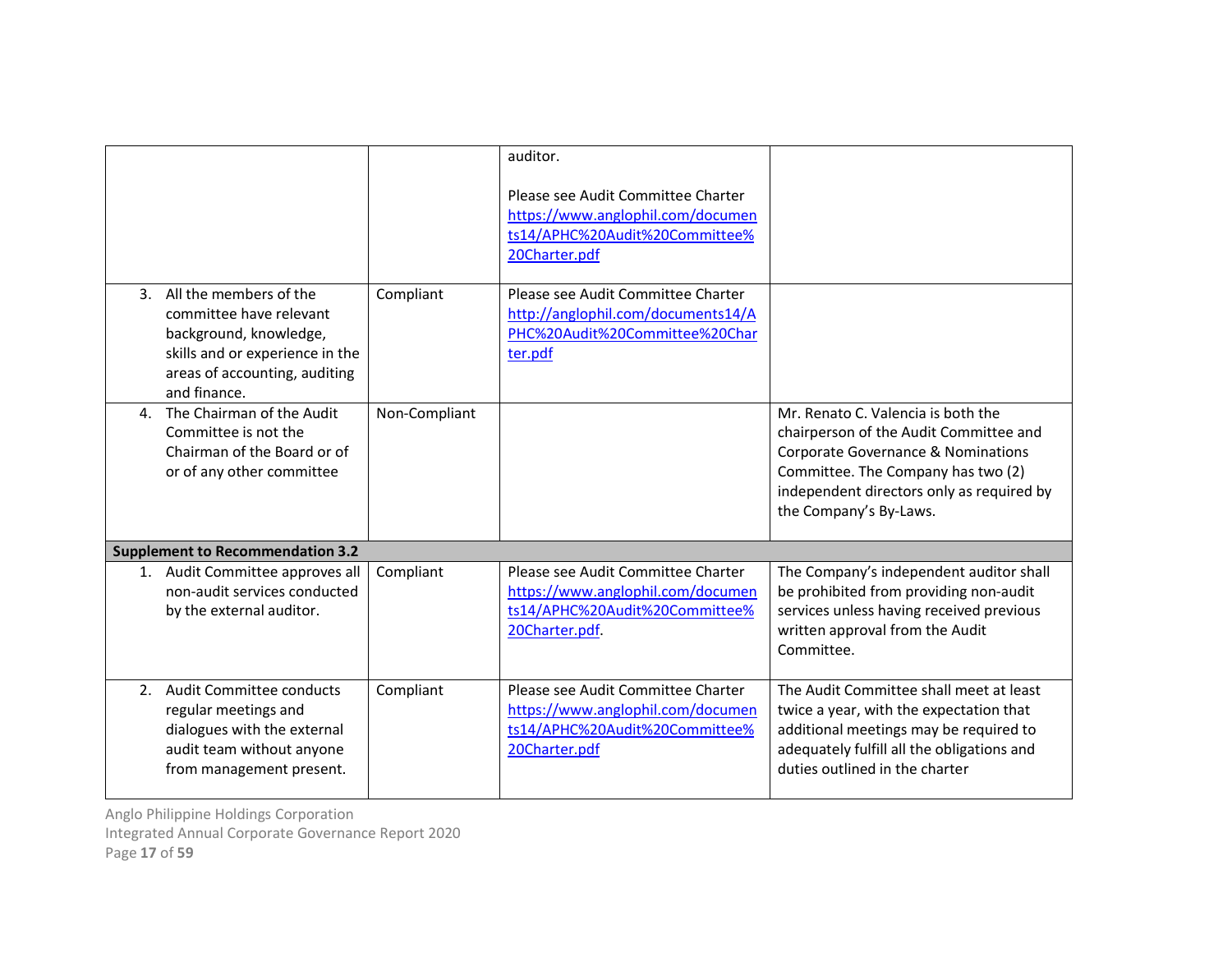| | | | |
|---|---|---|---|
| | | auditor.<br><br>Please see Audit Committee Charter https://www.anglophil.com/documents14/APHC%20Audit%20Committee%20Charter.pdf | |
| 3. All the members of the committee have relevant background, knowledge, skills and or experience in the areas of accounting, auditing and finance. | Compliant | Please see Audit Committee Charter http://anglophil.com/documents14/APHC%20Audit%20Committee%20Charter.pdf | |
| 4. The Chairman of the Audit Committee is not the Chairman of the Board or of or of any other committee | Non-Compliant | | Mr. Renato C. Valencia is both the chairperson of the Audit Committee and Corporate Governance & Nominations Committee. The Company has two (2) independent directors only as required by the Company's By-Laws. |
| **Supplement to Recommendation 3.2** | | | |
| 1. Audit Committee approves all non-audit services conducted by the external auditor. | Compliant | Please see Audit Committee Charter https://www.anglophil.com/documents14/APHC%20Audit%20Committee%20Charter.pdf. | The Company's independent auditor shall be prohibited from providing non-audit services unless having received previous written approval from the Audit Committee. |
| 2. Audit Committee conducts regular meetings and dialogues with the external audit team without anyone from management present. | Compliant | Please see Audit Committee Charter https://www.anglophil.com/documents14/APHC%20Audit%20Committee%20Charter.pdf | The Audit Committee shall meet at least twice a year, with the expectation that additional meetings may be required to adequately fulfill all the obligations and duties outlined in the charter |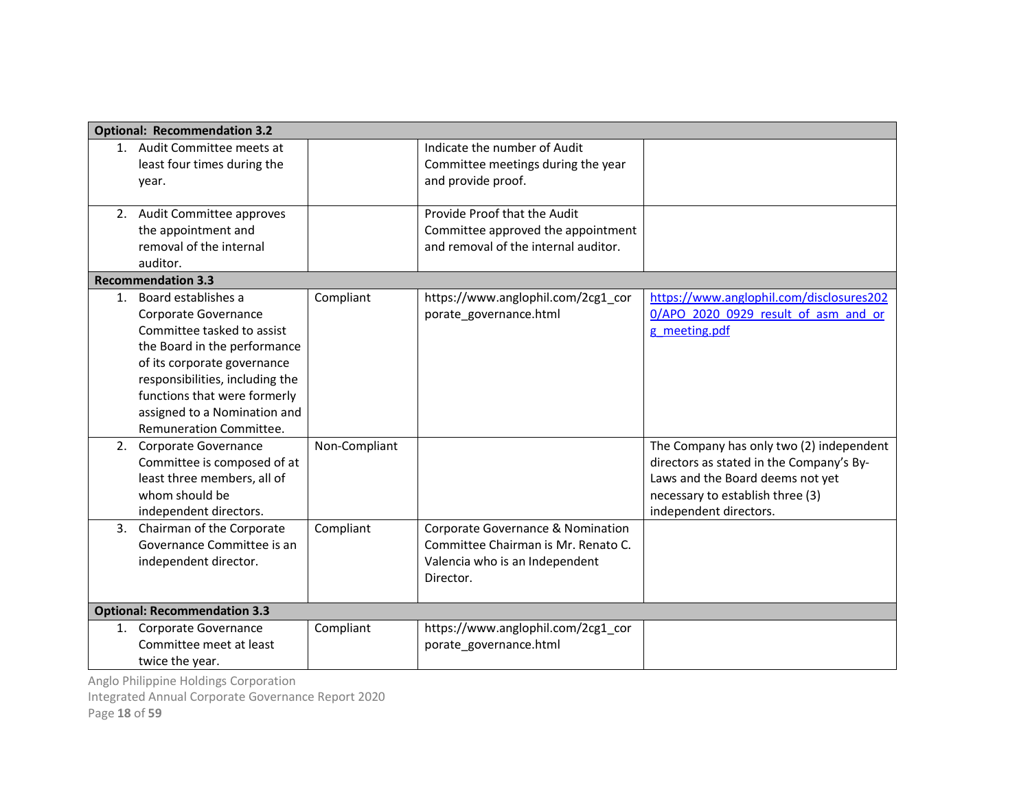| Optional: Recommendation 3.2 | | | |
|---|---|---|---|
| 1. Audit Committee meets at least four times during the year. | | Indicate the number of Audit Committee meetings during the year and provide proof. | |
| 2. Audit Committee approves the appointment and removal of the internal auditor. | | Provide Proof that the Audit Committee approved the appointment and removal of the internal auditor. | |
| **Recommendation 3.3** | | | |
| 1. Board establishes a Corporate Governance Committee tasked to assist the Board in the performance of its corporate governance responsibilities, including the functions that were formerly assigned to a Nomination and Remuneration Committee. | Compliant | https://www.anglophil.com/2cg1_corporate_governance.html | https://www.anglophil.com/disclosures2020/APO_2020_0929_result_of_asm_and_org_meeting.pdf |
| 2. Corporate Governance Committee is composed of at least three members, all of whom should be independent directors. | Non-Compliant | | The Company has only two (2) independent directors as stated in the Company's By-Laws and the Board deems not yet necessary to establish three (3) independent directors. |
| 3. Chairman of the Corporate Governance Committee is an independent director. | Compliant | Corporate Governance & Nomination Committee Chairman is Mr. Renato C. Valencia who is an Independent Director. | |
| **Optional: Recommendation 3.3** | | | |
| 1. Corporate Governance Committee meet at least twice the year. | Compliant | https://www.anglophil.com/2cg1_corporate_governance.html | |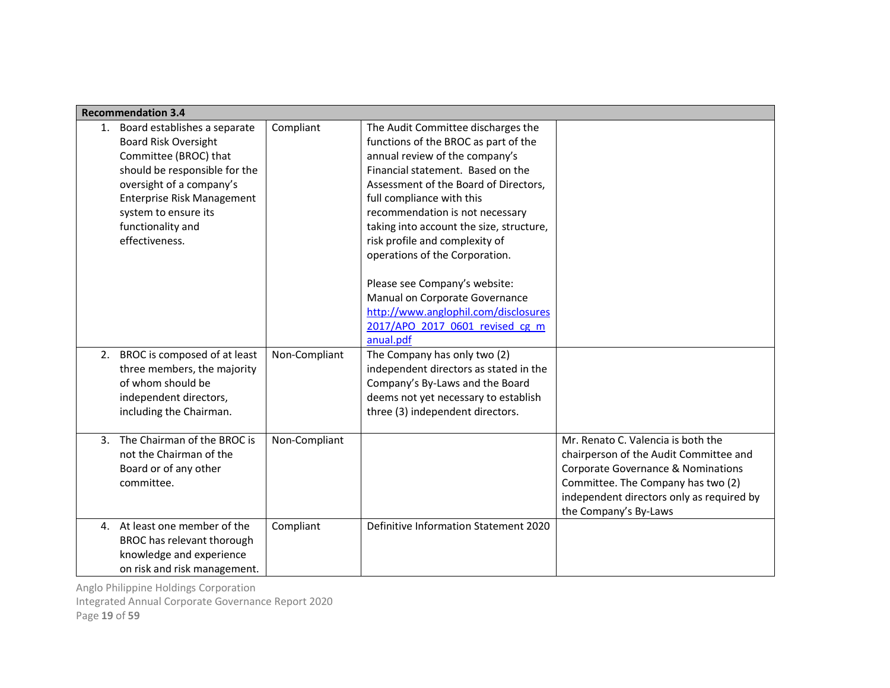| **Recommendation 3.4** | | | |
|---|---|---|---|
| 1. Board establishes a separate Board Risk Oversight Committee (BROC) that should be responsible for the oversight of a company's Enterprise Risk Management system to ensure its functionality and effectiveness. | Compliant | The Audit Committee discharges the functions of the BROC as part of the annual review of the company's Financial statement. Based on the Assessment of the Board of Directors, full compliance with this recommendation is not necessary taking into account the size, structure, risk profile and complexity of operations of the Corporation.<br><br>Please see Company's website: Manual on Corporate Governance [http://www.anglophil.com/disclosures2017/APO_2017_0601_revised_cg_manual.pdf](http://www.anglophil.com/disclosures2017/APO_2017_0601_revised_cg_manual.pdf) | |
| 2. BROC is composed of at least three members, the majority of whom should be independent directors, including the Chairman. | Non-Compliant | The Company has only two (2) independent directors as stated in the Company's By-Laws and the Board deems not yet necessary to establish three (3) independent directors. | |
| 3. The Chairman of the BROC is not the Chairman of the Board or of any other committee. | Non-Compliant | | Mr. Renato C. Valencia is both the chairperson of the Audit Committee and Corporate Governance & Nominations Committee. The Company has two (2) independent directors only as required by the Company's By-Laws |
| 4. At least one member of the BROC has relevant thorough knowledge and experience on risk and risk management. | Compliant | Definitive Information Statement 2020 | |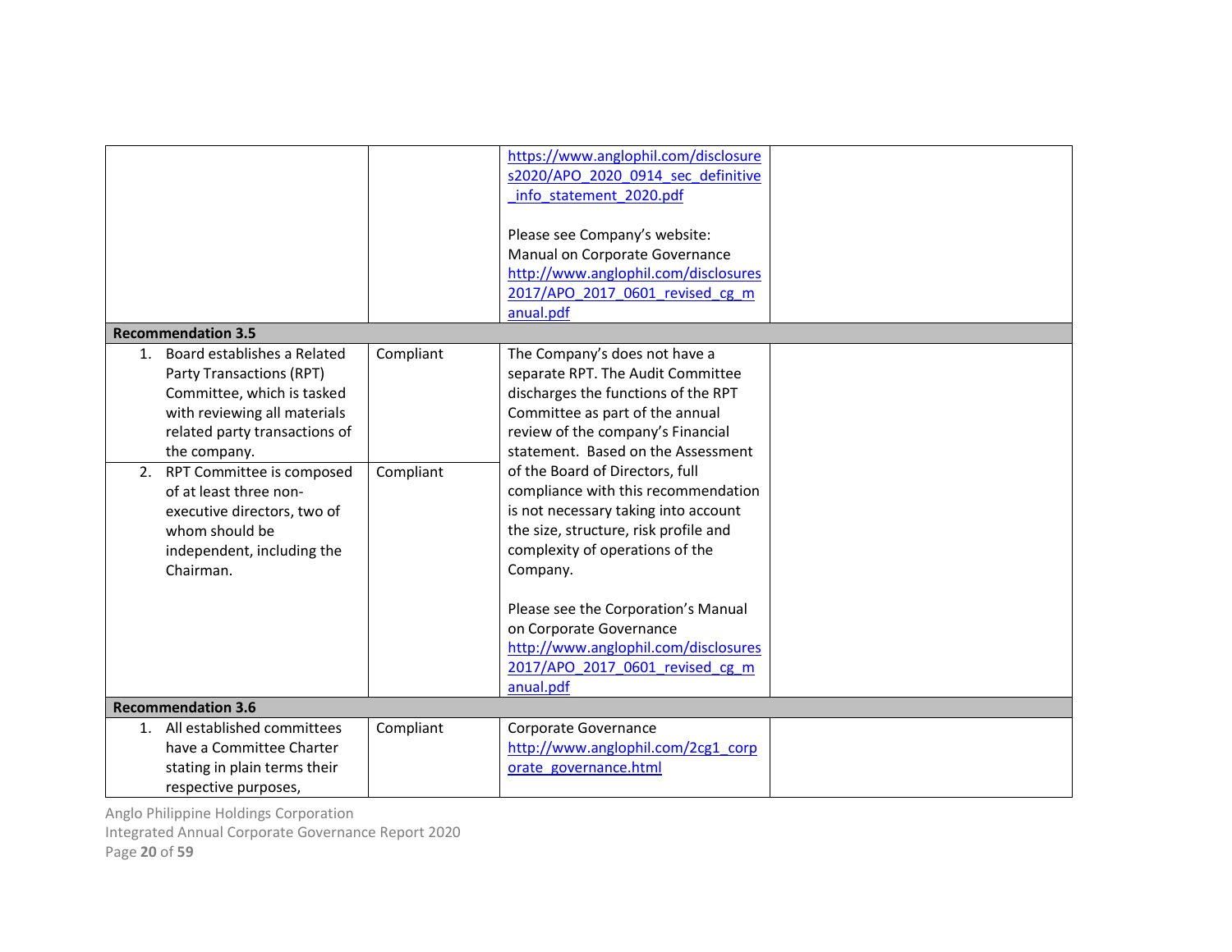| | | | |
|---|---|---|---|
| | | https://www.anglophil.com/disclosures2020/APO_2020_0914_sec_definitive_info_statement_2020.pdf<br><br>Please see Company's website: Manual on Corporate Governance http://www.anglophil.com/disclosures2017/APO_2017_0601_revised_cg_manual.pdf | |
| **Recommendation 3.5** | | | |
| 1. Board establishes a Related Party Transactions (RPT) Committee, which is tasked with reviewing all materials related party transactions of the company. | Compliant | The Company's does not have a separate RPT. The Audit Committee discharges the functions of the RPT Committee as part of the annual review of the company's Financial statement. Based on the Assessment of the Board of Directors, full compliance with this recommendation is not necessary taking into account the size, structure, risk profile and complexity of operations of the Company.<br><br>Please see the Corporation's Manual on Corporate Governance http://www.anglophil.com/disclosures2017/APO_2017_0601_revised_cg_manual.pdf | |
| 2. RPT Committee is composed of at least three non-executive directors, two of whom should be independent, including the Chairman. | Compliant | | |
| **Recommendation 3.6** | | | |
| 1. All established committees have a Committee Charter stating in plain terms their respective purposes, | Compliant | Corporate Governance http://www.anglophil.com/2cg1_corporate_governance.html | |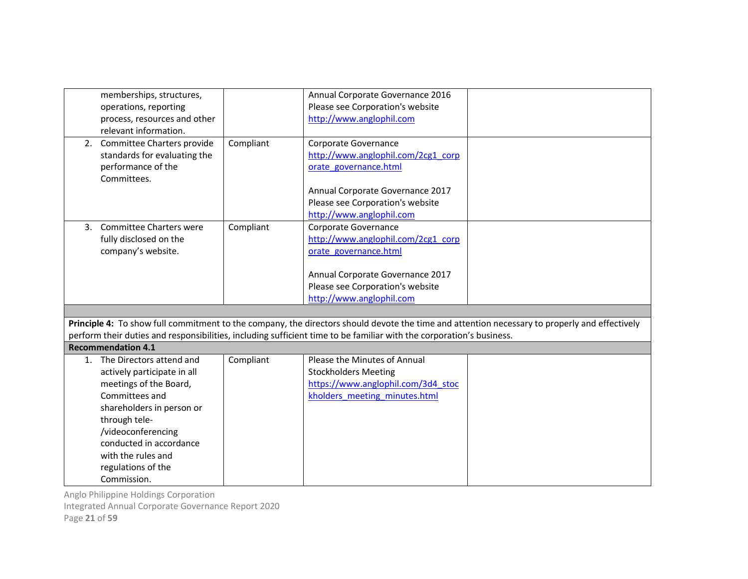| | | | |
|---|---|---|---|
| memberships, structures, operations, reporting process, resources and other relevant information. | | Annual Corporate Governance 2016 Please see Corporation's website http://www.anglophil.com | |
| 2. Committee Charters provide standards for evaluating the performance of the Committees. | Compliant | Corporate Governance http://www.anglophil.com/2cg1_corporate_governance.html <br><br> Annual Corporate Governance 2017 Please see Corporation's website http://www.anglophil.com | |
| 3. Committee Charters were fully disclosed on the company's website. | Compliant | Corporate Governance http://www.anglophil.com/2cg1_corporate_governance.html <br><br> Annual Corporate Governance 2017 Please see Corporation's website http://www.anglophil.com | |
| | | | |
| **Principle 4:** To show full commitment to the company, the directors should devote the time and attention necessary to properly and effectively perform their duties and responsibilities, including sufficient time to be familiar with the corporation's business. | | | |
| **Recommendation 4.1** | | | |
| 1. The Directors attend and actively participate in all meetings of the Board, Committees and shareholders in person or through tele-/videoconferencing conducted in accordance with the rules and regulations of the Commission. | Compliant | Please the Minutes of Annual Stockholders Meeting https://www.anglophil.com/3d4_stockholders_meeting_minutes.html | |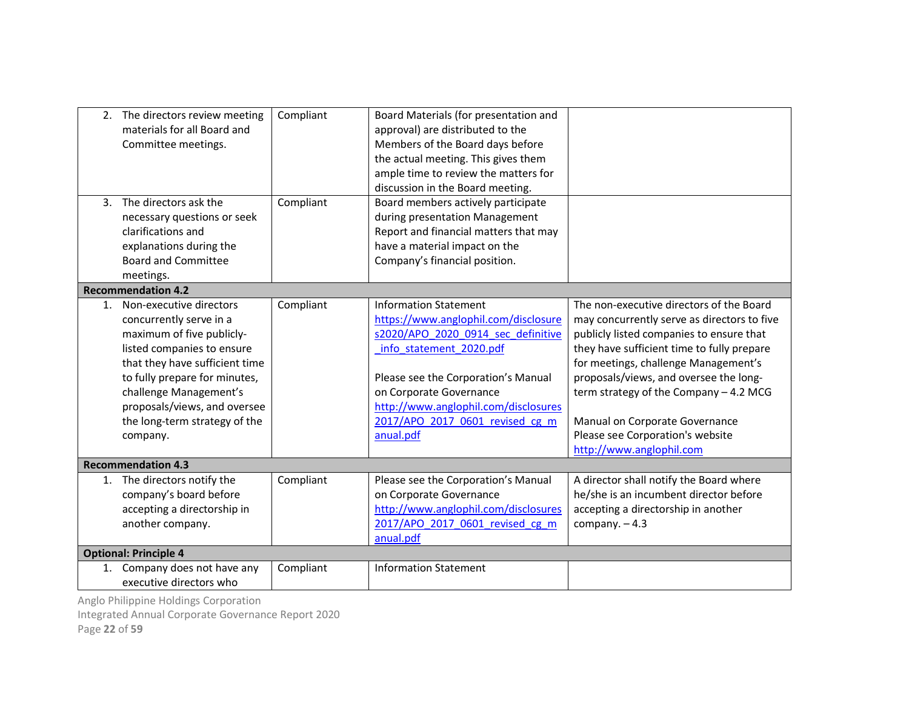| | | | |
|---|---|---|---|
| 2. The directors review meeting materials for all Board and Committee meetings. | Compliant | Board Materials (for presentation and approval) are distributed to the Members of the Board days before the actual meeting. This gives them ample time to review the matters for discussion in the Board meeting. | |
| 3. The directors ask the necessary questions or seek clarifications and explanations during the Board and Committee meetings. | Compliant | Board members actively participate during presentation Management Report and financial matters that may have a material impact on the Company's financial position. | |
| **Recommendation 4.2** | | | |
| 1. Non-executive directors concurrently serve in a maximum of five publicly-listed companies to ensure that they have sufficient time to fully prepare for minutes, challenge Management's proposals/views, and oversee the long-term strategy of the company. | Compliant | Information Statement https://www.anglophil.com/disclosures2020/APO_2020_0914_sec_definitive_info_statement_2020.pdf<br><br>Please see the Corporation's Manual on Corporate Governance http://www.anglophil.com/disclosures2017/APO_2017_0601_revised_cg_manual.pdf | The non-executive directors of the Board may concurrently serve as directors to five publicly listed companies to ensure that they have sufficient time to fully prepare for meetings, challenge Management's proposals/views, and oversee the long-term strategy of the Company – 4.2 MCG<br><br>Manual on Corporate Governance Please see Corporation's website http://www.anglophil.com |
| **Recommendation 4.3** | | | |
| 1. The directors notify the company's board before accepting a directorship in another company. | Compliant | Please see the Corporation's Manual on Corporate Governance http://www.anglophil.com/disclosures2017/APO_2017_0601_revised_cg_manual.pdf | A director shall notify the Board where he/she is an incumbent director before accepting a directorship in another company. – 4.3 |
| **Optional: Principle 4** | | | |
| 1. Company does not have any executive directors who | Compliant | Information Statement | |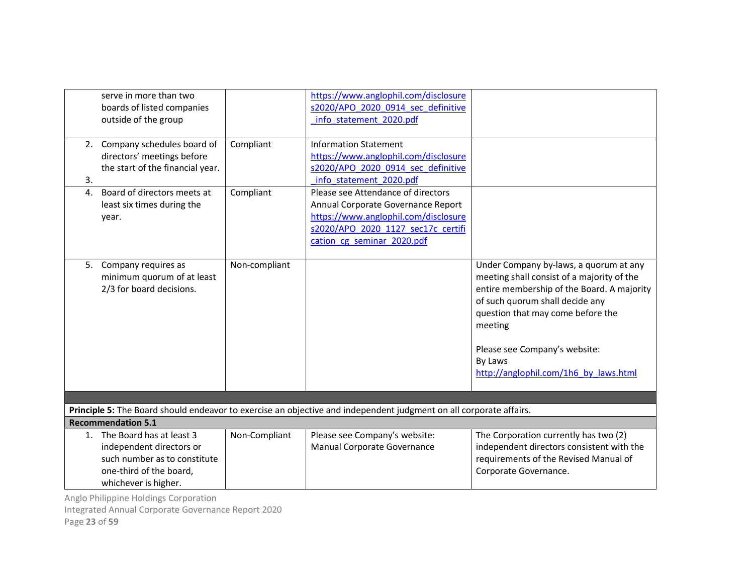| | | | |
|---|---|---|---|
| serve in more than two boards of listed companies outside of the group | | https://www.anglophil.com/disclosures2020/APO_2020_0914_sec_definitive_info_statement_2020.pdf | |
| 2. Company schedules board of directors' meetings before the start of the financial year.<br>3. | Compliant | Information Statement https://www.anglophil.com/disclosures2020/APO_2020_0914_sec_definitive_info_statement_2020.pdf | |
| 4. Board of directors meets at least six times during the year. | Compliant | Please see Attendance of directors Annual Corporate Governance Report https://www.anglophil.com/disclosures2020/APO_2020_1127_sec17c_certification_cg_seminar_2020.pdf | |
| 5. Company requires as minimum quorum of at least 2/3 for board decisions. | Non-compliant | | Under Company by-laws, a quorum at any meeting shall consist of a majority of the entire membership of the Board. A majority of such quorum shall decide any question that may come before the meeting<br><br>Please see Company's website:<br>By Laws<br>http://anglophil.com/1h6_by_laws.html |
| | | | |
| **Principle 5:** The Board should endeavor to exercise an objective and independent judgment on all corporate affairs. | | | |
| **Recommendation 5.1** | | | |
| 1. The Board has at least 3 independent directors or such number as to constitute one-third of the board, whichever is higher. | Non-Compliant | Please see Company's website: Manual Corporate Governance | The Corporation currently has two (2) independent directors consistent with the requirements of the Revised Manual of Corporate Governance. |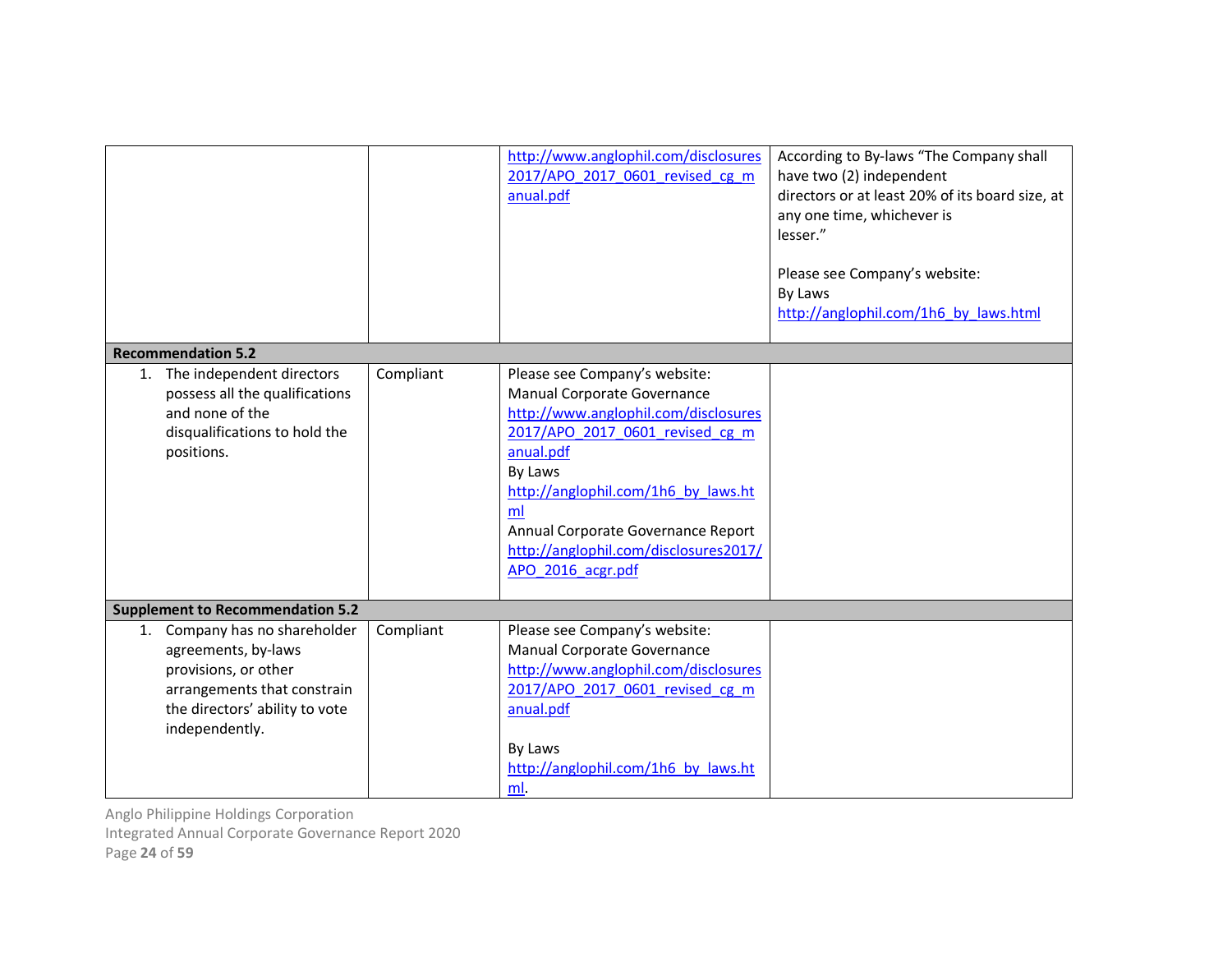| | | | |
|---|---|---|---|
| | | http://www.anglophil.com/disclosures2017/APO_2017_0601_revised_cg_manual.pdf | According to By-laws "The Company shall have two (2) independent directors or at least 20% of its board size, at any one time, whichever is lesser."<br><br>Please see Company's website:<br>By Laws<br>http://anglophil.com/1h6_by_laws.html |
| **Recommendation 5.2** | | | |
| 1. The independent directors possess all the qualifications and none of the disqualifications to hold the positions. | Compliant | Please see Company's website:<br>Manual Corporate Governance<br>http://www.anglophil.com/disclosures2017/APO_2017_0601_revised_cg_manual.pdf<br>By Laws<br>http://anglophil.com/1h6_by_laws.html<br>Annual Corporate Governance Report<br>http://anglophil.com/disclosures2017/APO_2016_acgr.pdf | |
| **Supplement to Recommendation 5.2** | | | |
| 1. Company has no shareholder agreements, by-laws provisions, or other arrangements that constrain the directors' ability to vote independently. | Compliant | Please see Company's website:<br>Manual Corporate Governance<br>http://www.anglophil.com/disclosures2017/APO_2017_0601_revised_cg_manual.pdf<br><br>By Laws<br>http://anglophil.com/1h6_by_laws.html. | |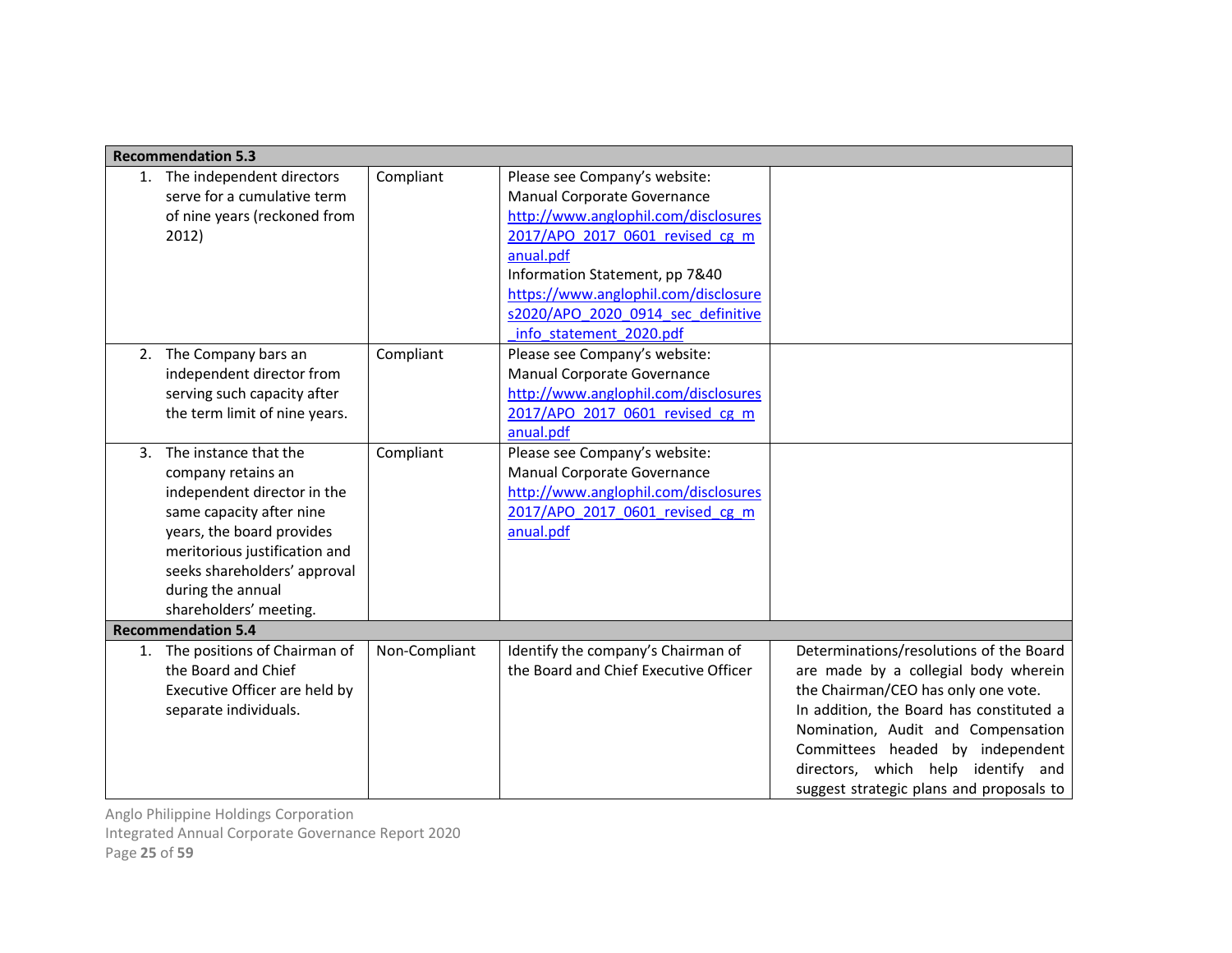| Recommendation 5.3 | | | |
|---|---|---|---|
| 1. The independent directors serve for a cumulative term of nine years (reckoned from 2012) | Compliant | Please see Company's website: Manual Corporate Governance http://www.anglophil.com/disclosures2017/APO_2017_0601_revised_cg_manual.pdf Information Statement, pp 7&40 https://www.anglophil.com/disclosures2020/APO_2020_0914_sec_definitive_info_statement_2020.pdf | |
| 2. The Company bars an independent director from serving such capacity after the term limit of nine years. | Compliant | Please see Company's website: Manual Corporate Governance http://www.anglophil.com/disclosures2017/APO_2017_0601_revised_cg_manual.pdf | |
| 3. The instance that the company retains an independent director in the same capacity after nine years, the board provides meritorious justification and seeks shareholders' approval during the annual shareholders' meeting. | Compliant | Please see Company's website: Manual Corporate Governance http://www.anglophil.com/disclosures2017/APO_2017_0601_revised_cg_manual.pdf | |
| **Recommendation 5.4** | | | |
| 1. The positions of Chairman of the Board and Chief Executive Officer are held by separate individuals. | Non-Compliant | Identify the company's Chairman of the Board and Chief Executive Officer | Determinations/resolutions of the Board are made by a collegial body wherein the Chairman/CEO has only one vote. In addition, the Board has constituted a Nomination, Audit and Compensation Committees headed by independent directors, which help identify and suggest strategic plans and proposals to |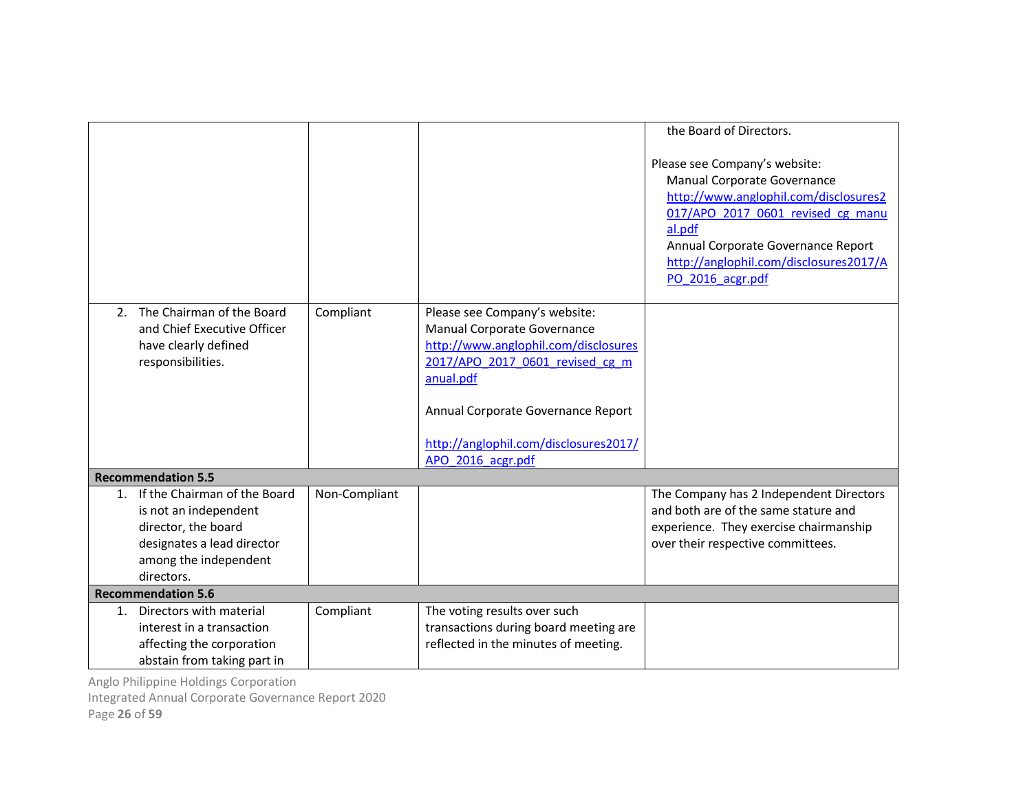| | | | |
|---|---|---|---|
| | | | the Board of Directors.<br><br>Please see Company's website:<br>Manual Corporate Governance<br>http://www.anglophil.com/disclosures2017/APO_2017_0601_revised_cg_manual.pdf<br>Annual Corporate Governance Report<br>http://anglophil.com/disclosures2017/APO_2016_acgr.pdf |
| 2. The Chairman of the Board and Chief Executive Officer have clearly defined responsibilities. | Compliant | Please see Company's website:<br>Manual Corporate Governance<br>http://www.anglophil.com/disclosures2017/APO_2017_0601_revised_cg_manual.pdf<br><br>Annual Corporate Governance Report<br><br>http://anglophil.com/disclosures2017/APO_2016_acgr.pdf | |
| **Recommendation 5.5** | | | |
| 1. If the Chairman of the Board is not an independent director, the board designates a lead director among the independent directors. | Non-Compliant | | The Company has 2 Independent Directors and both are of the same stature and experience. They exercise chairmanship over their respective committees. |
| **Recommendation 5.6** | | | |
| 1. Directors with material interest in a transaction affecting the corporation abstain from taking part in | Compliant | The voting results over such transactions during board meeting are reflected in the minutes of meeting. | |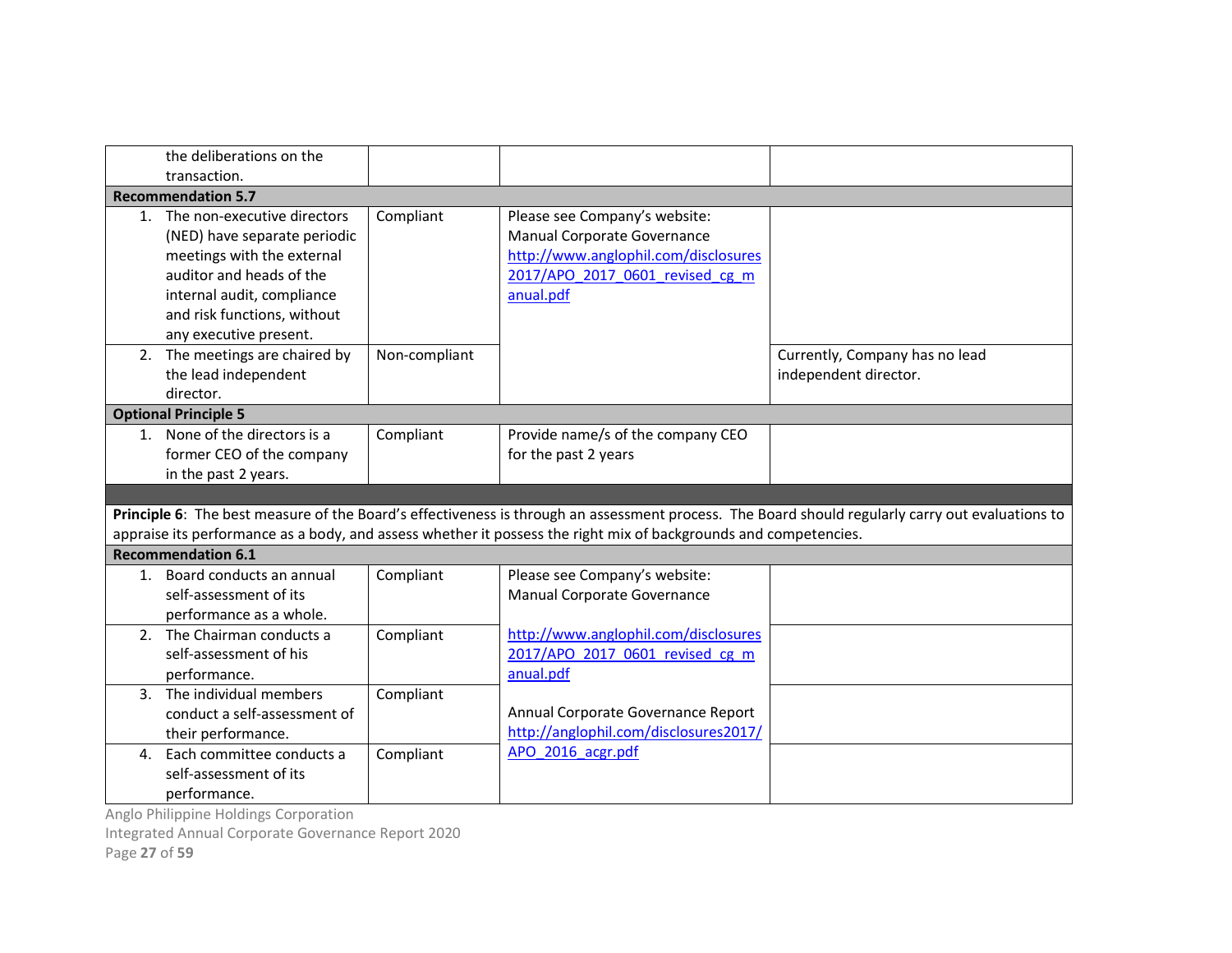| | | | |
|---|---|---|---|
| the deliberations on the transaction. | | | |
| **Recommendation 5.7** | | | |
| 1. The non-executive directors (NED) have separate periodic meetings with the external auditor and heads of the internal audit, compliance and risk functions, without any executive present. | Compliant | Please see Company's website: Manual Corporate Governance http://www.anglophil.com/disclosures2017/APO_2017_0601_revised_cg_manual.pdf | |
| 2. The meetings are chaired by the lead independent director. | Non-compliant | | Currently, Company has no lead independent director. |
| **Optional Principle 5** | | | |
| 1. None of the directors is a former CEO of the company in the past 2 years. | Compliant | Provide name/s of the company CEO for the past 2 years | |
| | | | |
| **Principle 6**: The best measure of the Board's effectiveness is through an assessment process. The Board should regularly carry out evaluations to appraise its performance as a body, and assess whether it possess the right mix of backgrounds and competencies. | | | |
| **Recommendation 6.1** | | | |
| 1. Board conducts an annual self-assessment of its performance as a whole. | Compliant | Please see Company's website: Manual Corporate Governance http://www.anglophil.com/disclosures2017/APO_2017_0601_revised_cg_manual.pdf Annual Corporate Governance Report http://anglophil.com/disclosures2017/APO_2016_acgr.pdf | |
| 2. The Chairman conducts a self-assessment of his performance. | Compliant | | |
| 3. The individual members conduct a self-assessment of their performance. | Compliant | | |
| 4. Each committee conducts a self-assessment of its performance. | Compliant | | |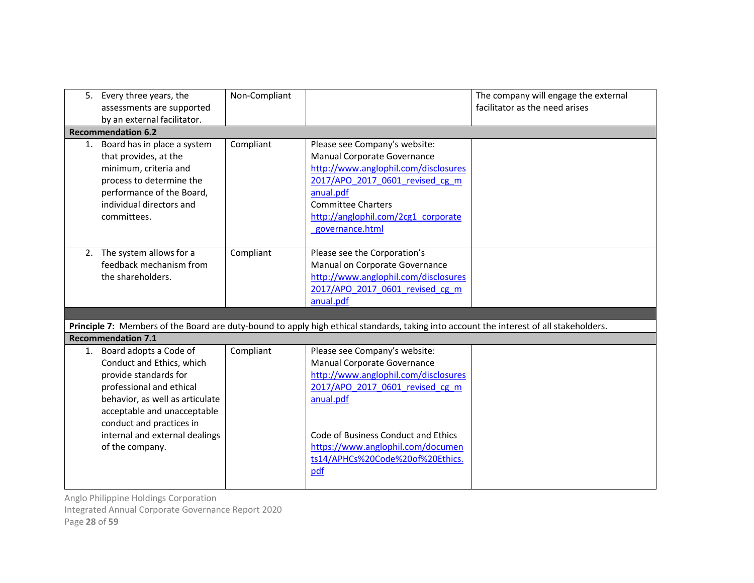| | | | |
|---|---|---|---|
| 5. Every three years, the assessments are supported by an external facilitator. | Non-Compliant | | The company will engage the external facilitator as the need arises |
| **Recommendation 6.2** | | | |
| 1. Board has in place a system that provides, at the minimum, criteria and process to determine the performance of the Board, individual directors and committees. | Compliant | Please see Company's website: Manual Corporate Governance http://www.anglophil.com/disclosures2017/APO_2017_0601_revised_cg_manual.pdf Committee Charters http://anglophil.com/2cg1_corporate_governance.html | |
| 2. The system allows for a feedback mechanism from the shareholders. | Compliant | Please see the Corporation's Manual on Corporate Governance http://www.anglophil.com/disclosures2017/APO_2017_0601_revised_cg_manual.pdf | |
| | | | |
| **Principle 7:** Members of the Board are duty-bound to apply high ethical standards, taking into account the interest of all stakeholders. | | | |
| **Recommendation 7.1** | | | |
| 1. Board adopts a Code of Conduct and Ethics, which provide standards for professional and ethical behavior, as well as articulate acceptable and unacceptable conduct and practices in internal and external dealings of the company. | Compliant | Please see Company's website: Manual Corporate Governance http://www.anglophil.com/disclosures2017/APO_2017_0601_revised_cg_manual.pdf<br><br>Code of Business Conduct and Ethics https://www.anglophil.com/documents14/APHCs%20Code%20of%20Ethics.pdf | |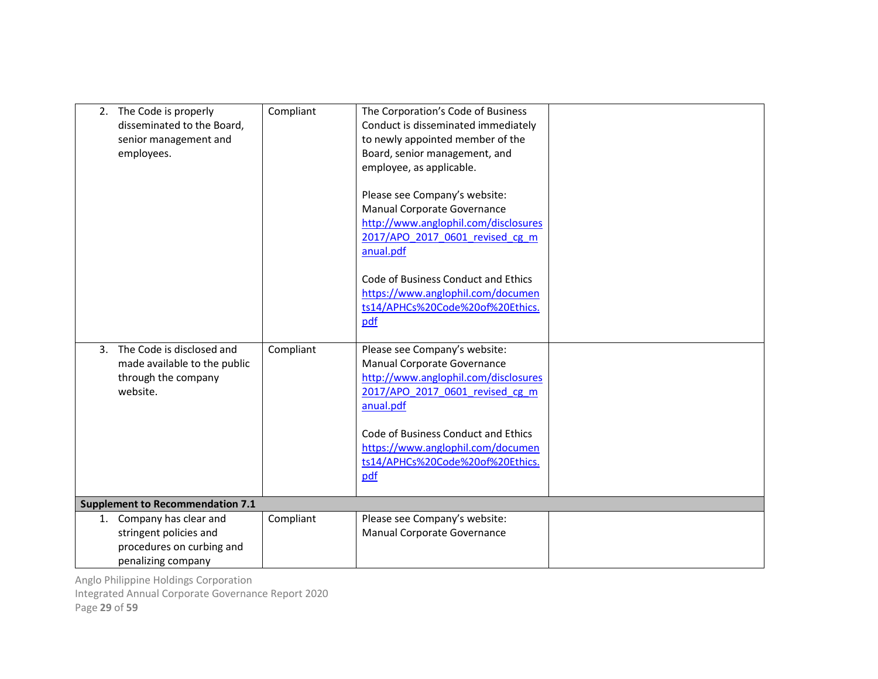| | | | |
|---|---|---|---|
| 2. The Code is properly disseminated to the Board, senior management and employees. | Compliant | The Corporation's Code of Business Conduct is disseminated immediately to newly appointed member of the Board, senior management, and employee, as applicable.<br><br>Please see Company's website:<br>Manual Corporate Governance<br>http://www.anglophil.com/disclosures2017/APO_2017_0601_revised_cg_manual.pdf<br><br>Code of Business Conduct and Ethics<br>https://www.anglophil.com/documents14/APHCs%20Code%20of%20Ethics.pdf | |
| 3. The Code is disclosed and made available to the public through the company website. | Compliant | Please see Company's website:<br>Manual Corporate Governance<br>http://www.anglophil.com/disclosures2017/APO_2017_0601_revised_cg_manual.pdf<br><br>Code of Business Conduct and Ethics<br>https://www.anglophil.com/documents14/APHCs%20Code%20of%20Ethics.pdf | |
| **Supplement to Recommendation 7.1** | | | |
| 1. Company has clear and stringent policies and procedures on curbing and penalizing company | Compliant | Please see Company's website:<br>Manual Corporate Governance | |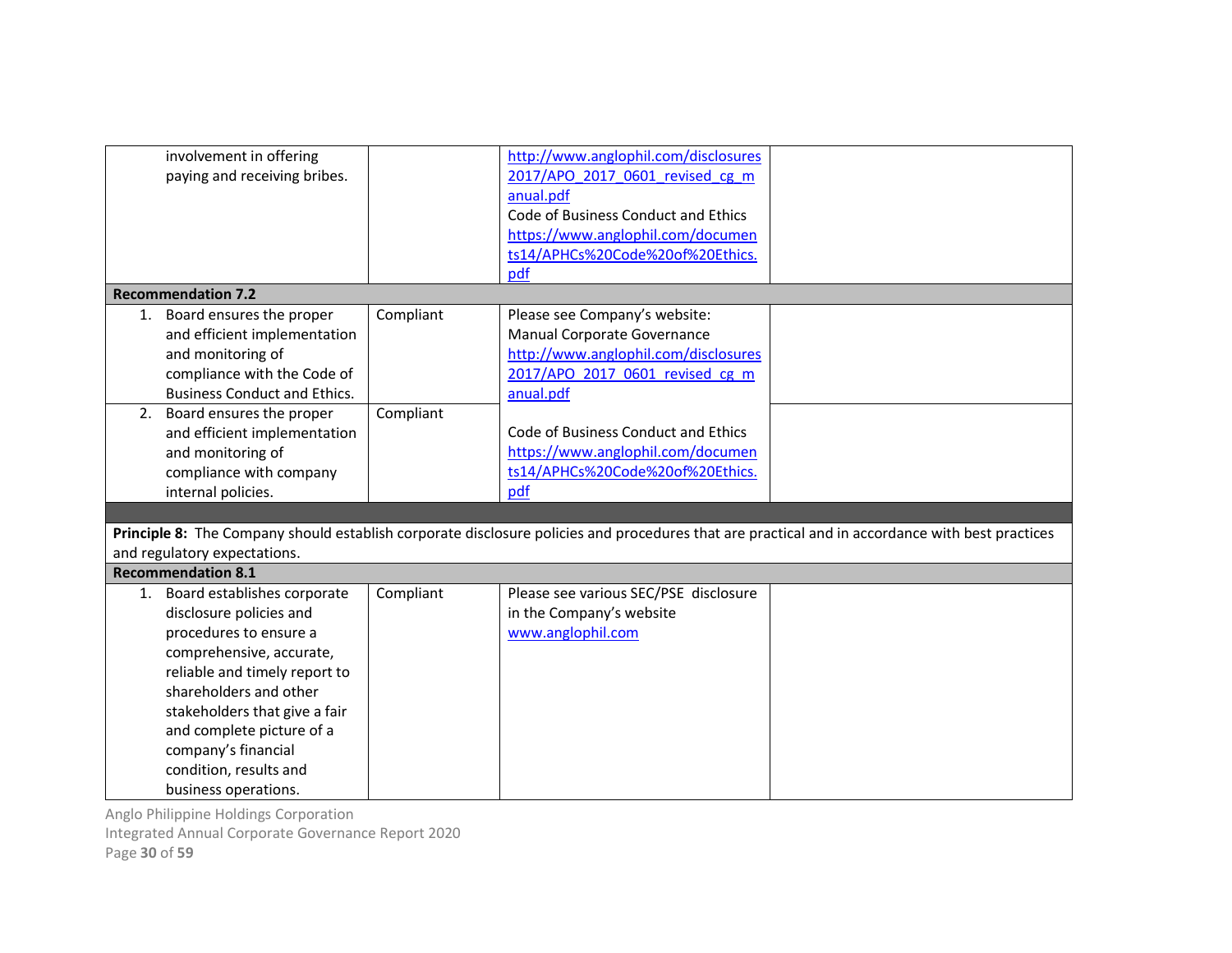| | | | |
|---|---|---|---|
| involvement in offering paying and receiving bribes. | | http://www.anglophil.com/disclosures 2017/APO_2017_0601_revised_cg_manual.pdf<br>Code of Business Conduct and Ethics<br>https://www.anglophil.com/documents14/APHCs%20Code%20of%20Ethics.pdf | |
| **Recommendation 7.2** | | | |
| 1. Board ensures the proper and efficient implementation and monitoring of compliance with the Code of Business Conduct and Ethics. | Compliant | Please see Company's website:<br>Manual Corporate Governance<br>http://www.anglophil.com/disclosures 2017/APO_2017_0601_revised_cg_manual.pdf<br><br>Code of Business Conduct and Ethics<br>https://www.anglophil.com/documents14/APHCs%20Code%20of%20Ethics.pdf | |
| 2. Board ensures the proper and efficient implementation and monitoring of compliance with company internal policies. | Compliant | | |
| | | | |
| **Principle 8:** The Company should establish corporate disclosure policies and procedures that are practical and in accordance with best practices and regulatory expectations. | | | |
| **Recommendation 8.1** | | | |
| 1. Board establishes corporate disclosure policies and procedures to ensure a comprehensive, accurate, reliable and timely report to shareholders and other stakeholders that give a fair and complete picture of a company's financial condition, results and business operations. | Compliant | Please see various SEC/PSE disclosure in the Company's website www.anglophil.com | |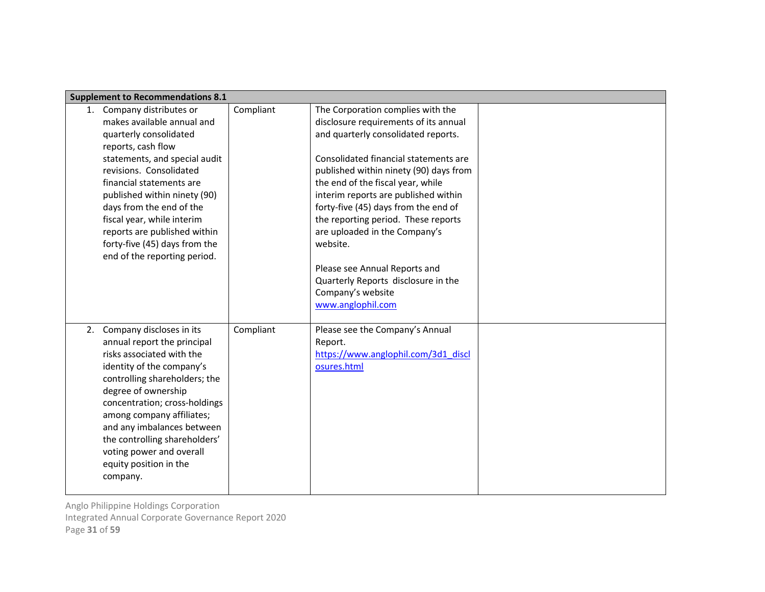| Supplement to Recommendations 8.1 | | | |
|---|---|---|---|
| 1. Company distributes or makes available annual and quarterly consolidated reports, cash flow statements, and special audit revisions. Consolidated financial statements are published within ninety (90) days from the end of the fiscal year, while interim reports are published within forty-five (45) days from the end of the reporting period. | Compliant | The Corporation complies with the disclosure requirements of its annual and quarterly consolidated reports.<br><br>Consolidated financial statements are published within ninety (90) days from the end of the fiscal year, while interim reports are published within forty-five (45) days from the end of the reporting period. These reports are uploaded in the Company's website.<br><br>Please see Annual Reports and Quarterly Reports disclosure in the Company's website www.anglophil.com | |
| 2. Company discloses in its annual report the principal risks associated with the identity of the company's controlling shareholders; the degree of ownership concentration; cross-holdings among company affiliates; and any imbalances between the controlling shareholders' voting power and overall equity position in the company. | Compliant | Please see the Company's Annual Report.<br>https://www.anglophil.com/3d1_disclosures.html | |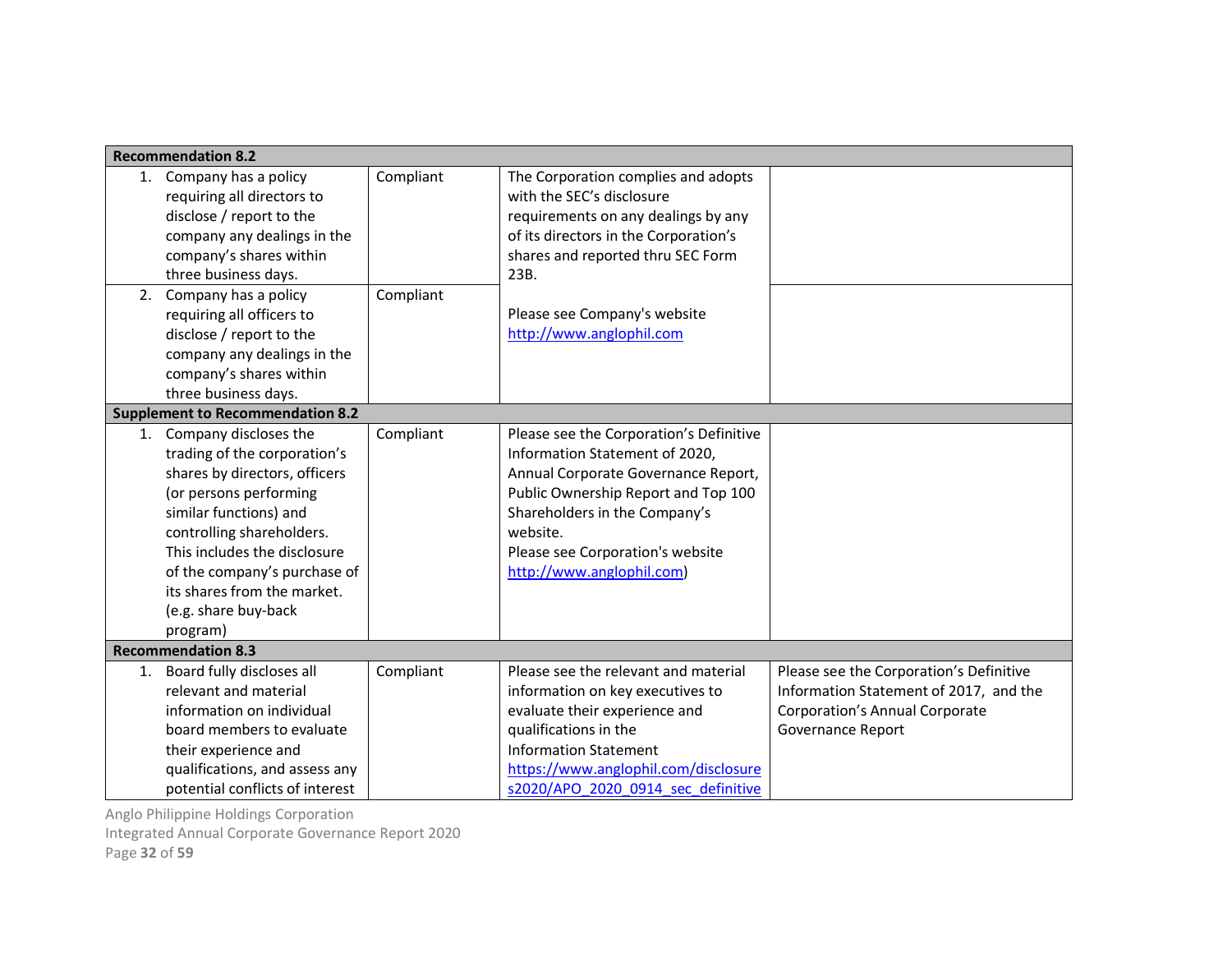| | | | |
|---|---|---|---|
| **Recommendation 8.2** | | | |
| 1. Company has a policy requiring all directors to disclose / report to the company any dealings in the company's shares within three business days. | Compliant | The Corporation complies and adopts with the SEC's disclosure requirements on any dealings by any of its directors in the Corporation's shares and reported thru SEC Form 23B.<br><br>Please see Company's website http://www.anglophil.com | |
| 2. Company has a policy requiring all officers to disclose / report to the company any dealings in the company's shares within three business days. | Compliant | | |
| **Supplement to Recommendation 8.2** | | | |
| 1. Company discloses the trading of the corporation's shares by directors, officers (or persons performing similar functions) and controlling shareholders. This includes the disclosure of the company's purchase of its shares from the market. (e.g. share buy-back program) | Compliant | Please see the Corporation's Definitive Information Statement of 2020, Annual Corporate Governance Report, Public Ownership Report and Top 100 Shareholders in the Company's website.<br>Please see Corporation's website http://www.anglophil.com) | |
| **Recommendation 8.3** | | | |
| 1. Board fully discloses all relevant and material information on individual board members to evaluate their experience and qualifications, and assess any potential conflicts of interest | Compliant | Please see the relevant and material information on key executives to evaluate their experience and qualifications in the Information Statement https://www.anglophil.com/disclosures2020/APO_2020_0914_sec_definitive | Please see the Corporation's Definitive Information Statement of 2017, and the Corporation's Annual Corporate Governance Report |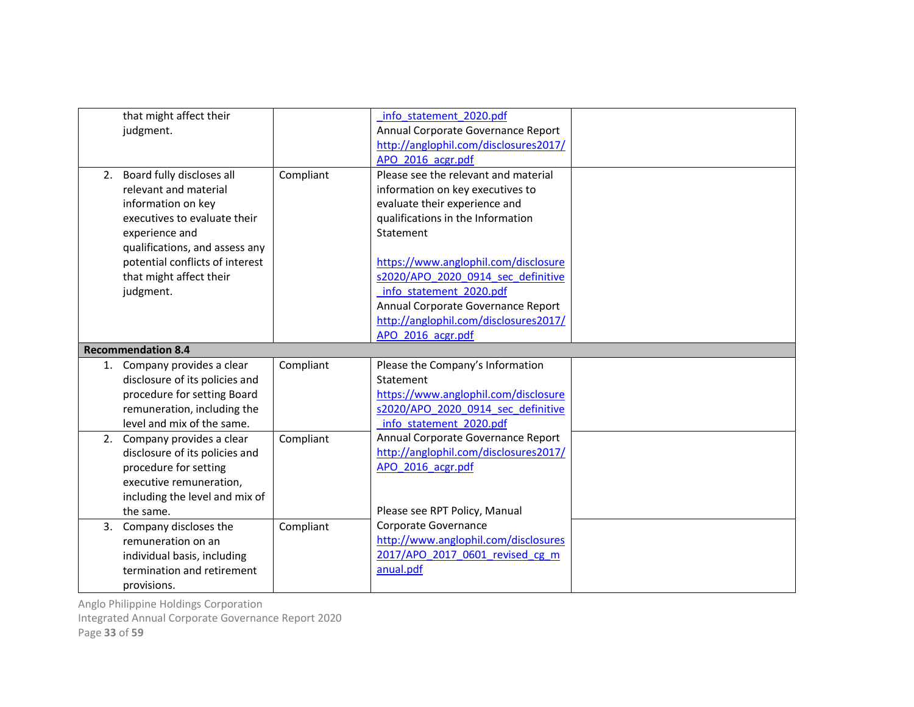| | | | |
|---|---|---|---|
| that might affect their judgment. | | _info_statement_2020.pdf<br>Annual Corporate Governance Report<br>http://anglophil.com/disclosures2017/APO_2016_acgr.pdf | |
| 2. Board fully discloses all relevant and material information on key executives to evaluate their experience and qualifications, and assess any potential conflicts of interest that might affect their judgment. | Compliant | Please see the relevant and material information on key executives to evaluate their experience and qualifications in the Information Statement<br><br>https://www.anglophil.com/disclosures2020/APO_2020_0914_sec_definitive_info_statement_2020.pdf<br>Annual Corporate Governance Report<br>http://anglophil.com/disclosures2017/APO_2016_acgr.pdf | |
| **Recommendation 8.4** | | | |
| 1. Company provides a clear disclosure of its policies and procedure for setting Board remuneration, including the level and mix of the same. | Compliant | Please the Company's Information Statement<br>https://www.anglophil.com/disclosures2020/APO_2020_0914_sec_definitive_info_statement_2020.pdf<br>Annual Corporate Governance Report<br>http://anglophil.com/disclosures2017/APO_2016_acgr.pdf<br><br>Please see RPT Policy, Manual Corporate Governance<br>http://www.anglophil.com/disclosures2017/APO_2017_0601_revised_cg_manual.pdf | |
| 2. Company provides a clear disclosure of its policies and procedure for setting executive remuneration, including the level and mix of the same. | Compliant | | |
| 3. Company discloses the remuneration on an individual basis, including termination and retirement provisions. | Compliant | | |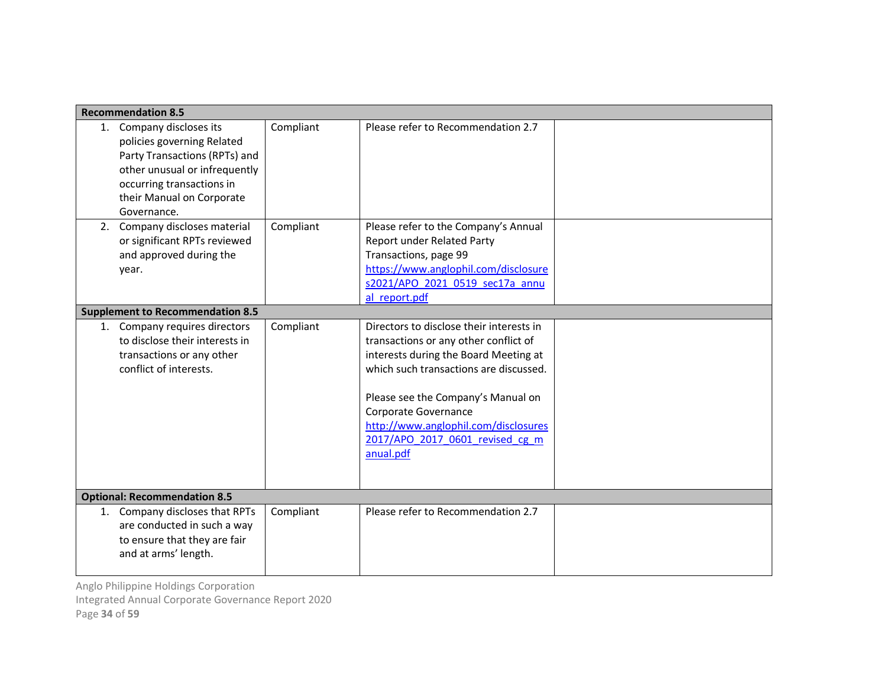| Recommendation 8.5 | | | |
|---|---|---|---|
| 1. Company discloses its policies governing Related Party Transactions (RPTs) and other unusual or infrequently occurring transactions in their Manual on Corporate Governance. | Compliant | Please refer to Recommendation 2.7 | |
| 2. Company discloses material or significant RPTs reviewed and approved during the year. | Compliant | Please refer to the Company's Annual Report under Related Party Transactions, page 99 https://www.anglophil.com/disclosures2021/APO_2021_0519_sec17a_annual_report.pdf | |
| **Supplement to Recommendation 8.5** | | | |
| 1. Company requires directors to disclose their interests in transactions or any other conflict of interests. | Compliant | Directors to disclose their interests in transactions or any other conflict of interests during the Board Meeting at which such transactions are discussed.<br><br>Please see the Company's Manual on Corporate Governance http://www.anglophil.com/disclosures2017/APO_2017_0601_revised_cg_manual.pdf | |
| **Optional: Recommendation 8.5** | | | |
| 1. Company discloses that RPTs are conducted in such a way to ensure that they are fair and at arms' length. | Compliant | Please refer to Recommendation 2.7 | |

Anglo Philippine Holdings Corporation
Integrated Annual Corporate Governance Report 2020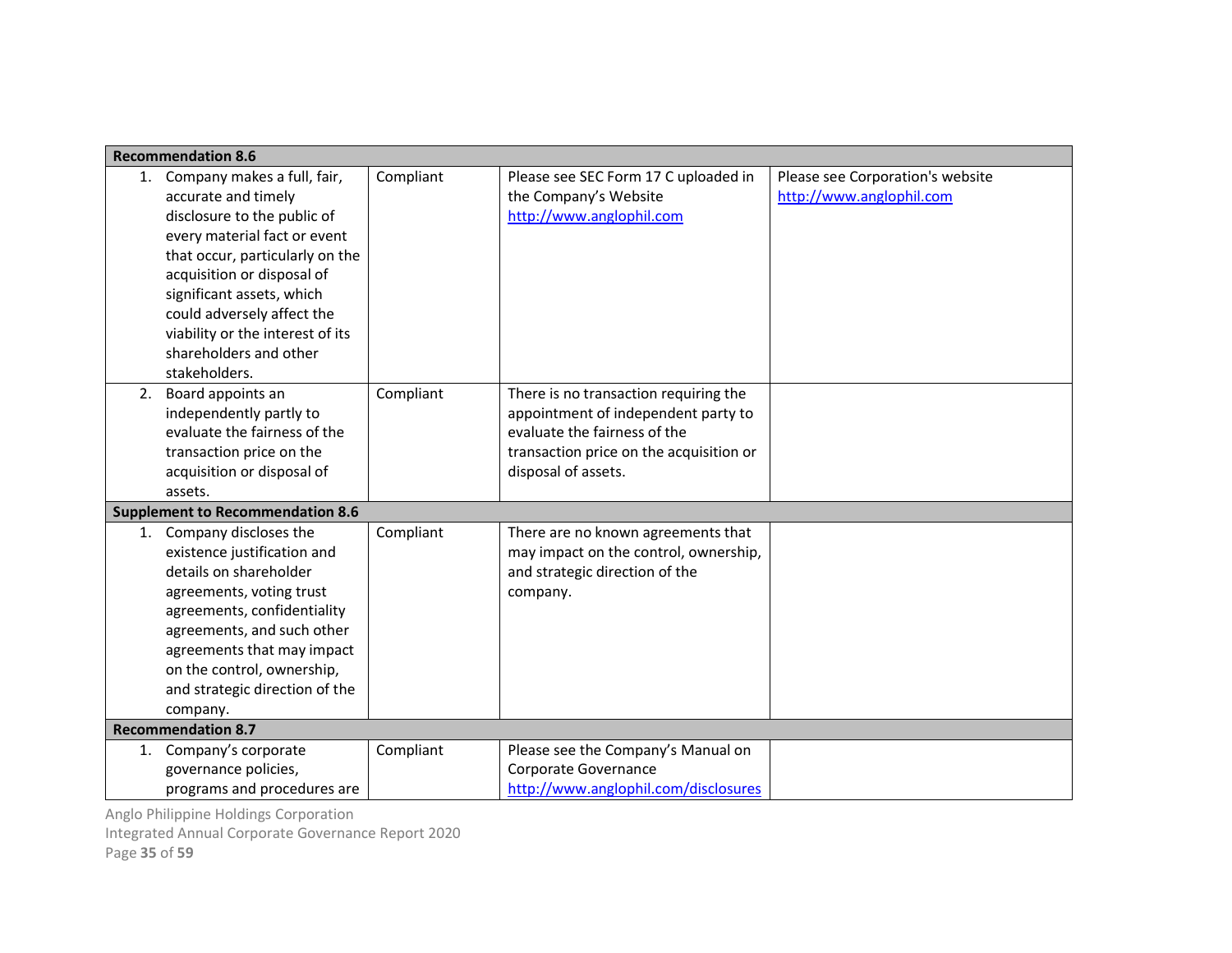| | | | |
|---|---|---|---|
| **Recommendation 8.6** | | | |
| 1. Company makes a full, fair, accurate and timely disclosure to the public of every material fact or event that occur, particularly on the acquisition or disposal of significant assets, which could adversely affect the viability or the interest of its shareholders and other stakeholders. | Compliant | Please see SEC Form 17 C uploaded in the Company's Website http://www.anglophil.com | Please see Corporation's website http://www.anglophil.com |
| 2. Board appoints an independently partly to evaluate the fairness of the transaction price on the acquisition or disposal of assets. | Compliant | There is no transaction requiring the appointment of independent party to evaluate the fairness of the transaction price on the acquisition or disposal of assets. | |
| **Supplement to Recommendation 8.6** | | | |
| 1. Company discloses the existence justification and details on shareholder agreements, voting trust agreements, confidentiality agreements, and such other agreements that may impact on the control, ownership, and strategic direction of the company. | Compliant | There are no known agreements that may impact on the control, ownership, and strategic direction of the company. | |
| **Recommendation 8.7** | | | |
| 1. Company's corporate governance policies, programs and procedures are | Compliant | Please see the Company's Manual on Corporate Governance http://www.anglophil.com/disclosures | |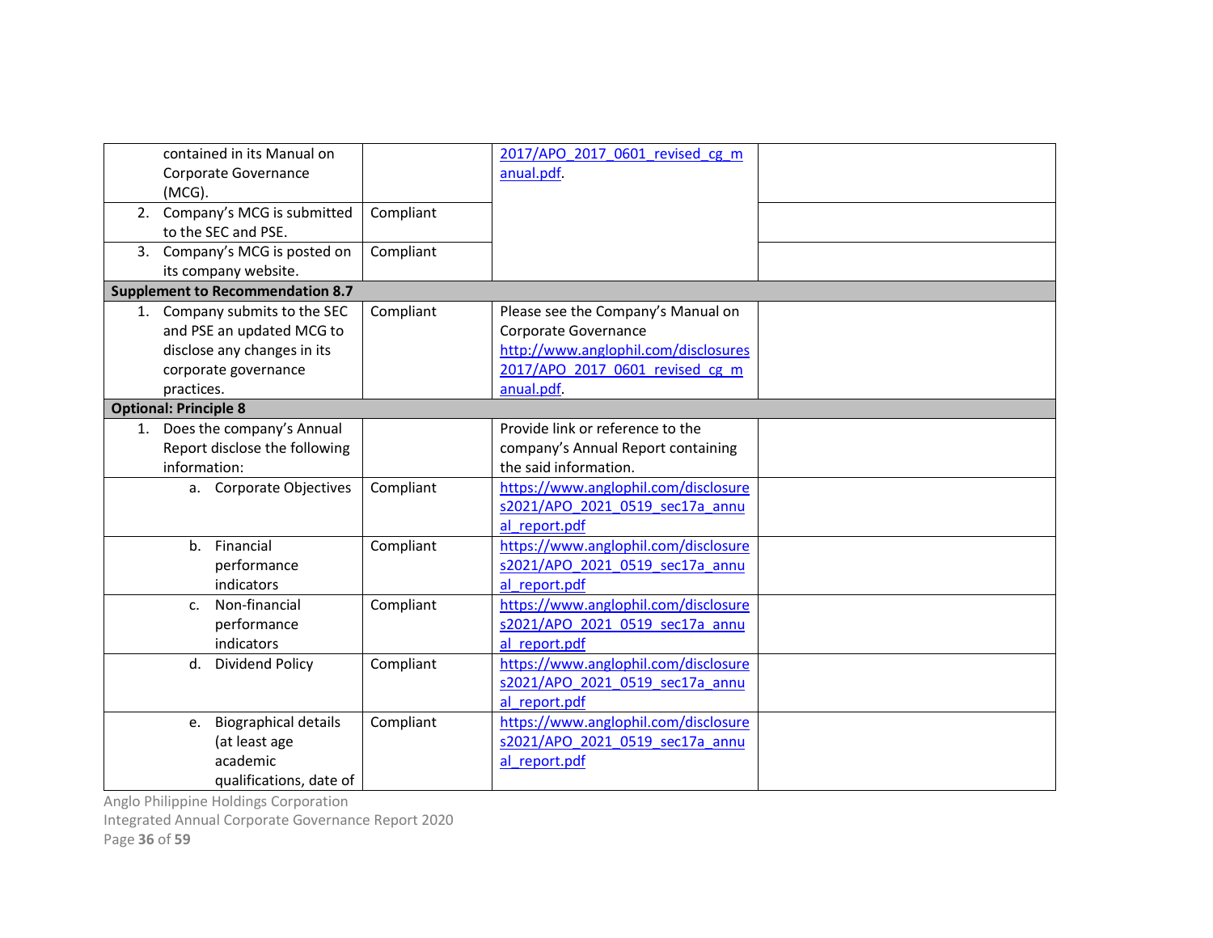| | | | |
|---|---|---|---|
| contained in its Manual on Corporate Governance (MCG). | | 2017/APO_2017_0601_revised_cg_manual.pdf. | |
| 2. Company's MCG is submitted to the SEC and PSE. | Compliant | | |
| 3. Company's MCG is posted on its company website. | Compliant | | |
| **Supplement to Recommendation 8.7** | | | |
| 1. Company submits to the SEC and PSE an updated MCG to disclose any changes in its corporate governance practices. | Compliant | Please see the Company's Manual on Corporate Governance http://www.anglophil.com/disclosures 2017/APO_2017_0601_revised_cg_manual.pdf. | |
| **Optional: Principle 8** | | | |
| 1. Does the company's Annual Report disclose the following information: | | Provide link or reference to the company's Annual Report containing the said information. | |
| a. Corporate Objectives | Compliant | https://www.anglophil.com/disclosures2021/APO_2021_0519_sec17a_annual_report.pdf | |
| b. Financial performance indicators | Compliant | https://www.anglophil.com/disclosures2021/APO_2021_0519_sec17a_annual_report.pdf | |
| c. Non-financial performance indicators | Compliant | https://www.anglophil.com/disclosures2021/APO_2021_0519_sec17a_annual_report.pdf | |
| d. Dividend Policy | Compliant | https://www.anglophil.com/disclosures2021/APO_2021_0519_sec17a_annual_report.pdf | |
| e. Biographical details (at least age academic qualifications, date of | Compliant | https://www.anglophil.com/disclosures2021/APO_2021_0519_sec17a_annual_report.pdf | |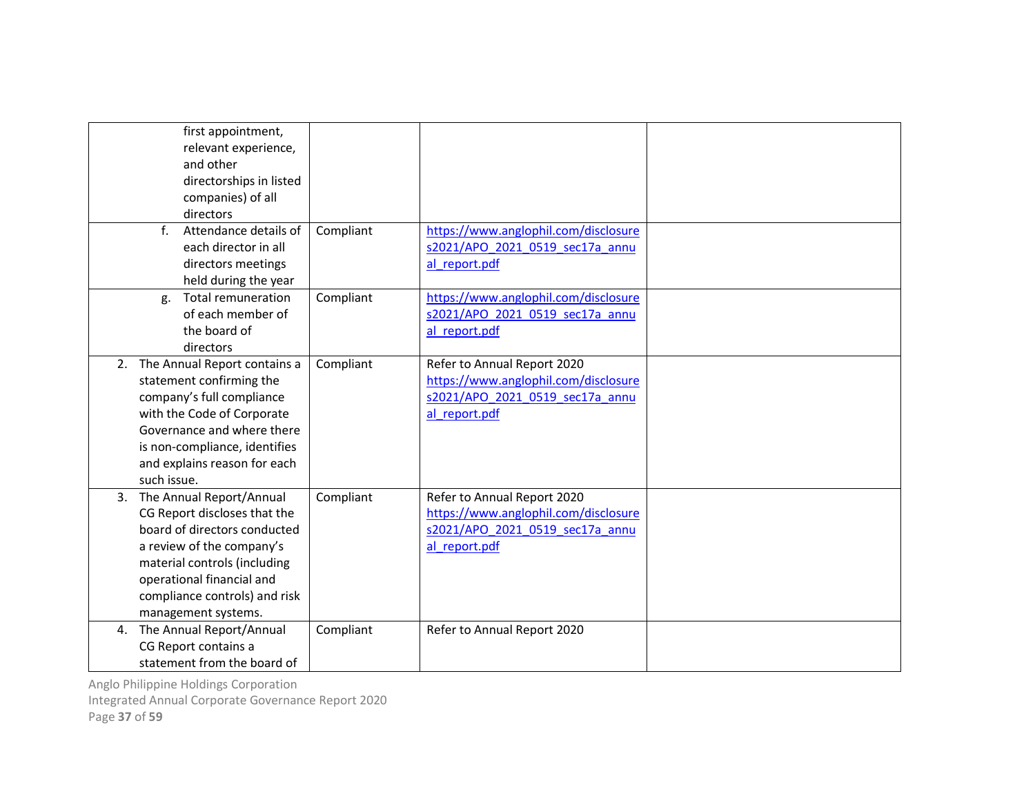| | | | |
|---|---|---|---|
| first appointment, relevant experience, and other directorships in listed companies) of all directors | | | |
| f. Attendance details of each director in all directors meetings held during the year | Compliant | https://www.anglophil.com/disclosures2021/APO_2021_0519_sec17a_annual_report.pdf | |
| g. Total remuneration of each member of the board of directors | Compliant | https://www.anglophil.com/disclosures2021/APO_2021_0519_sec17a_annual_report.pdf | |
| 2. The Annual Report contains a statement confirming the company's full compliance with the Code of Corporate Governance and where there is non-compliance, identifies and explains reason for each such issue. | Compliant | Refer to Annual Report 2020 https://www.anglophil.com/disclosures2021/APO_2021_0519_sec17a_annual_report.pdf | |
| 3. The Annual Report/Annual CG Report discloses that the board of directors conducted a review of the company's material controls (including operational financial and compliance controls) and risk management systems. | Compliant | Refer to Annual Report 2020 https://www.anglophil.com/disclosures2021/APO_2021_0519_sec17a_annual_report.pdf | |
| 4. The Annual Report/Annual CG Report contains a statement from the board of | Compliant | Refer to Annual Report 2020 | |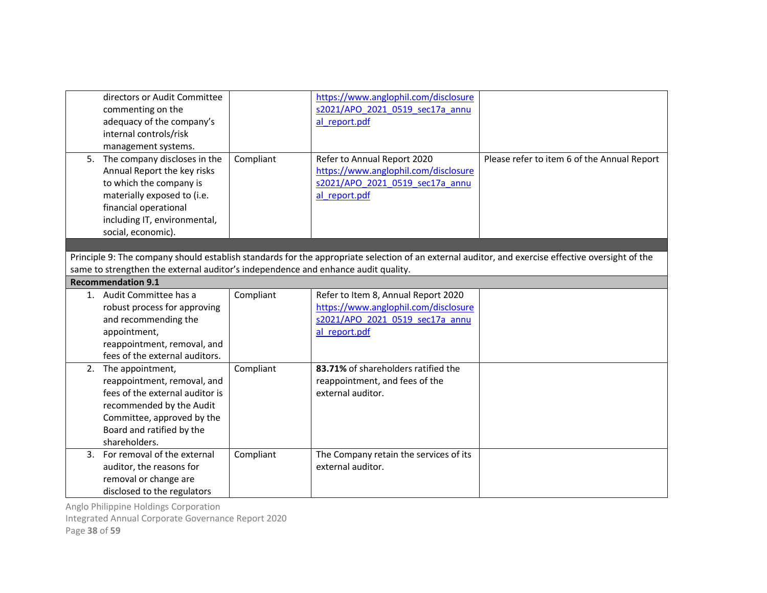| | | | |
|---|---|---|---|
| directors or Audit Committee commenting on the adequacy of the company's internal controls/risk management systems. | | https://www.anglophil.com/disclosures2021/APO_2021_0519_sec17a_annual_report.pdf | |
| 5. The company discloses in the Annual Report the key risks to which the company is materially exposed to (i.e. financial operational including IT, environmental, social, economic). | Compliant | Refer to Annual Report 2020 https://www.anglophil.com/disclosures2021/APO_2021_0519_sec17a_annual_report.pdf | Please refer to item 6 of the Annual Report |
| | | | |
| Principle 9: The company should establish standards for the appropriate selection of an external auditor, and exercise effective oversight of the same to strengthen the external auditor's independence and enhance audit quality. | | | |
| **Recommendation 9.1** | | | |
| 1. Audit Committee has a robust process for approving and recommending the appointment, reappointment, removal, and fees of the external auditors. | Compliant | Refer to Item 8, Annual Report 2020 https://www.anglophil.com/disclosures2021/APO_2021_0519_sec17a_annual_report.pdf | |
| 2. The appointment, reappointment, removal, and fees of the external auditor is recommended by the Audit Committee, approved by the Board and ratified by the shareholders. | Compliant | **83.71%** of shareholders ratified the reappointment, and fees of the external auditor. | |
| 3. For removal of the external auditor, the reasons for removal or change are disclosed to the regulators | Compliant | The Company retain the services of its external auditor. | |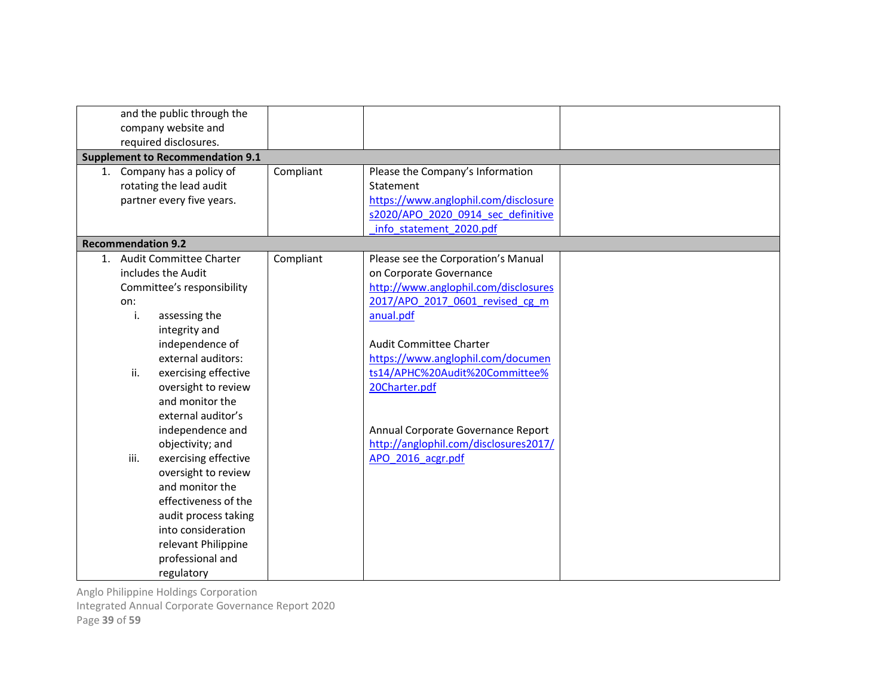| | | | |
|---|---|---|---|
| and the public through the company website and required disclosures. | | | |
| **Supplement to Recommendation 9.1** | | | |
| 1. Company has a policy of rotating the lead audit partner every five years. | Compliant | Please the Company's Information Statement https://www.anglophil.com/disclosures2020/APO_2020_0914_sec_definitive_info_statement_2020.pdf | |
| **Recommendation 9.2** | | | |
| 1. Audit Committee Charter includes the Audit Committee's responsibility on: i. assessing the integrity and independence of external auditors: ii. exercising effective oversight to review and monitor the external auditor's independence and objectivity; and iii. exercising effective oversight to review and monitor the effectiveness of the audit process taking into consideration relevant Philippine professional and regulatory | Compliant | Please see the Corporation's Manual on Corporate Governance http://www.anglophil.com/disclosures2017/APO_2017_0601_revised_cg_manual.pdf<br><br>Audit Committee Charter https://www.anglophil.com/documents14/APHC%20Audit%20Committee%20Charter.pdf<br><br>Annual Corporate Governance Report http://anglophil.com/disclosures2017/APO_2016_acgr.pdf | |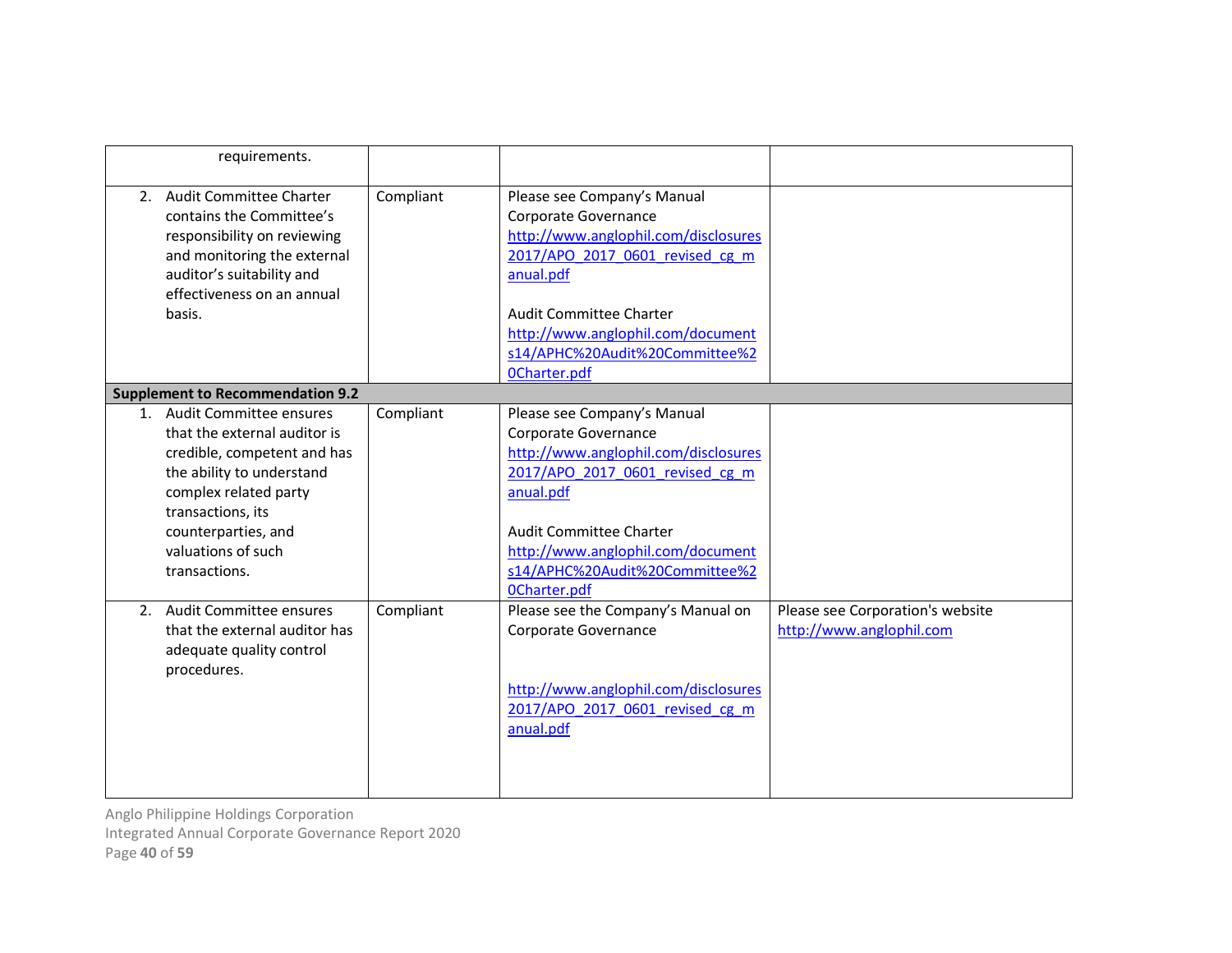| | | | |
|---|---|---|---|
| requirements. | | | |
| 2. Audit Committee Charter contains the Committee's responsibility on reviewing and monitoring the external auditor's suitability and effectiveness on an annual basis. | Compliant | Please see Company's Manual Corporate Governance http://www.anglophil.com/disclosures2017/APO_2017_0601_revised_cg_manual.pdf<br><br>Audit Committee Charter http://www.anglophil.com/documents14/APHC%20Audit%20Committee%20Charter.pdf | |
| **Supplement to Recommendation 9.2** | | | |
| 1. Audit Committee ensures that the external auditor is credible, competent and has the ability to understand complex related party transactions, its counterparties, and valuations of such transactions. | Compliant | Please see Company's Manual Corporate Governance http://www.anglophil.com/disclosures2017/APO_2017_0601_revised_cg_manual.pdf<br><br>Audit Committee Charter http://www.anglophil.com/documents14/APHC%20Audit%20Committee%20Charter.pdf | |
| 2. Audit Committee ensures that the external auditor has adequate quality control procedures. | Compliant | Please see the Company's Manual on Corporate Governance<br><br>http://www.anglophil.com/disclosures2017/APO_2017_0601_revised_cg_manual.pdf | Please see Corporation's website http://www.anglophil.com |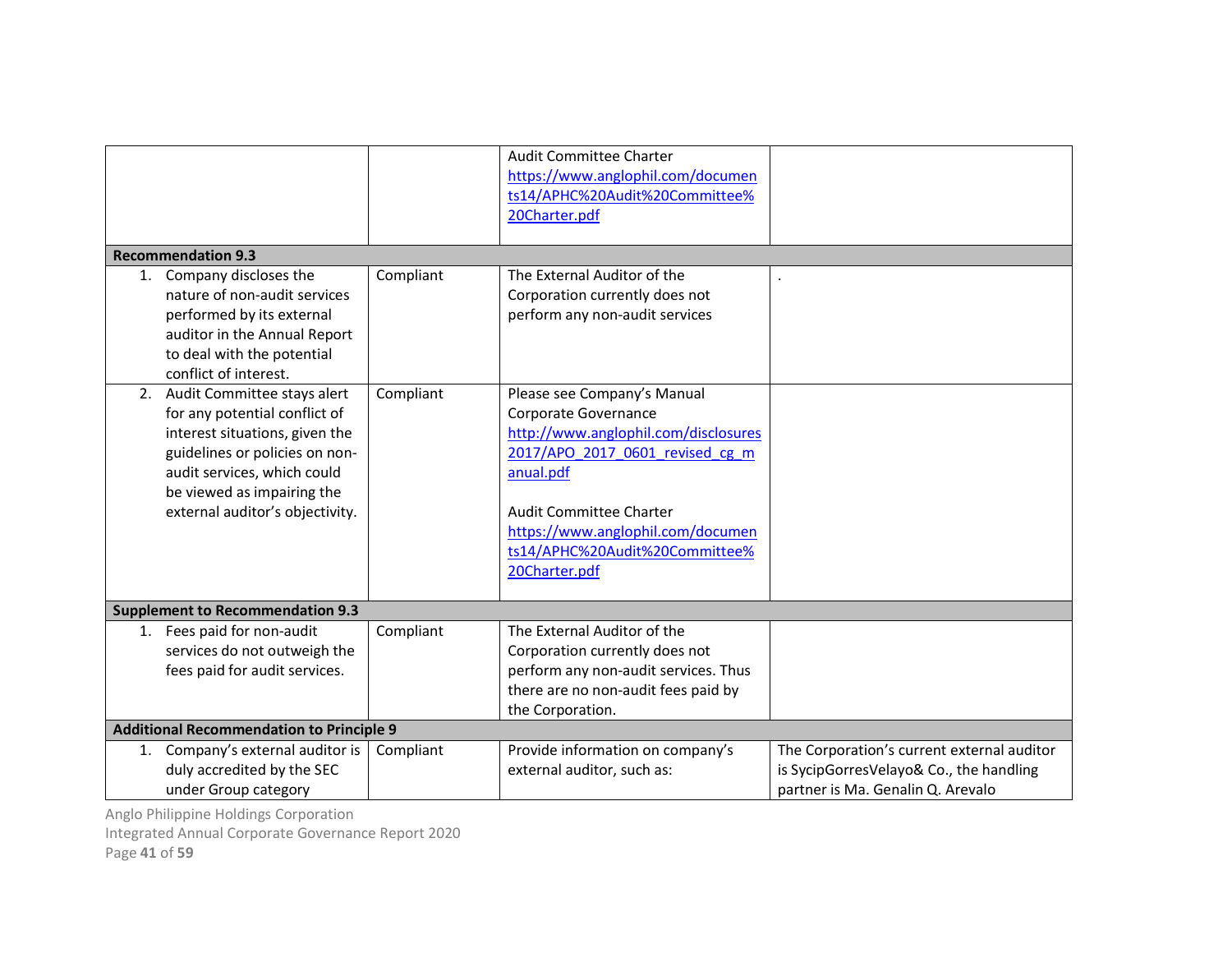| | | | |
|---|---|---|---|
| | | Audit Committee Charter https://www.anglophil.com/documents14/APHC%20Audit%20Committee%20Charter.pdf | |
| **Recommendation 9.3** | | | |
| 1. Company discloses the nature of non-audit services performed by its external auditor in the Annual Report to deal with the potential conflict of interest. | Compliant | The External Auditor of the Corporation currently does not perform any non-audit services | . |
| 2. Audit Committee stays alert for any potential conflict of interest situations, given the guidelines or policies on non-audit services, which could be viewed as impairing the external auditor's objectivity. | Compliant | Please see Company's Manual Corporate Governance http://www.anglophil.com/disclosures2017/APO_2017_0601_revised_cg_manual.pdf<br><br>Audit Committee Charter https://www.anglophil.com/documents14/APHC%20Audit%20Committee%20Charter.pdf | |
| **Supplement to Recommendation 9.3** | | | |
| 1. Fees paid for non-audit services do not outweigh the fees paid for audit services. | Compliant | The External Auditor of the Corporation currently does not perform any non-audit services. Thus there are no non-audit fees paid by the Corporation. | |
| **Additional Recommendation to Principle 9** | | | |
| 1. Company's external auditor is duly accredited by the SEC under Group category | Compliant | Provide information on company's external auditor, such as: | The Corporation's current external auditor is SycipGorresVelayo& Co., the handling partner is Ma. Genalin Q. Arevalo |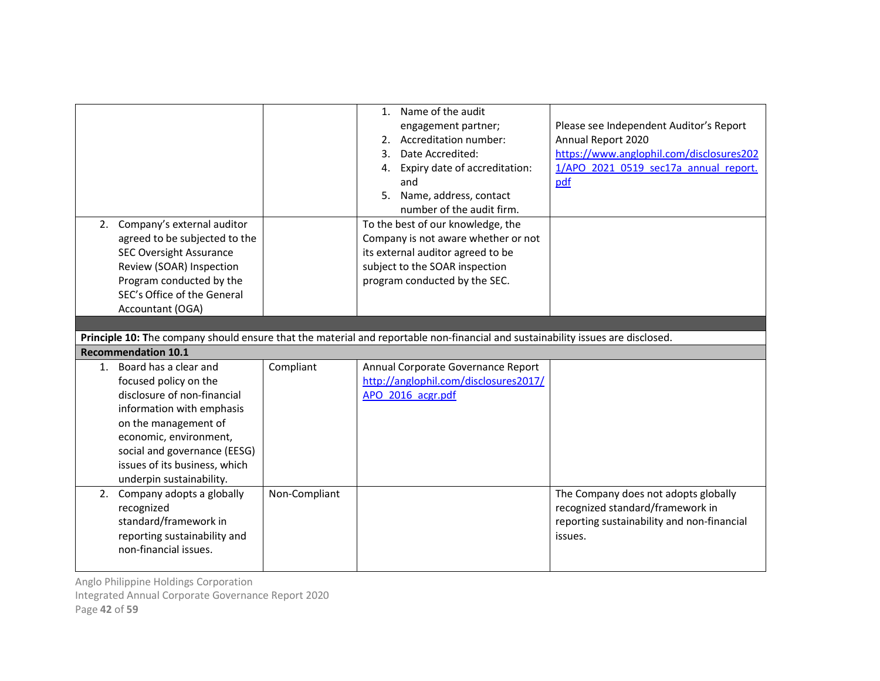| | | | |
|---|---|---|---|
| | | 1. Name of the audit engagement partner;<br>2. Accreditation number:<br>3. Date Accredited:<br>4. Expiry date of accreditation: and<br>5. Name, address, contact number of the audit firm. | Please see Independent Auditor's Report Annual Report 2020 [https://www.anglophil.com/disclosures2021/APO_2021_0519_sec17a_annual_report.pdf](https://www.anglophil.com/disclosures2021/APO_2021_0519_sec17a_annual_report.pdf) |
| 2. Company's external auditor agreed to be subjected to the SEC Oversight Assurance Review (SOAR) Inspection Program conducted by the SEC's Office of the General Accountant (OGA) | | To the best of our knowledge, the Company is not aware whether or not its external auditor agreed to be subject to the SOAR inspection program conducted by the SEC. | |
| | | | |
| **Principle 10: T**he company should ensure that the material and reportable non-financial and sustainability issues are disclosed. | | | |
| **Recommendation 10.1** | | | |
| 1. Board has a clear and focused policy on the disclosure of non-financial information with emphasis on the management of economic, environment, social and governance (EESG) issues of its business, which underpin sustainability. | Compliant | Annual Corporate Governance Report [http://anglophil.com/disclosures2017/APO_2016_acgr.pdf](http://anglophil.com/disclosures2017/APO_2016_acgr.pdf) | |
| 2. Company adopts a globally recognized standard/framework in reporting sustainability and non-financial issues. | Non-Compliant | | The Company does not adopts globally recognized standard/framework in reporting sustainability and non-financial issues. |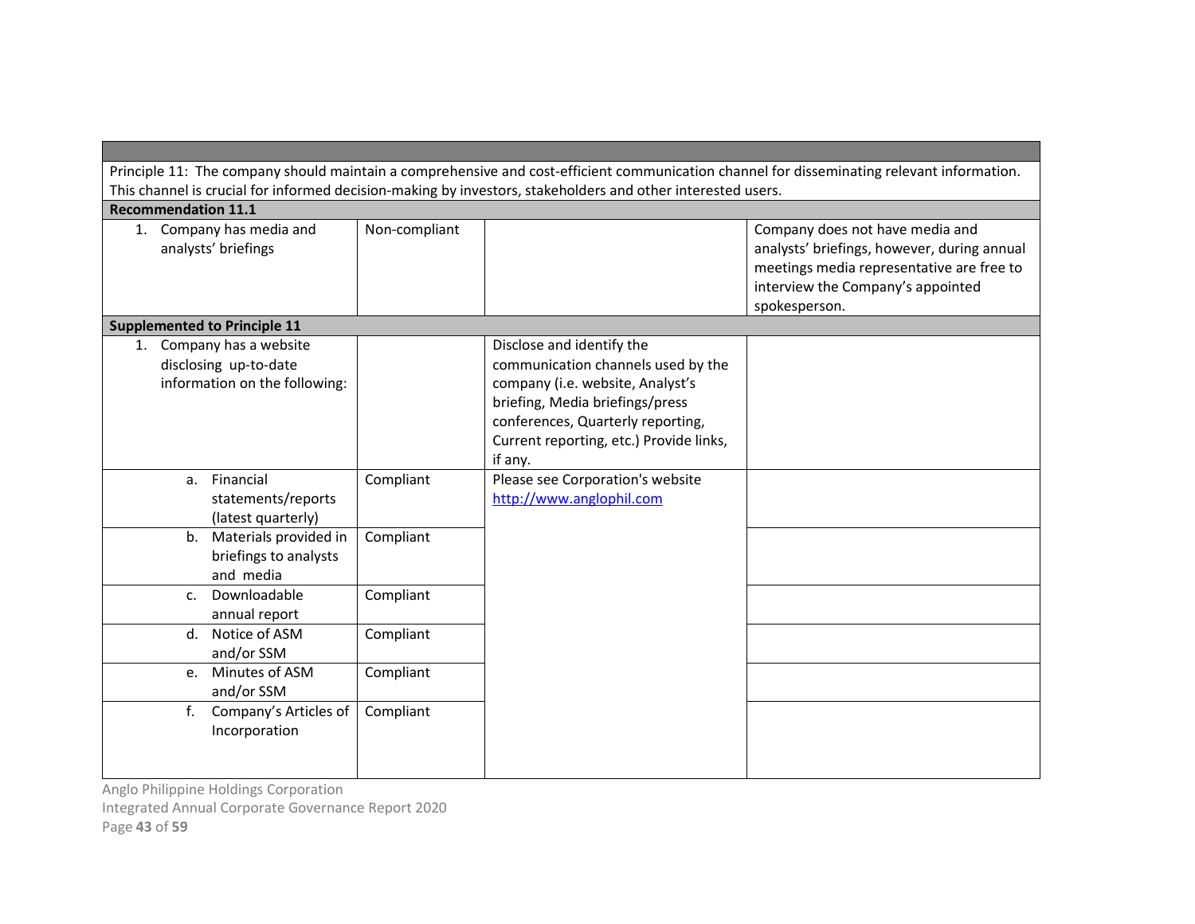| | | | |
|---|---|---|---|
| Principle 11: The company should maintain a comprehensive and cost-efficient communication channel for disseminating relevant information. This channel is crucial for informed decision-making by investors, stakeholders and other interested users. | | | |
| **Recommendation 11.1** | | | |
| 1. Company has media and analysts' briefings | Non-compliant | | Company does not have media and analysts' briefings, however, during annual meetings media representative are free to interview the Company's appointed spokesperson. |
| **Supplemented to Principle 11** | | | |
| 1. Company has a website disclosing up-to-date information on the following: | | Disclose and identify the communication channels used by the company (i.e. website, Analyst's briefing, Media briefings/press conferences, Quarterly reporting, Current reporting, etc.) Provide links, if any. | |
| a. Financial statements/reports (latest quarterly) | Compliant | Please see Corporation's website http://www.anglophil.com | |
| b. Materials provided in briefings to analysts and media | Compliant | | |
| c. Downloadable annual report | Compliant | | |
| d. Notice of ASM and/or SSM | Compliant | | |
| e. Minutes of ASM and/or SSM | Compliant | | |
| f. Company's Articles of Incorporation | Compliant | | |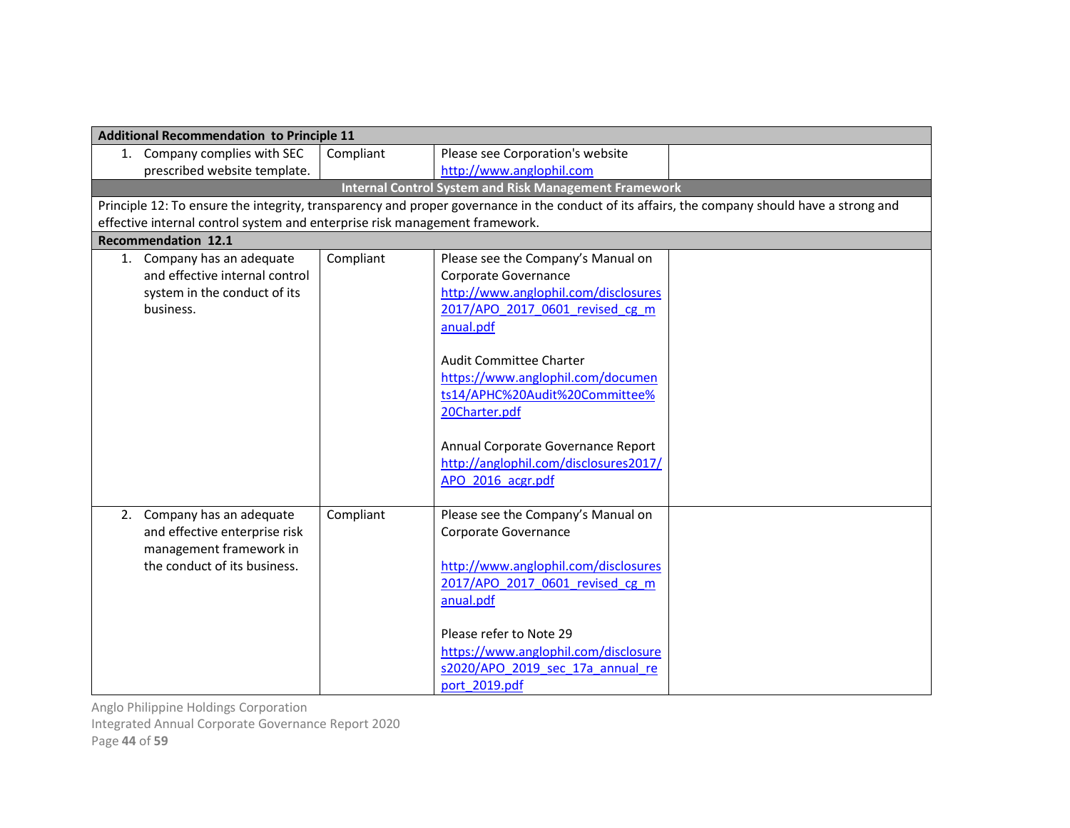| Additional Recommendation to Principle 11 | | | |
|---|---|---|---|
| 1. Company complies with SEC prescribed website template. | Compliant | Please see Corporation's website http://www.anglophil.com | |
| **Internal Control System and Risk Management Framework** | | | |
| Principle 12: To ensure the integrity, transparency and proper governance in the conduct of its affairs, the company should have a strong and effective internal control system and enterprise risk management framework. | | | |
| **Recommendation 12.1** | | | |
| 1. Company has an adequate and effective internal control system in the conduct of its business. | Compliant | Please see the Company's Manual on Corporate Governance http://www.anglophil.com/disclosures2017/APO_2017_0601_revised_cg_manual.pdf<br><br>Audit Committee Charter https://www.anglophil.com/documents14/APHC%20Audit%20Committee%20Charter.pdf<br><br>Annual Corporate Governance Report http://anglophil.com/disclosures2017/APO_2016_acgr.pdf | |
| 2. Company has an adequate and effective enterprise risk management framework in the conduct of its business. | Compliant | Please see the Company's Manual on Corporate Governance<br><br>http://www.anglophil.com/disclosures2017/APO_2017_0601_revised_cg_manual.pdf<br><br>Please refer to Note 29 https://www.anglophil.com/disclosures2020/APO_2019_sec_17a_annual_report_2019.pdf | |

Anglo Philippine Holdings Corporation
Integrated Annual Corporate Governance Report 2020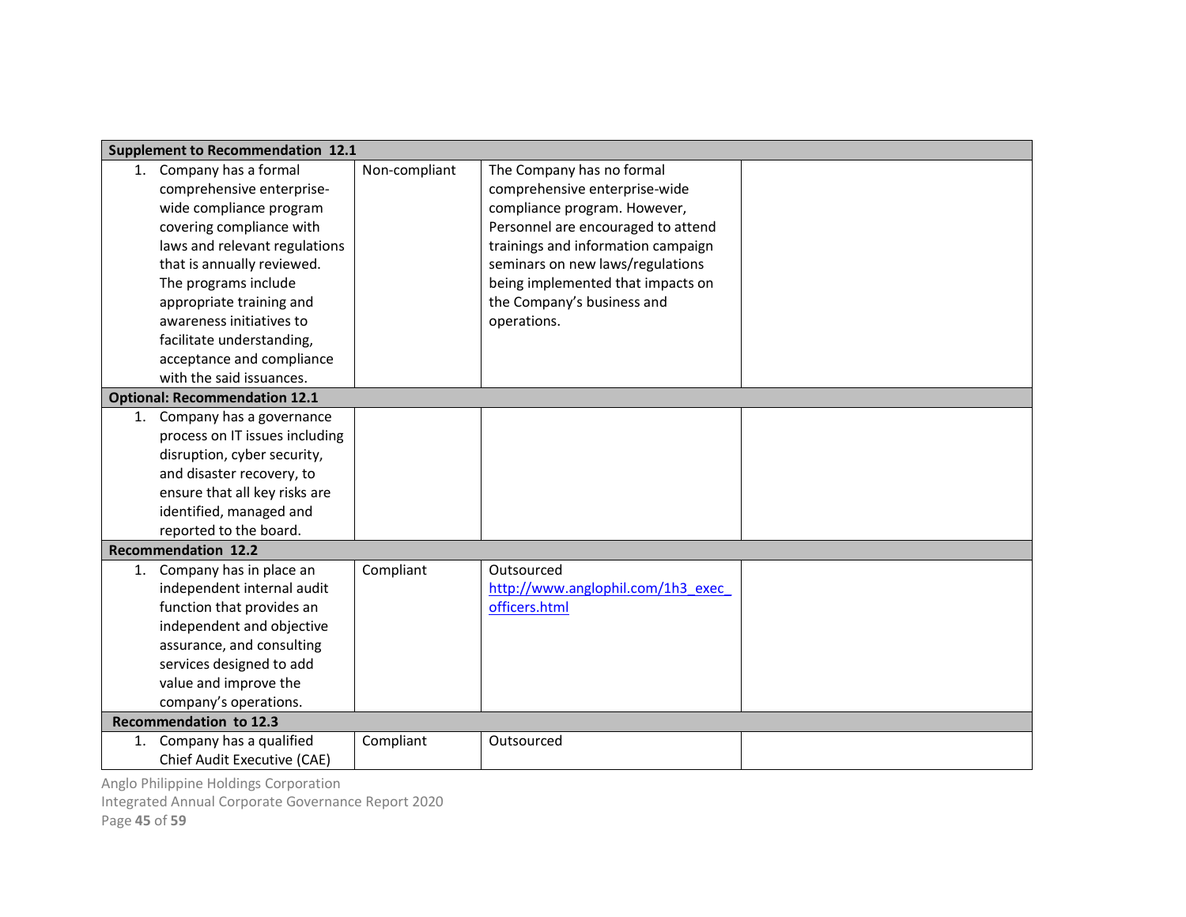| Supplement to Recommendation 12.1 | | | |
|---|---|---|---|
| 1. Company has a formal comprehensive enterprise-wide compliance program covering compliance with laws and relevant regulations that is annually reviewed. The programs include appropriate training and awareness initiatives to facilitate understanding, acceptance and compliance with the said issuances. | Non-compliant | The Company has no formal comprehensive enterprise-wide compliance program. However, Personnel are encouraged to attend trainings and information campaign seminars on new laws/regulations being implemented that impacts on the Company's business and operations. | |
| **Optional: Recommendation 12.1** | | | |
| 1. Company has a governance process on IT issues including disruption, cyber security, and disaster recovery, to ensure that all key risks are identified, managed and reported to the board. | | | |
| **Recommendation 12.2** | | | |
| 1. Company has in place an independent internal audit function that provides an independent and objective assurance, and consulting services designed to add value and improve the company's operations. | Compliant | Outsourced [http://www.anglophil.com/1h3_exec_officers.html](http://www.anglophil.com/1h3_exec_officers.html) | |
| **Recommendation to 12.3** | | | |
| 1. Company has a qualified Chief Audit Executive (CAE) | Compliant | Outsourced | |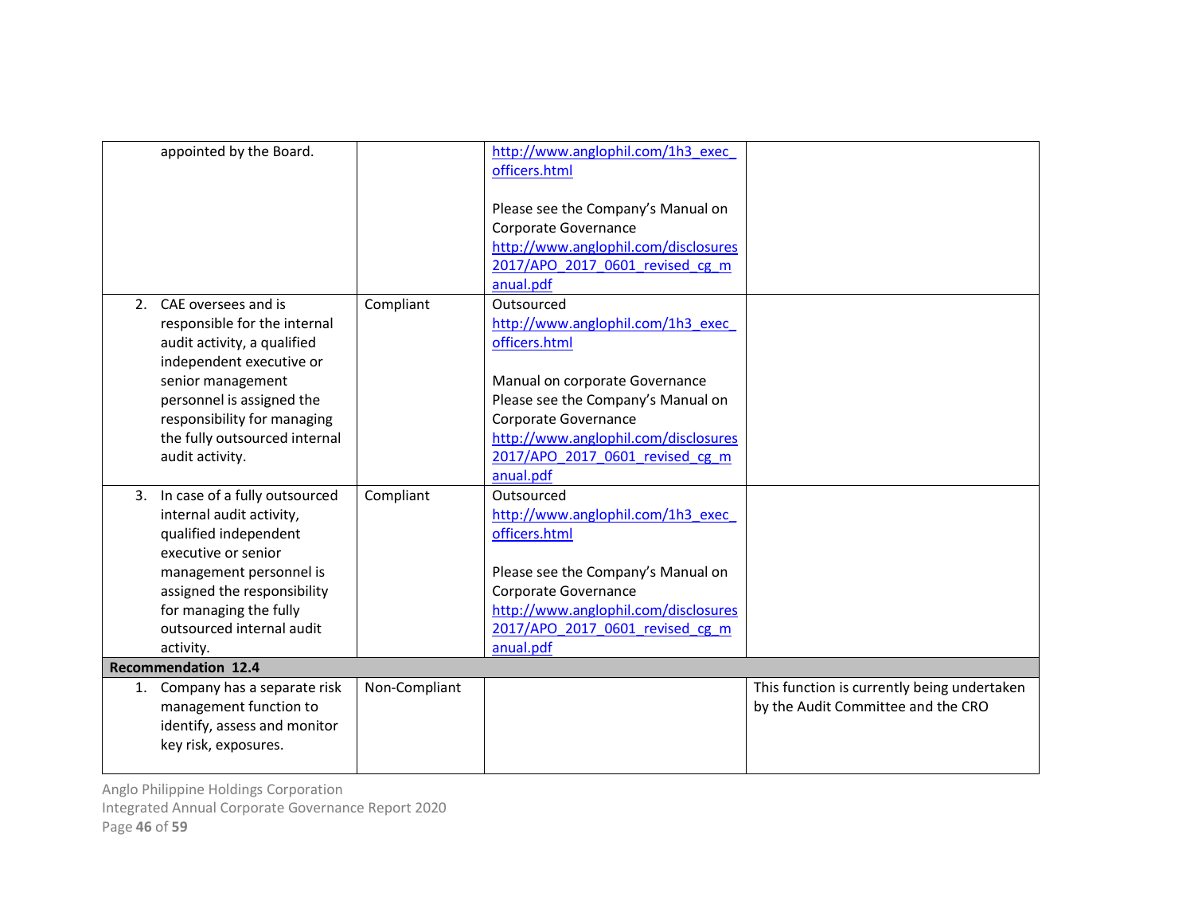| | | | |
|---|---|---|---|
| appointed by the Board. | | http://www.anglophil.com/1h3_exec_officers.html<br><br>Please see the Company's Manual on Corporate Governance http://www.anglophil.com/disclosures2017/APO_2017_0601_revised_cg_manual.pdf | |
| 2. CAE oversees and is responsible for the internal audit activity, a qualified independent executive or senior management personnel is assigned the responsibility for managing the fully outsourced internal audit activity. | Compliant | Outsourced<br>http://www.anglophil.com/1h3_exec_officers.html<br><br>Manual on corporate Governance<br>Please see the Company's Manual on Corporate Governance http://www.anglophil.com/disclosures2017/APO_2017_0601_revised_cg_manual.pdf | |
| 3. In case of a fully outsourced internal audit activity, qualified independent executive or senior management personnel is assigned the responsibility for managing the fully outsourced internal audit activity. | Compliant | Outsourced<br>http://www.anglophil.com/1h3_exec_officers.html<br><br>Please see the Company's Manual on Corporate Governance http://www.anglophil.com/disclosures2017/APO_2017_0601_revised_cg_manual.pdf | |
| **Recommendation 12.4** | | | |
| 1. Company has a separate risk management function to identify, assess and monitor key risk, exposures. | Non-Compliant | | This function is currently being undertaken by the Audit Committee and the CRO |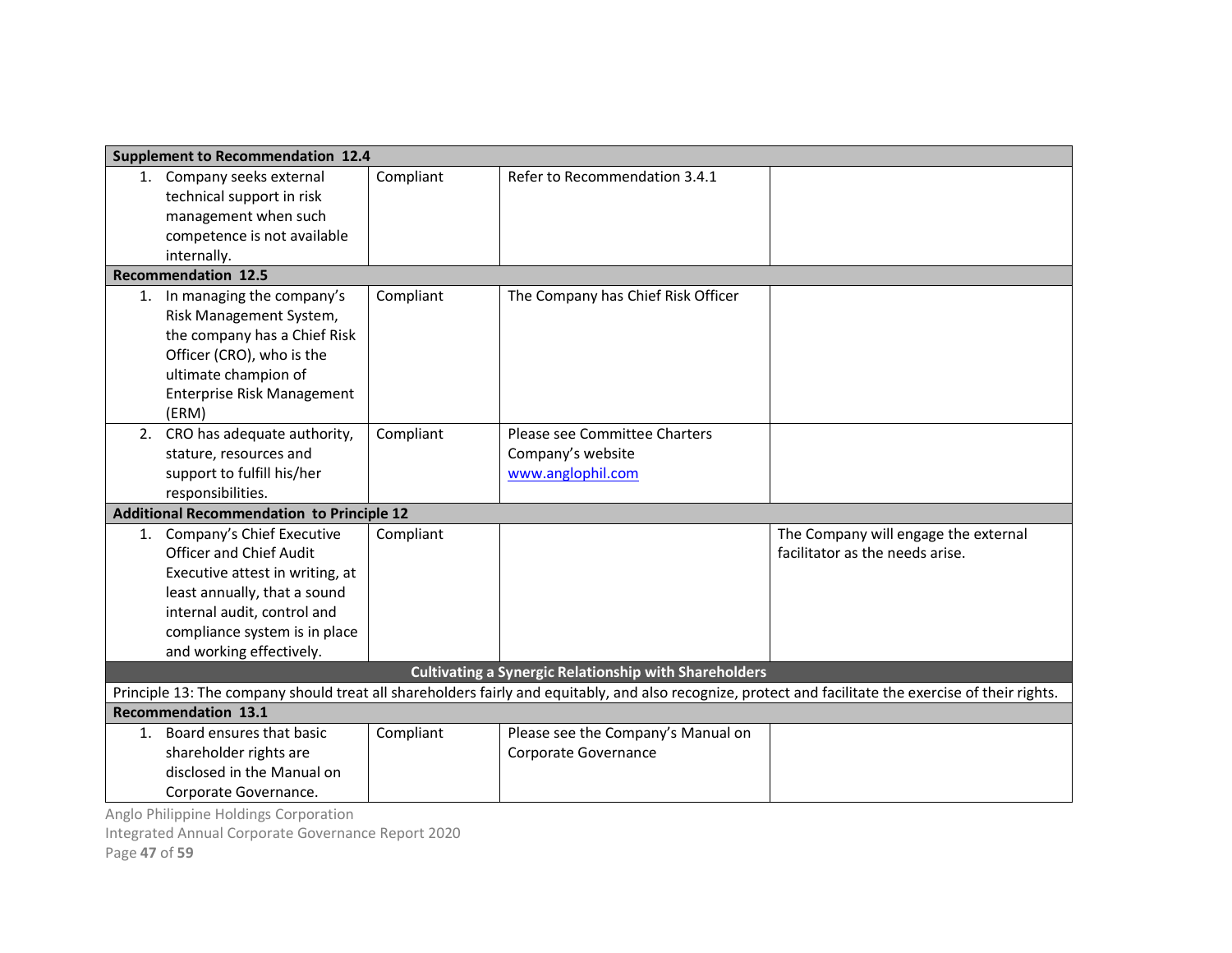| | | | |
|---|---|---|---|
| **Supplement to Recommendation 12.4** | | | |
| 1. Company seeks external technical support in risk management when such competence is not available internally. | Compliant | Refer to Recommendation 3.4.1 | |
| **Recommendation 12.5** | | | |
| 1. In managing the company's Risk Management System, the company has a Chief Risk Officer (CRO), who is the ultimate champion of Enterprise Risk Management (ERM) | Compliant | The Company has Chief Risk Officer | |
| 2. CRO has adequate authority, stature, resources and support to fulfill his/her responsibilities. | Compliant | Please see Committee Charters Company's website www.anglophil.com | |
| **Additional Recommendation to Principle 12** | | | |
| 1. Company's Chief Executive Officer and Chief Audit Executive attest in writing, at least annually, that a sound internal audit, control and compliance system is in place and working effectively. | Compliant | | The Company will engage the external facilitator as the needs arise. |
| **Cultivating a Synergic Relationship with Shareholders** | | | |
| Principle 13: The company should treat all shareholders fairly and equitably, and also recognize, protect and facilitate the exercise of their rights. | | | |
| **Recommendation 13.1** | | | |
| 1. Board ensures that basic shareholder rights are disclosed in the Manual on Corporate Governance. | Compliant | Please see the Company's Manual on Corporate Governance | |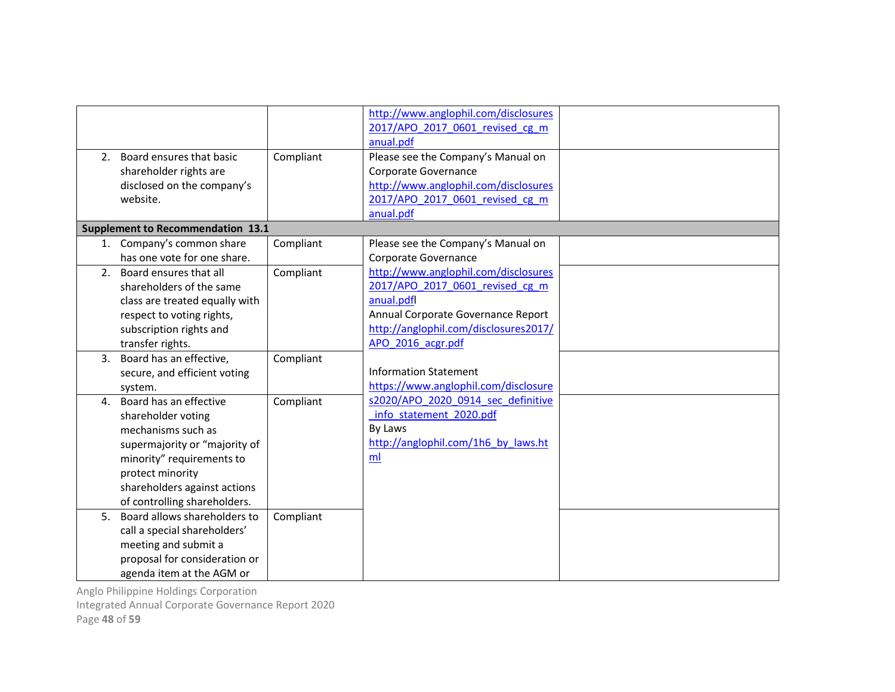| | | | |
|---|---|---|---|
| | | http://www.anglophil.com/disclosures2017/APO_2017_0601_revised_cg_manual.pdf | |
| 2. Board ensures that basic shareholder rights are disclosed on the company's website. | Compliant | Please see the Company's Manual on Corporate Governance http://www.anglophil.com/disclosures2017/APO_2017_0601_revised_cg_manual.pdf | |
| **Supplement to Recommendation 13.1** | | | |
| 1. Company's common share has one vote for one share. | Compliant | Please see the Company's Manual on Corporate Governance http://www.anglophil.com/disclosures2017/APO_2017_0601_revised_cg_manual.pdfl<br>Annual Corporate Governance Report http://anglophil.com/disclosures2017/APO_2016_acgr.pdf<br><br>Information Statement https://www.anglophil.com/disclosures2020/APO_2020_0914_sec_definitive_info_statement_2020.pdf<br>By Laws http://anglophil.com/1h6_by_laws.html | |
| 2. Board ensures that all shareholders of the same class are treated equally with respect to voting rights, subscription rights and transfer rights. | Compliant | | |
| 3. Board has an effective, secure, and efficient voting system. | Compliant | | |
| 4. Board has an effective shareholder voting mechanisms such as supermajority or "majority of minority" requirements to protect minority shareholders against actions of controlling shareholders. | Compliant | | |
| 5. Board allows shareholders to call a special shareholders' meeting and submit a proposal for consideration or agenda item at the AGM or | Compliant | | |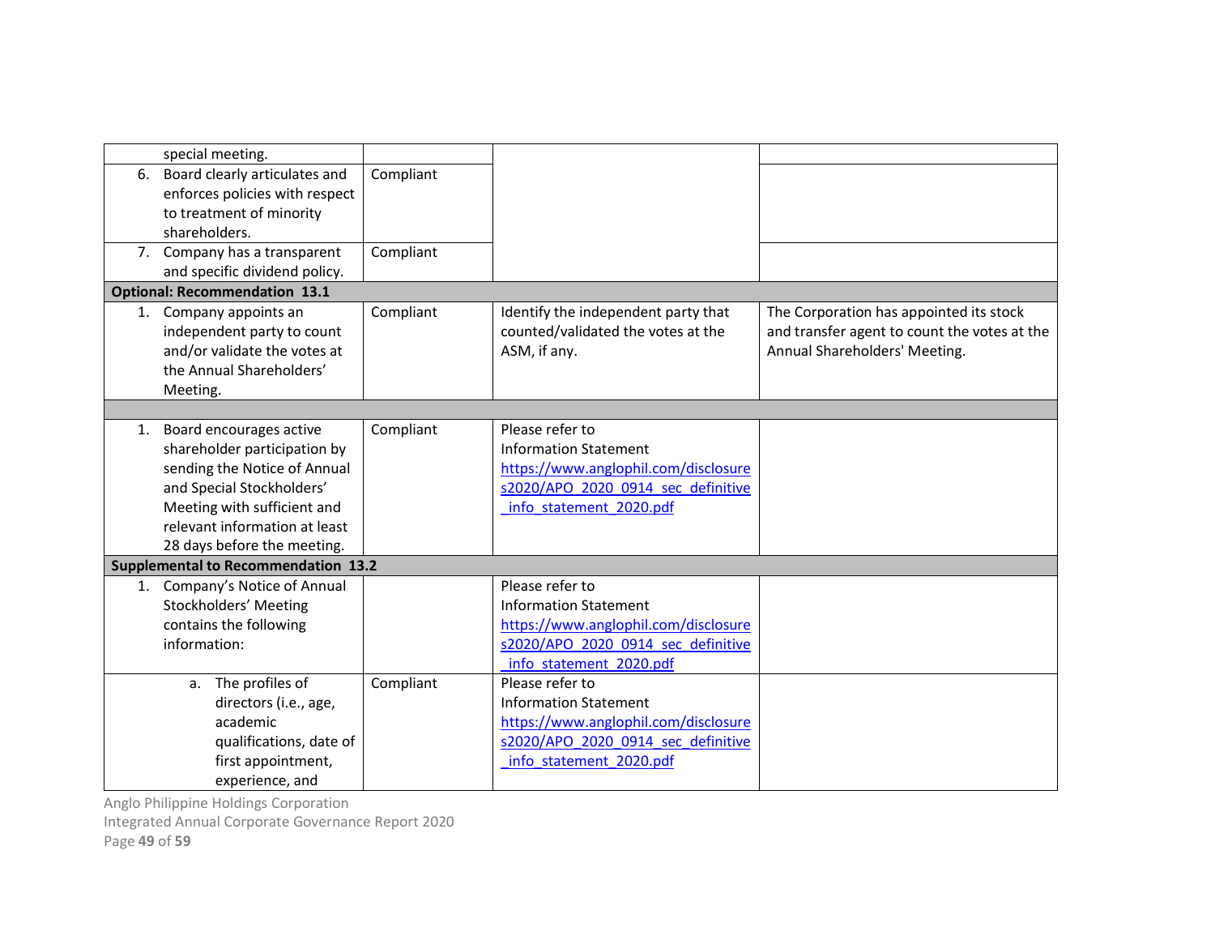| | | | |
|---|---|---|---|
| special meeting. | | | |
| 6. Board clearly articulates and enforces policies with respect to treatment of minority shareholders. | Compliant | | |
| 7. Company has a transparent and specific dividend policy. | Compliant | | |
| **Optional: Recommendation 13.1** | | | |
| 1. Company appoints an independent party to count and/or validate the votes at the Annual Shareholders' Meeting. | Compliant | Identify the independent party that counted/validated the votes at the ASM, if any. | The Corporation has appointed its stock and transfer agent to count the votes at the Annual Shareholders' Meeting. |
| | | | |
| 1. Board encourages active shareholder participation by sending the Notice of Annual and Special Stockholders' Meeting with sufficient and relevant information at least 28 days before the meeting. | Compliant | Please refer to Information Statement https://www.anglophil.com/disclosures2020/APO_2020_0914_sec_definitive_info_statement_2020.pdf | |
| **Supplemental to Recommendation 13.2** | | | |
| 1. Company's Notice of Annual Stockholders' Meeting contains the following information: | | Please refer to Information Statement https://www.anglophil.com/disclosures2020/APO_2020_0914_sec_definitive_info_statement_2020.pdf | |
| a. The profiles of directors (i.e., age, academic qualifications, date of first appointment, experience, and | Compliant | Please refer to Information Statement https://www.anglophil.com/disclosures2020/APO_2020_0914_sec_definitive_info_statement_2020.pdf | |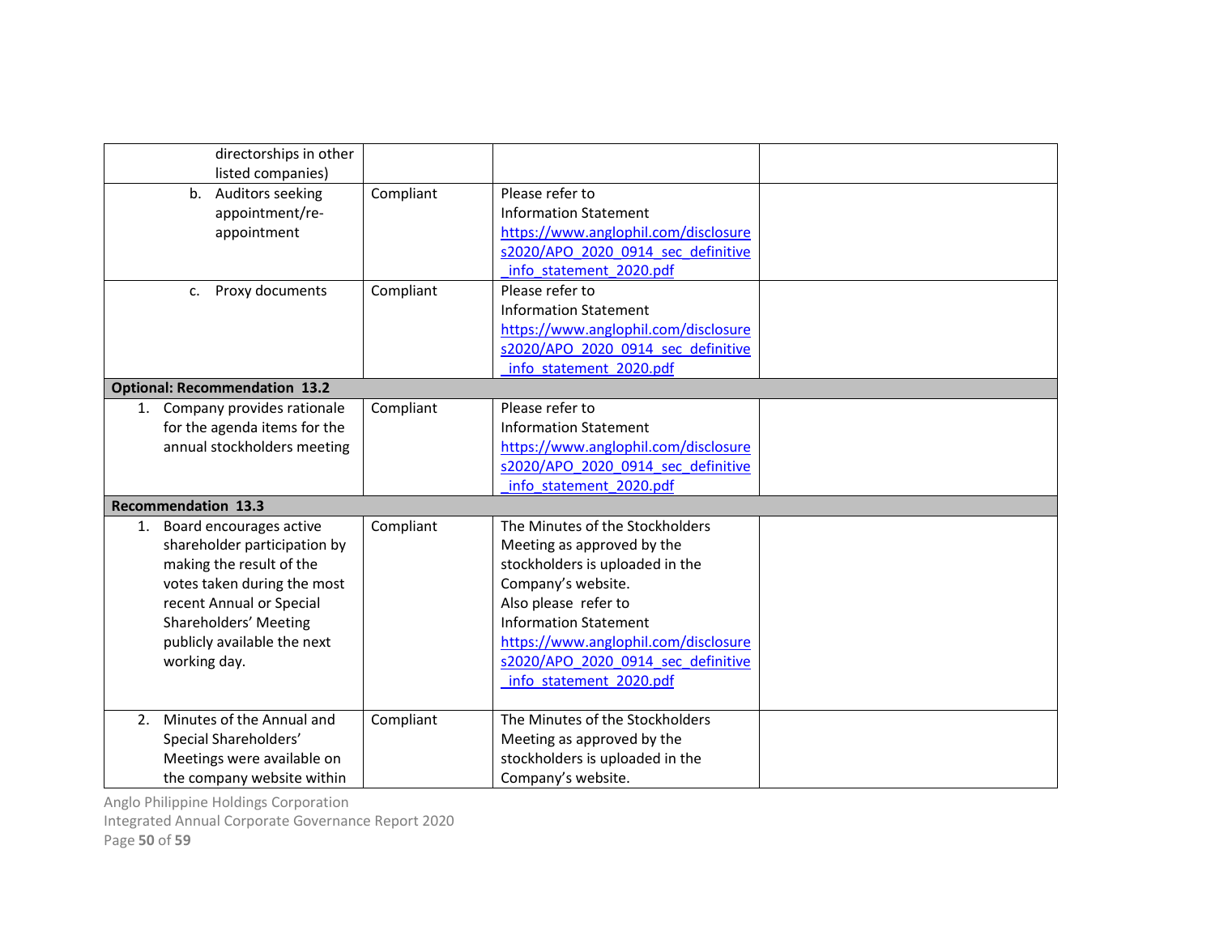| | | | |
|---|---|---|---|
| directorships in other listed companies) | | | |
| b. Auditors seeking appointment/re-appointment | Compliant | Please refer to Information Statement https://www.anglophil.com/disclosures2020/APO_2020_0914_sec_definitive_info_statement_2020.pdf | |
| c. Proxy documents | Compliant | Please refer to Information Statement https://www.anglophil.com/disclosures2020/APO_2020_0914_sec_definitive_info_statement_2020.pdf | |
| **Optional: Recommendation 13.2** | | | |
| 1. Company provides rationale for the agenda items for the annual stockholders meeting | Compliant | Please refer to Information Statement https://www.anglophil.com/disclosures2020/APO_2020_0914_sec_definitive_info_statement_2020.pdf | |
| **Recommendation 13.3** | | | |
| 1. Board encourages active shareholder participation by making the result of the votes taken during the most recent Annual or Special Shareholders' Meeting publicly available the next working day. | Compliant | The Minutes of the Stockholders Meeting as approved by the stockholders is uploaded in the Company's website. Also please refer to Information Statement https://www.anglophil.com/disclosures2020/APO_2020_0914_sec_definitive_info_statement_2020.pdf | |
| 2. Minutes of the Annual and Special Shareholders' Meetings were available on the company website within | Compliant | The Minutes of the Stockholders Meeting as approved by the stockholders is uploaded in the Company's website. | |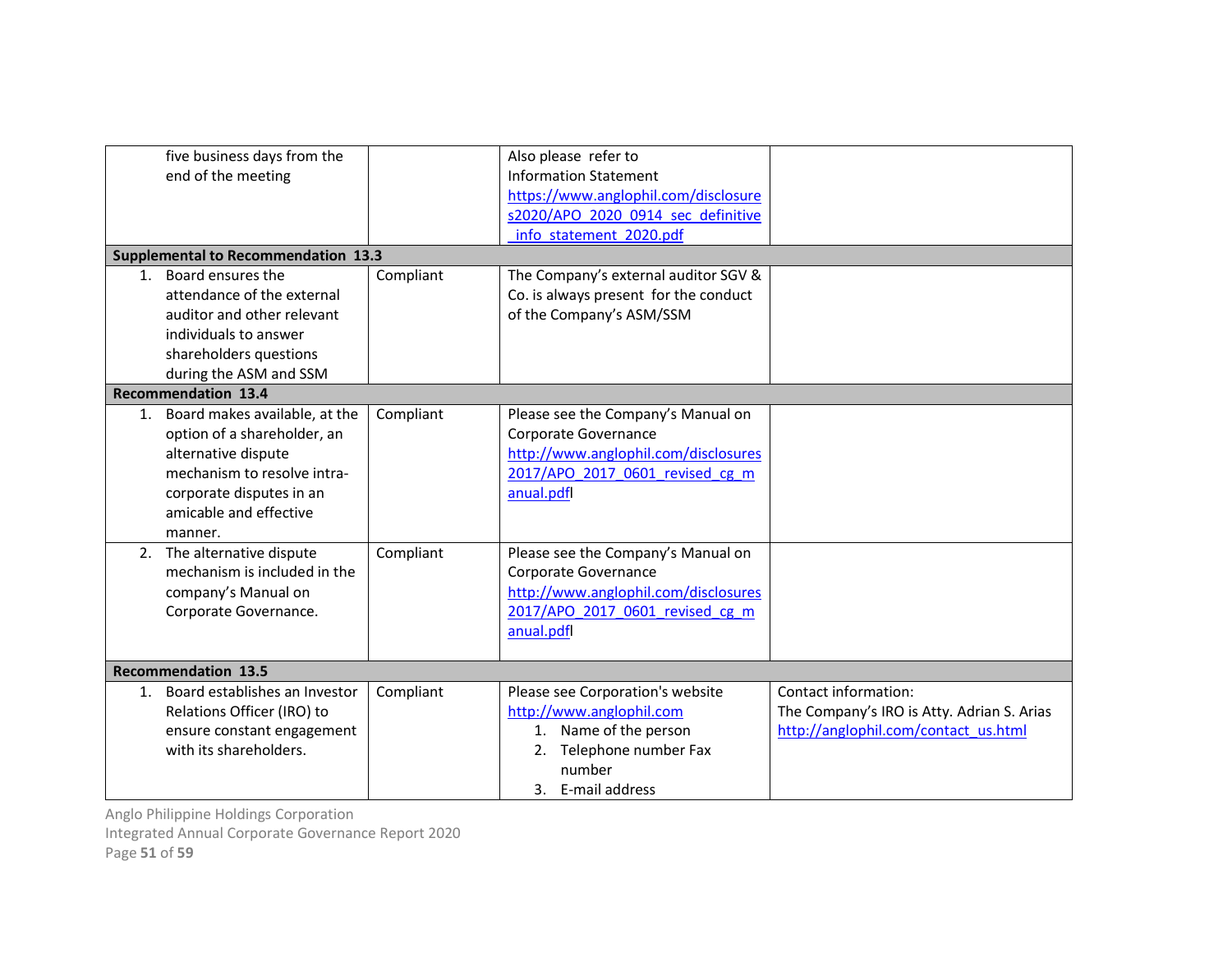| | | | |
|---|---|---|---|
| five business days from the end of the meeting | | Also please refer to Information Statement https://www.anglophil.com/disclosures2020/APO_2020_0914_sec_definitive_info_statement_2020.pdf | |
| **Supplemental to Recommendation 13.3** | | | |
| 1. Board ensures the attendance of the external auditor and other relevant individuals to answer shareholders questions during the ASM and SSM | Compliant | The Company's external auditor SGV & Co. is always present for the conduct of the Company's ASM/SSM | |
| **Recommendation 13.4** | | | |
| 1. Board makes available, at the option of a shareholder, an alternative dispute mechanism to resolve intra-corporate disputes in an amicable and effective manner. | Compliant | Please see the Company's Manual on Corporate Governance http://www.anglophil.com/disclosures2017/APO_2017_0601_revised_cg_manual.pdfl | |
| 2. The alternative dispute mechanism is included in the company's Manual on Corporate Governance. | Compliant | Please see the Company's Manual on Corporate Governance http://www.anglophil.com/disclosures2017/APO_2017_0601_revised_cg_manual.pdfl | |
| **Recommendation 13.5** | | | |
| 1. Board establishes an Investor Relations Officer (IRO) to ensure constant engagement with its shareholders. | Compliant | Please see Corporation's website http://www.anglophil.com<br>1. Name of the person<br>2. Telephone number Fax number<br>3. E-mail address | Contact information:<br>The Company's IRO is Atty. Adrian S. Arias<br>http://anglophil.com/contact_us.html |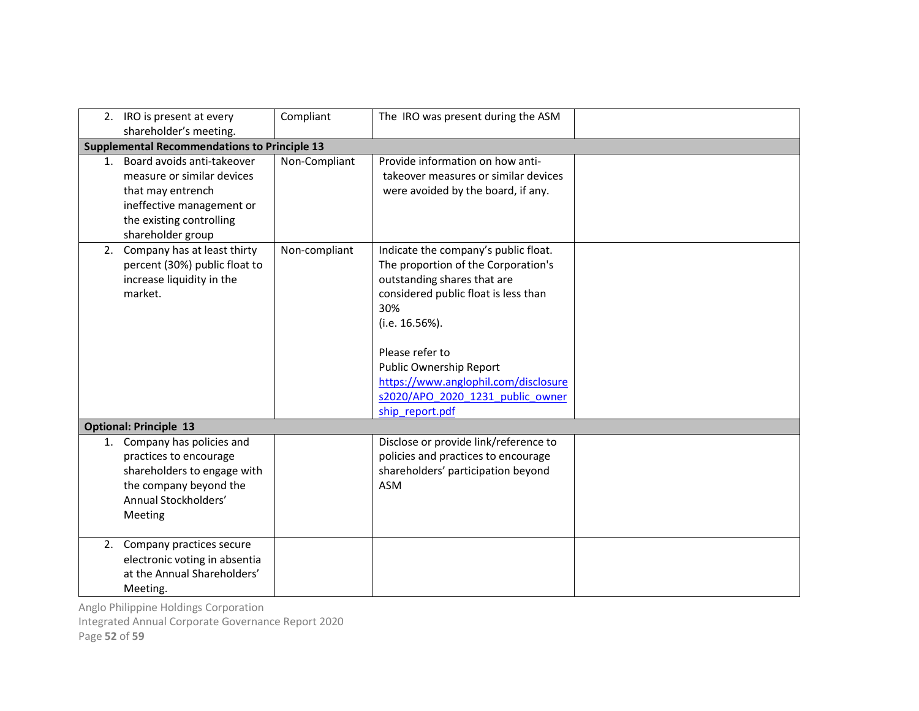| | | | |
|---|---|---|---|
| 2. IRO is present at every shareholder's meeting. | Compliant | The IRO was present during the ASM | |
| **Supplemental Recommendations to Principle 13** | | | |
| 1. Board avoids anti-takeover measure or similar devices that may entrench ineffective management or the existing controlling shareholder group | Non-Compliant | Provide information on how anti-takeover measures or similar devices were avoided by the board, if any. | |
| 2. Company has at least thirty percent (30%) public float to increase liquidity in the market. | Non-compliant | Indicate the company's public float. The proportion of the Corporation's outstanding shares that are considered public float is less than 30% (i.e. 16.56%).<br><br>Please refer to Public Ownership Report https://www.anglophil.com/disclosures2020/APO_2020_1231_public_ownership_report.pdf | |
| **Optional: Principle 13** | | | |
| 1. Company has policies and practices to encourage shareholders to engage with the company beyond the Annual Stockholders' Meeting | | Disclose or provide link/reference to policies and practices to encourage shareholders' participation beyond ASM | |
| 2. Company practices secure electronic voting in absentia at the Annual Shareholders' Meeting. | | | |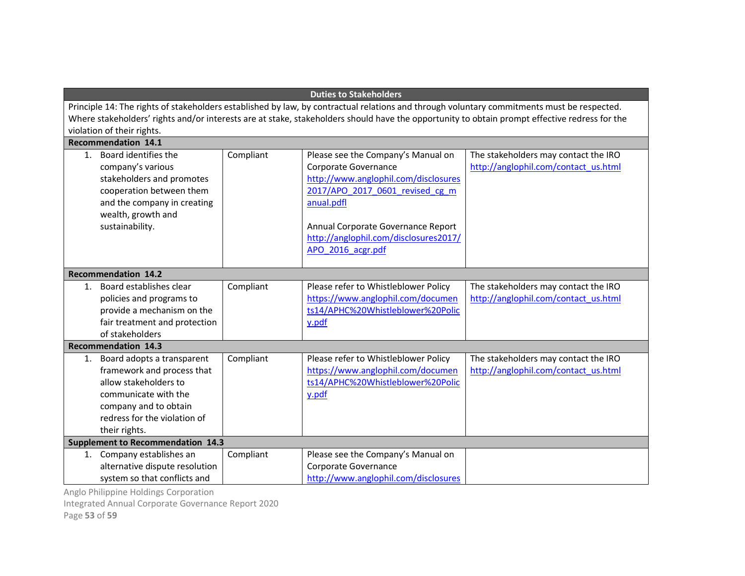| Duties to Stakeholders | | | |
|---|---|---|---|
| Principle 14: The rights of stakeholders established by law, by contractual relations and through voluntary commitments must be respected. Where stakeholders' rights and/or interests are at stake, stakeholders should have the opportunity to obtain prompt effective redress for the violation of their rights. | | | |
| **Recommendation 14.1** | | | |
| 1. Board identifies the company's various stakeholders and promotes cooperation between them and the company in creating wealth, growth and sustainability. | Compliant | Please see the Company's Manual on Corporate Governance http://www.anglophil.com/disclosures2017/APO_2017_0601_revised_cg_manual.pdfl<br><br>Annual Corporate Governance Report http://anglophil.com/disclosures2017/APO_2016_acgr.pdf | The stakeholders may contact the IRO http://anglophil.com/contact_us.html |
| **Recommendation 14.2** | | | |
| 1. Board establishes clear policies and programs to provide a mechanism on the fair treatment and protection of stakeholders | Compliant | Please refer to Whistleblower Policy https://www.anglophil.com/documents14/APHC%20Whistleblower%20Policy.pdf | The stakeholders may contact the IRO http://anglophil.com/contact_us.html |
| **Recommendation 14.3** | | | |
| 1. Board adopts a transparent framework and process that allow stakeholders to communicate with the company and to obtain redress for the violation of their rights. | Compliant | Please refer to Whistleblower Policy https://www.anglophil.com/documents14/APHC%20Whistleblower%20Policy.pdf | The stakeholders may contact the IRO http://anglophil.com/contact_us.html |
| **Supplement to Recommendation 14.3** | | | |
| 1. Company establishes an alternative dispute resolution system so that conflicts and | Compliant | Please see the Company's Manual on Corporate Governance http://www.anglophil.com/disclosures | |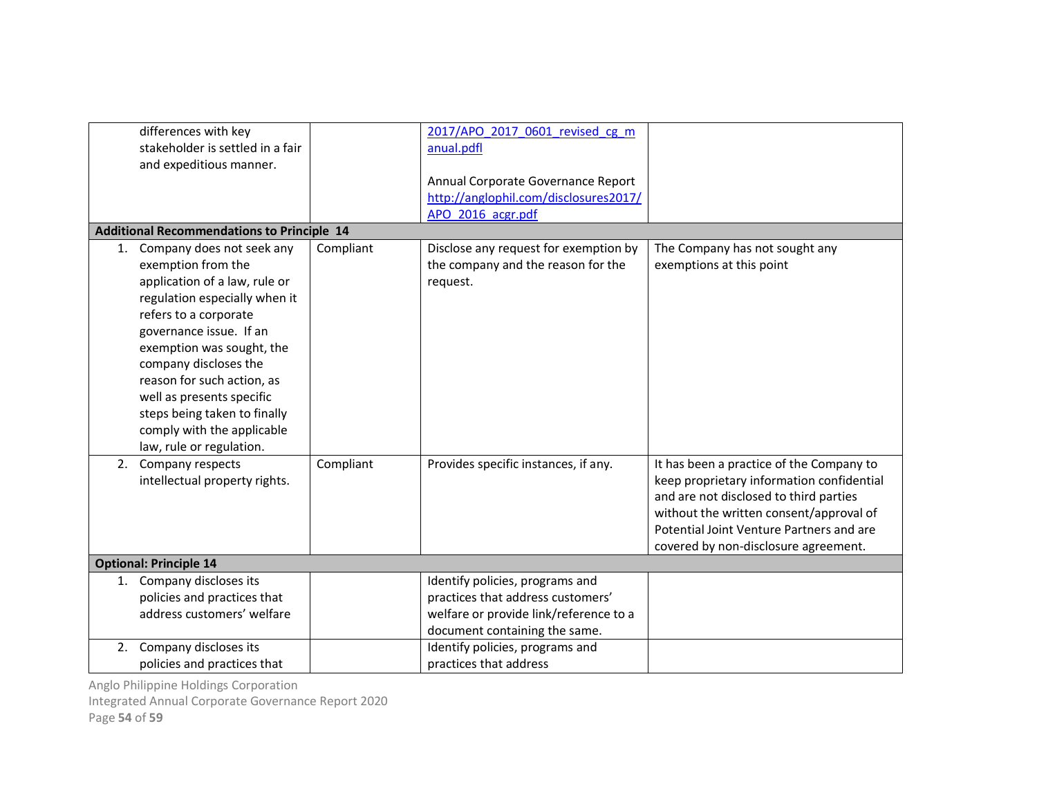| | | | |
|---|---|---|---|
| differences with key stakeholder is settled in a fair and expeditious manner. | | 2017/APO_2017_0601_revised_cg_manual.pdfl<br><br>Annual Corporate Governance Report http://anglophil.com/disclosures2017/APO_2016_acgr.pdf | |
| **Additional Recommendations to Principle 14** | | | |
| 1. Company does not seek any exemption from the application of a law, rule or regulation especially when it refers to a corporate governance issue. If an exemption was sought, the company discloses the reason for such action, as well as presents specific steps being taken to finally comply with the applicable law, rule or regulation. | Compliant | Disclose any request for exemption by the company and the reason for the request. | The Company has not sought any exemptions at this point |
| 2. Company respects intellectual property rights. | Compliant | Provides specific instances, if any. | It has been a practice of the Company to keep proprietary information confidential and are not disclosed to third parties without the written consent/approval of Potential Joint Venture Partners and are covered by non-disclosure agreement. |
| **Optional: Principle 14** | | | |
| 1. Company discloses its policies and practices that address customers' welfare | | Identify policies, programs and practices that address customers' welfare or provide link/reference to a document containing the same. | |
| 2. Company discloses its policies and practices that | | Identify policies, programs and practices that address | |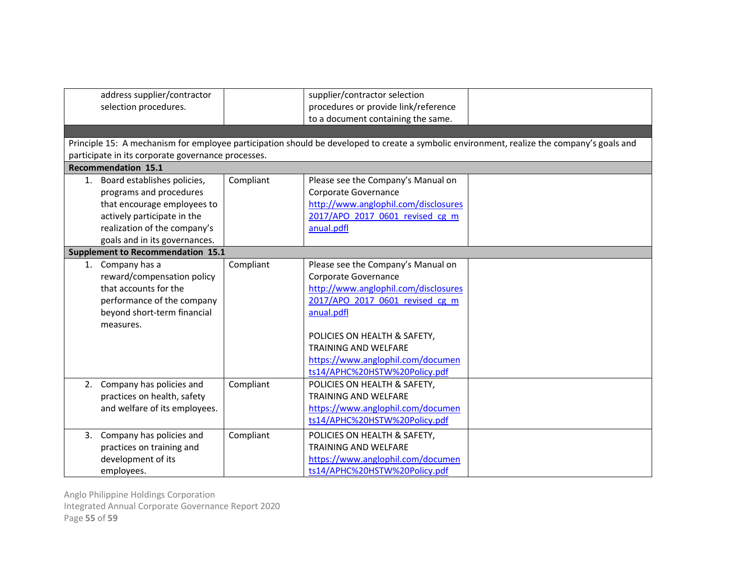| | | | |
|---|---|---|---|
| address supplier/contractor selection procedures. | | supplier/contractor selection procedures or provide link/reference to a document containing the same. | |
| | | | |
| Principle 15: A mechanism for employee participation should be developed to create a symbolic environment, realize the company's goals and participate in its corporate governance processes. | | | |
| **Recommendation 15.1** | | | |
| 1. Board establishes policies, programs and procedures that encourage employees to actively participate in the realization of the company's goals and in its governances. | Compliant | Please see the Company's Manual on Corporate Governance http://www.anglophil.com/disclosures2017/APO_2017_0601_revised_cg_manual.pdfl | |
| **Supplement to Recommendation 15.1** | | | |
| 1. Company has a reward/compensation policy that accounts for the performance of the company beyond short-term financial measures. | Compliant | Please see the Company's Manual on Corporate Governance http://www.anglophil.com/disclosures2017/APO_2017_0601_revised_cg_manual.pdfl<br><br>POLICIES ON HEALTH & SAFETY, TRAINING AND WELFARE https://www.anglophil.com/documents14/APHC%20HSTW%20Policy.pdf | |
| 2. Company has policies and practices on health, safety and welfare of its employees. | Compliant | POLICIES ON HEALTH & SAFETY, TRAINING AND WELFARE https://www.anglophil.com/documents14/APHC%20HSTW%20Policy.pdf | |
| 3. Company has policies and practices on training and development of its employees. | Compliant | POLICIES ON HEALTH & SAFETY, TRAINING AND WELFARE https://www.anglophil.com/documents14/APHC%20HSTW%20Policy.pdf | |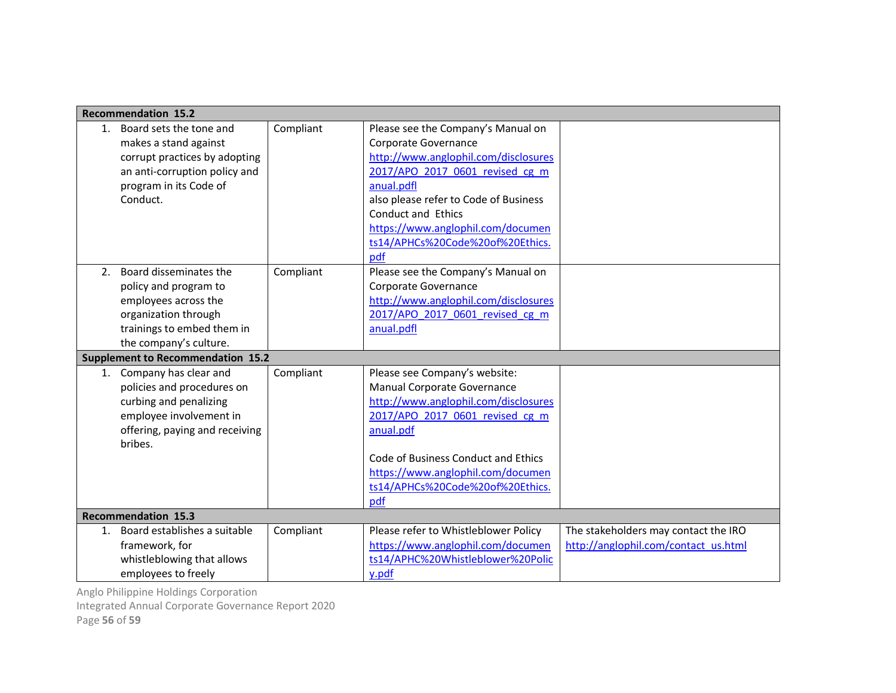| Recommendation 15.2 | | | |
|---|---|---|---|
| 1. Board sets the tone and makes a stand against corrupt practices by adopting an anti-corruption policy and program in its Code of Conduct. | Compliant | Please see the Company's Manual on Corporate Governance http://www.anglophil.com/disclosures 2017/APO_2017_0601_revised_cg_manual.pdfl also please refer to Code of Business Conduct and Ethics https://www.anglophil.com/documents14/APHCs%20Code%20of%20Ethics.pdf | |
| 2. Board disseminates the policy and program to employees across the organization through trainings to embed them in the company's culture. | Compliant | Please see the Company's Manual on Corporate Governance http://www.anglophil.com/disclosures 2017/APO_2017_0601_revised_cg_manual.pdfl | |
| **Supplement to Recommendation 15.2** | | | |
| 1. Company has clear and policies and procedures on curbing and penalizing employee involvement in offering, paying and receiving bribes. | Compliant | Please see Company's website: Manual Corporate Governance http://www.anglophil.com/disclosures 2017/APO_2017_0601_revised_cg_manual.pdf<br><br>Code of Business Conduct and Ethics https://www.anglophil.com/documents14/APHCs%20Code%20of%20Ethics.pdf | |
| **Recommendation 15.3** | | | |
| 1. Board establishes a suitable framework, for whistleblowing that allows employees to freely | Compliant | Please refer to Whistleblower Policy https://www.anglophil.com/documents14/APHC%20Whistleblower%20Policy.pdf | The stakeholders may contact the IRO http://anglophil.com/contact_us.html |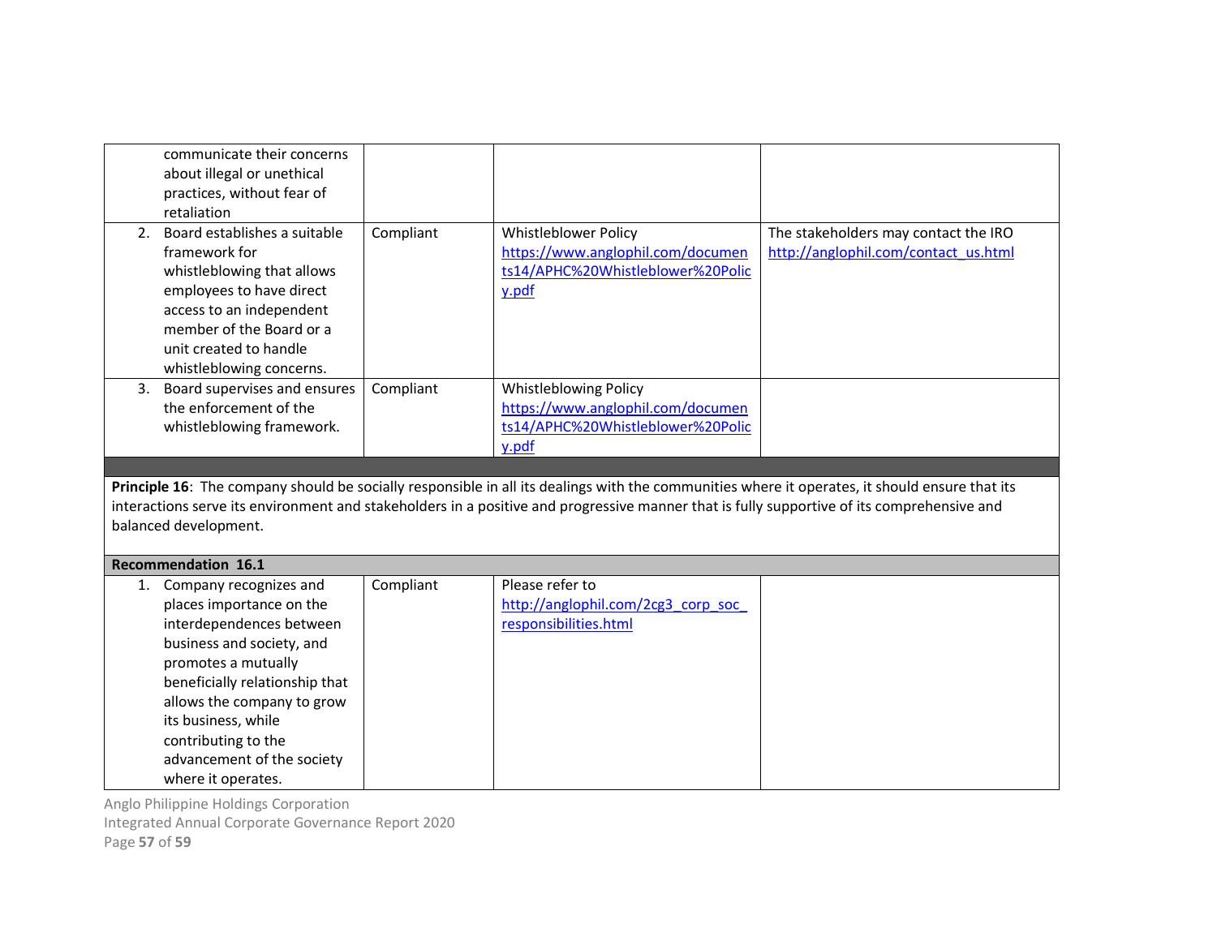| | | | |
|---|---|---|---|
| communicate their concerns about illegal or unethical practices, without fear of retaliation | | | |
| 2. Board establishes a suitable framework for whistleblowing that allows employees to have direct access to an independent member of the Board or a unit created to handle whistleblowing concerns. | Compliant | Whistleblower Policy https://www.anglophil.com/documents14/APHC%20Whistleblower%20Policy.pdf | The stakeholders may contact the IRO http://anglophil.com/contact_us.html |
| 3. Board supervises and ensures the enforcement of the whistleblowing framework. | Compliant | Whistleblowing Policy https://www.anglophil.com/documents14/APHC%20Whistleblower%20Policy.pdf | |

**Principle 16**: The company should be socially responsible in all its dealings with the communities where it operates, it should ensure that its interactions serve its environment and stakeholders in a positive and progressive manner that is fully supportive of its comprehensive and balanced development.

| **Recommendation 16.1** | | | |
|---|---|---|---|
| 1. Company recognizes and places importance on the interdependences between business and society, and promotes a mutually beneficially relationship that allows the company to grow its business, while contributing to the advancement of the society where it operates. | Compliant | Please refer to http://anglophil.com/2cg3_corp_soc_responsibilities.html | |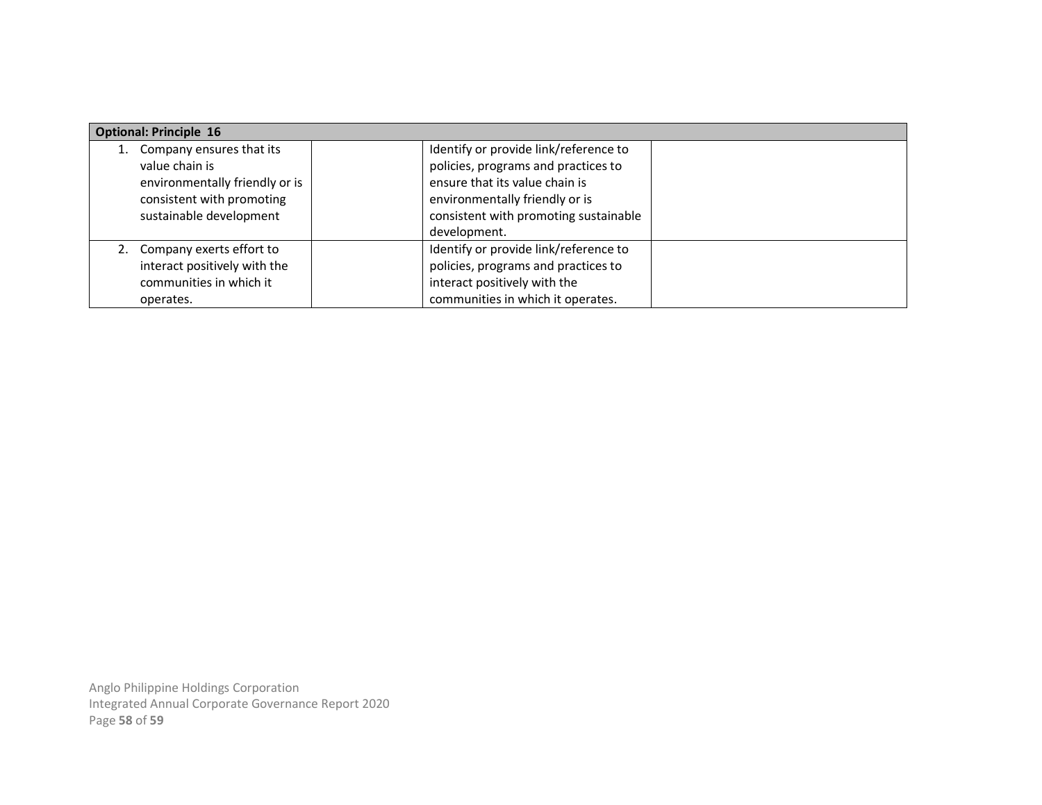| Optional: Principle 16 | | | |
|---|---|---|---|
| 1. Company ensures that its value chain is environmentally friendly or is consistent with promoting sustainable development | | Identify or provide link/reference to policies, programs and practices to ensure that its value chain is environmentally friendly or is consistent with promoting sustainable development. | |
| 2. Company exerts effort to interact positively with the communities in which it operates. | | Identify or provide link/reference to policies, programs and practices to interact positively with the communities in which it operates. | |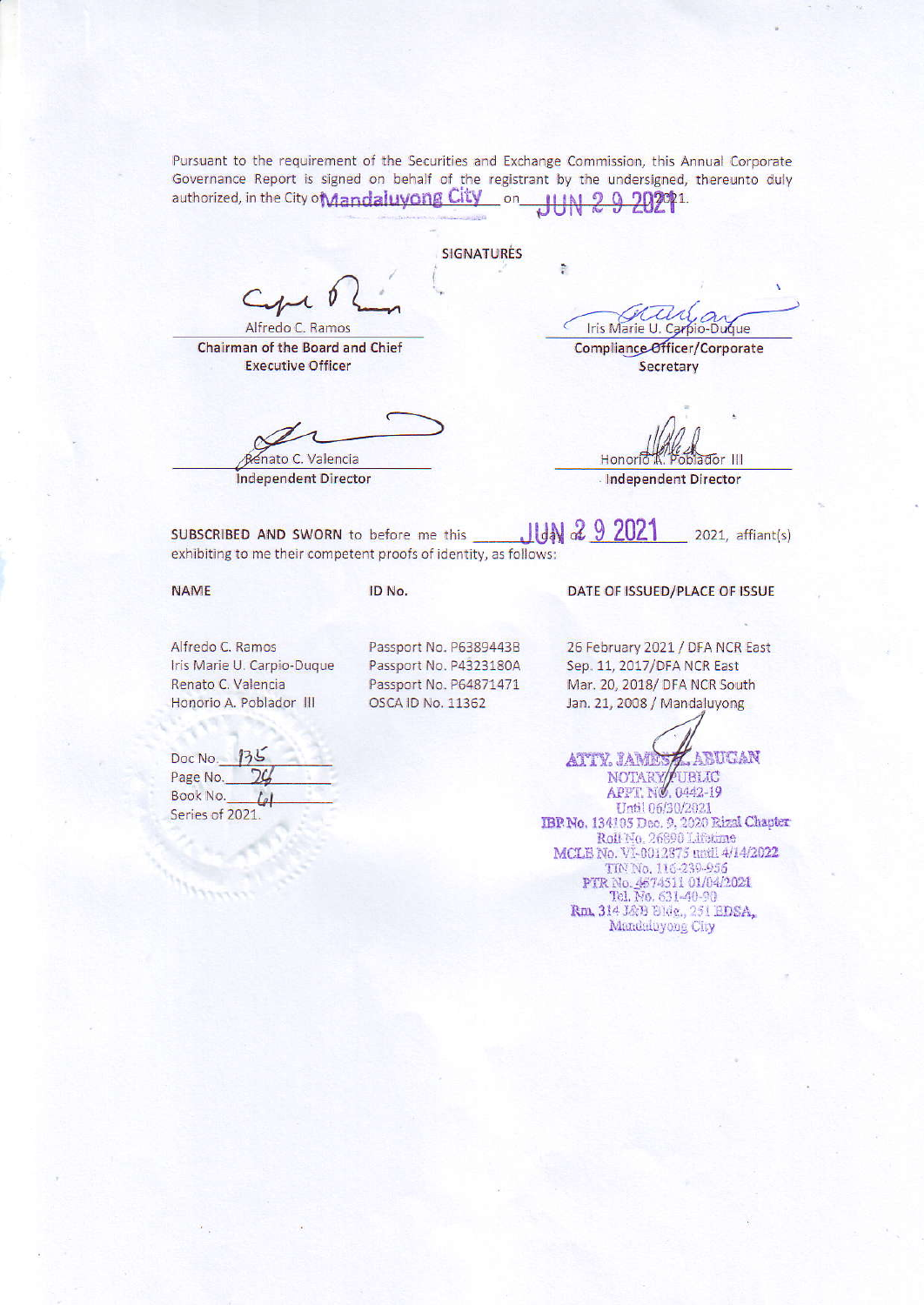Pursuant to the requirement of the Securities and Exchange Commission, this Annual Corporate Governance Report is signed on behalf of the registrant by the undersigned, thereunto duly authorized, in the City of Mandaluyong City on JUN 2 9 2021.

SIGNATURES

| | |
|---|---|
| Alfredo C. Ramos<br>Chairman of the Board and Chief Executive Officer | Iris Marie U. Carpio-Duque<br>Compliance Officer/Corporate Secretary |
| Renato C. Valencia<br>Independent Director | Honorio A. Poblador III<br>Independent Director |

SUBSCRIBED AND SWORN to before me this JUN 2 9 2021 2021, affiant(s) exhibiting to me their competent proofs of identity, as follows:

| NAME | ID No. | DATE OF ISSUED/PLACE OF ISSUE |
|---|---|---|
| Alfredo C. Ramos | Passport No. P6389443B | 26 February 2021 / DFA NCR East |
| Iris Marie U. Carpio-Duque | Passport No. P4323180A | Sep. 11, 2017/DFA NCR East |
| Renato C. Valencia | Passport No. P64871471 | Mar. 20, 2018/ DFA NCR South |
| Honorio A. Poblador III | OSCA ID No. 11362 | Jan. 21, 2008 / Mandaluyong |

Doc No. 135
Page No. 26
Book No. 61
Series of 2021.

ATTY. JAMES A. ABUGAN
NOTARY PUBLIC
APPT. NO. 0442-19
Until 06/30/2021
IBP No. 134105 Dec. 9, 2020 Rizal Chapter
Roll No. 26890 Lifetime
MCLE No. VI-0012875 until 4/14/2022
TIN No. 116-239-956
PTR No. 4674511 01/04/2021
Tel. No. 631-40-90
Rm. 314 JAM Bldg., 251 EDSA,
Mandaluyong City